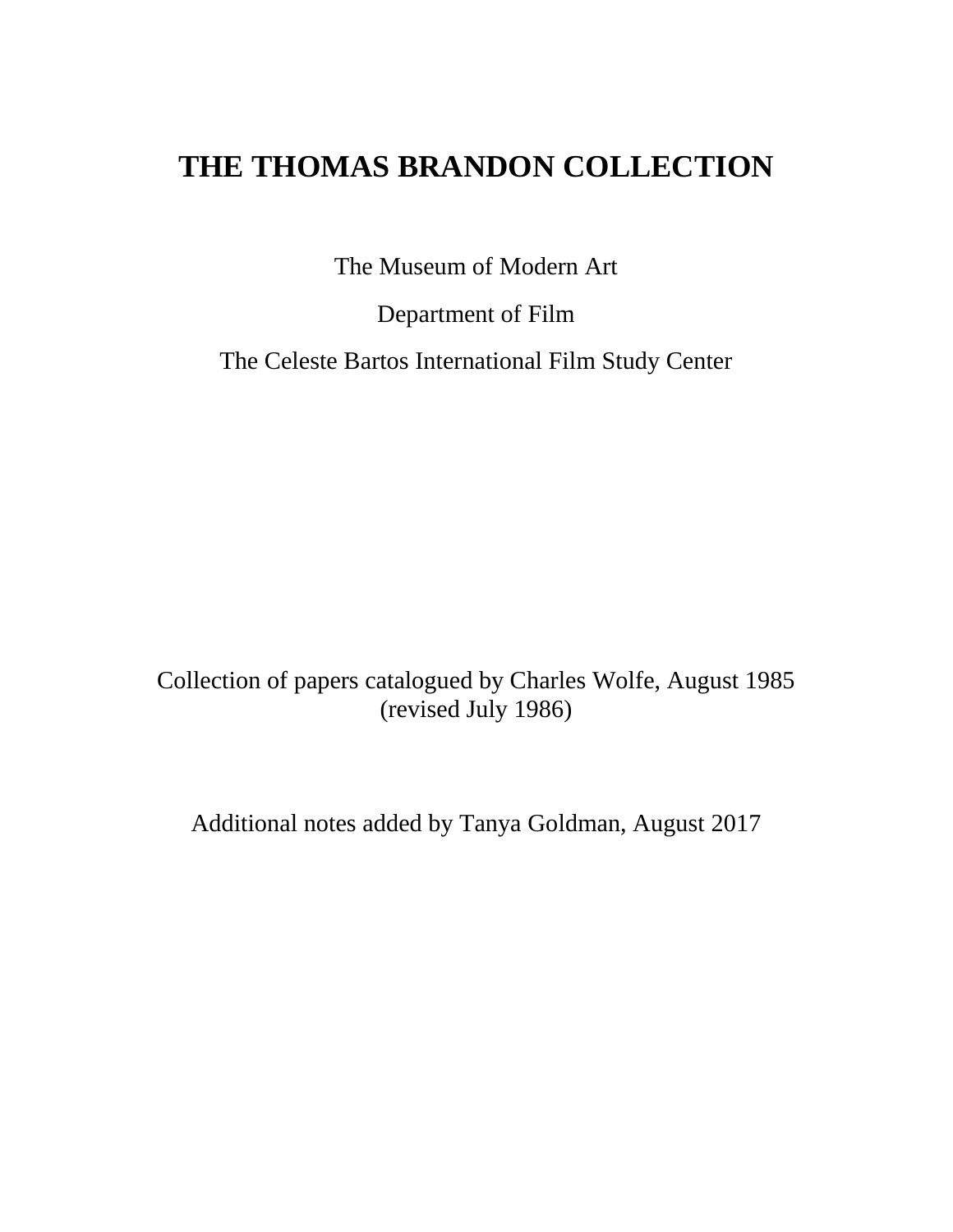# THE THOMAS BRANDON COLLECTION

The Museum of Modern Art

Department of Film

The Celeste Bartos International Film Study Center

Collection of papers catalogued by Charles Wolfe, August 1985
(revised July 1986)

Additional notes added by Tanya Goldman, August 2017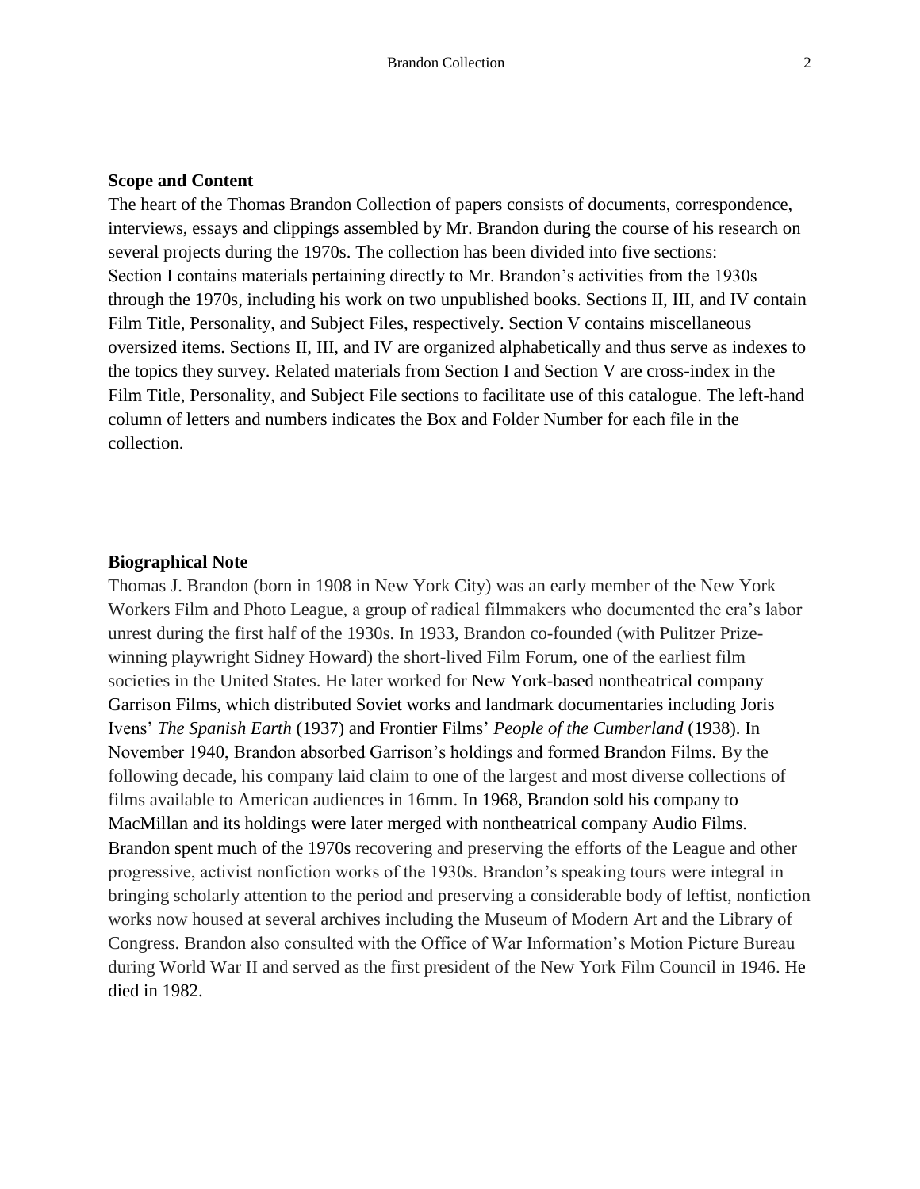**Scope and Content**

The heart of the Thomas Brandon Collection of papers consists of documents, correspondence, interviews, essays and clippings assembled by Mr. Brandon during the course of his research on several projects during the 1970s. The collection has been divided into five sections: Section I contains materials pertaining directly to Mr. Brandon's activities from the 1930s through the 1970s, including his work on two unpublished books. Sections II, III, and IV contain Film Title, Personality, and Subject Files, respectively. Section V contains miscellaneous oversized items. Sections II, III, and IV are organized alphabetically and thus serve as indexes to the topics they survey. Related materials from Section I and Section V are cross-index in the Film Title, Personality, and Subject File sections to facilitate use of this catalogue. The left-hand column of letters and numbers indicates the Box and Folder Number for each file in the collection.

**Biographical Note**

Thomas J. Brandon (born in 1908 in New York City) was an early member of the New York Workers Film and Photo League, a group of radical filmmakers who documented the era's labor unrest during the first half of the 1930s. In 1933, Brandon co-founded (with Pulitzer Prize-winning playwright Sidney Howard) the short-lived Film Forum, one of the earliest film societies in the United States. He later worked for New York-based nontheatrical company Garrison Films, which distributed Soviet works and landmark documentaries including Joris Ivens' *The Spanish Earth* (1937) and Frontier Films' *People of the Cumberland* (1938). In November 1940, Brandon absorbed Garrison's holdings and formed Brandon Films. By the following decade, his company laid claim to one of the largest and most diverse collections of films available to American audiences in 16mm. In 1968, Brandon sold his company to MacMillan and its holdings were later merged with nontheatrical company Audio Films. Brandon spent much of the 1970s recovering and preserving the efforts of the League and other progressive, activist nonfiction works of the 1930s. Brandon's speaking tours were integral in bringing scholarly attention to the period and preserving a considerable body of leftist, nonfiction works now housed at several archives including the Museum of Modern Art and the Library of Congress. Brandon also consulted with the Office of War Information's Motion Picture Bureau during World War II and served as the first president of the New York Film Council in 1946. He died in 1982.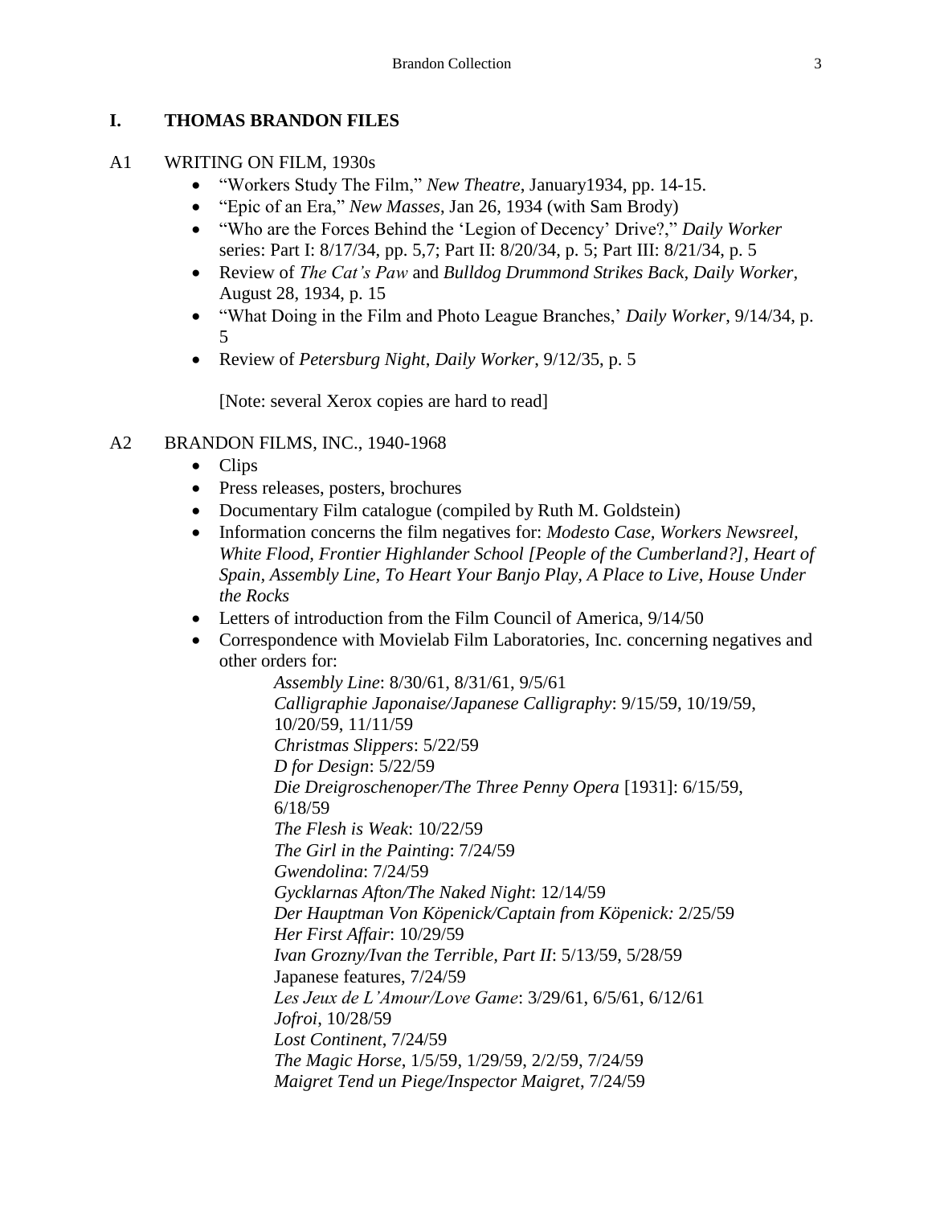## I. THOMAS BRANDON FILES

A1 WRITING ON FILM, 1930s

- "Workers Study The Film," *New Theatre*, January1934, pp. 14-15.
- "Epic of an Era," *New Masses*, Jan 26, 1934 (with Sam Brody)
- "Who are the Forces Behind the 'Legion of Decency' Drive?," *Daily Worker* series: Part I: 8/17/34, pp. 5,7; Part II: 8/20/34, p. 5; Part III: 8/21/34, p. 5
- Review of *The Cat's Paw* and *Bulldog Drummond Strikes Back*, *Daily Worker*, August 28, 1934, p. 15
- "What Doing in the Film and Photo League Branches,' *Daily Worker*, 9/14/34, p. 5
- Review of *Petersburg Night*, *Daily Worker*, 9/12/35, p. 5

  [Note: several Xerox copies are hard to read]

A2 BRANDON FILMS, INC., 1940-1968

- Clips
- Press releases, posters, brochures
- Documentary Film catalogue (compiled by Ruth M. Goldstein)
- Information concerns the film negatives for: *Modesto Case, Workers Newsreel, White Flood, Frontier Highlander School [People of the Cumberland?], Heart of Spain, Assembly Line, To Heart Your Banjo Play, A Place to Live, House Under the Rocks*
- Letters of introduction from the Film Council of America, 9/14/50
- Correspondence with Movielab Film Laboratories, Inc. concerning negatives and other orders for:

  *Assembly Line*: 8/30/61, 8/31/61, 9/5/61
  *Calligraphie Japonaise/Japanese Calligraphy*: 9/15/59, 10/19/59, 10/20/59, 11/11/59
  *Christmas Slippers*: 5/22/59
  *D for Design*: 5/22/59
  *Die Dreigroschenoper/The Three Penny Opera* [1931]: 6/15/59, 6/18/59
  *The Flesh is Weak*: 10/22/59
  *The Girl in the Painting*: 7/24/59
  *Gwendolina*: 7/24/59
  *Gycklarnas Afton/The Naked Night*: 12/14/59
  *Der Hauptman Von Köpenick/Captain from Köpenick:* 2/25/59
  *Her First Affair*: 10/29/59
  *Ivan Grozny/Ivan the Terrible, Part II*: 5/13/59, 5/28/59
  Japanese features, 7/24/59
  *Les Jeux de L'Amour/Love Game*: 3/29/61, 6/5/61, 6/12/61
  *Jofroi*, 10/28/59
  *Lost Continent*, 7/24/59
  *The Magic Horse*, 1/5/59, 1/29/59, 2/2/59, 7/24/59
  *Maigret Tend un Piege/Inspector Maigret*, 7/24/59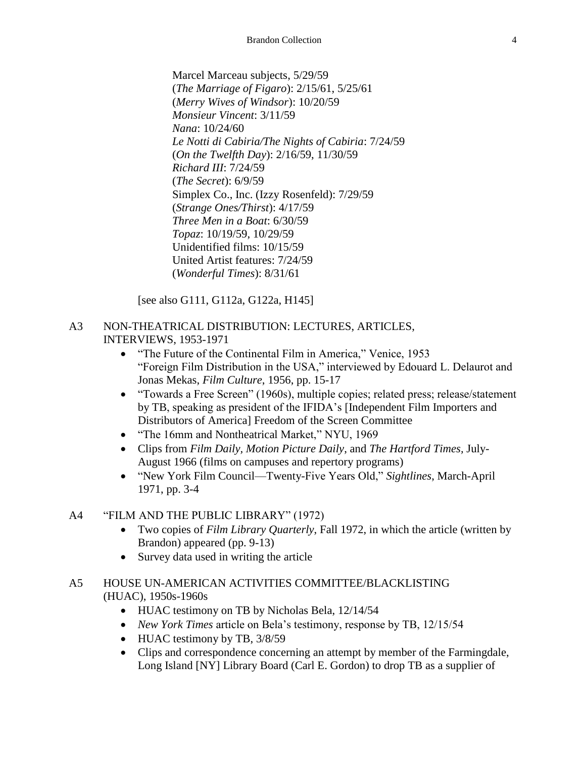Marcel Marceau subjects, 5/29/59
(*The Marriage of Figaro*): 2/15/61, 5/25/61
(*Merry Wives of Windsor*): 10/20/59
*Monsieur Vincent*: 3/11/59
*Nana*: 10/24/60
*Le Notti di Cabiria/The Nights of Cabiria*: 7/24/59
(*On the Twelfth Day*): 2/16/59, 11/30/59
*Richard III*: 7/24/59
(*The Secret*): 6/9/59
Simplex Co., Inc. (Izzy Rosenfeld): 7/29/59
(*Strange Ones/Thirst*): 4/17/59
*Three Men in a Boat*: 6/30/59
*Topaz*: 10/19/59, 10/29/59
Unidentified films: 10/15/59
United Artist features: 7/24/59
(*Wonderful Times*): 8/31/61

[see also G111, G112a, G122a, H145]

A3 NON-THEATRICAL DISTRIBUTION: LECTURES, ARTICLES, INTERVIEWS, 1953-1971

- "The Future of the Continental Film in America," Venice, 1953
  "Foreign Film Distribution in the USA," interviewed by Edouard L. Delaurot and Jonas Mekas, *Film Culture*, 1956, pp. 15-17
- "Towards a Free Screen" (1960s), multiple copies; related press; release/statement by TB, speaking as president of the IFIDA's [Independent Film Importers and Distributors of America] Freedom of the Screen Committee
- "The 16mm and Nontheatrical Market," NYU, 1969
- Clips from *Film Daily*, *Motion Picture Daily*, and *The Hartford Times*, July-August 1966 (films on campuses and repertory programs)
- "New York Film Council—Twenty-Five Years Old," *Sightlines*, March-April 1971, pp. 3-4

A4 "FILM AND THE PUBLIC LIBRARY" (1972)

- Two copies of *Film Library Quarterly*, Fall 1972, in which the article (written by Brandon) appeared (pp. 9-13)
- Survey data used in writing the article

A5 HOUSE UN-AMERICAN ACTIVITIES COMMITTEE/BLACKLISTING (HUAC), 1950s-1960s

- HUAC testimony on TB by Nicholas Bela, 12/14/54
- *New York Times* article on Bela's testimony, response by TB, 12/15/54
- HUAC testimony by TB, 3/8/59
- Clips and correspondence concerning an attempt by member of the Farmingdale, Long Island [NY] Library Board (Carl E. Gordon) to drop TB as a supplier of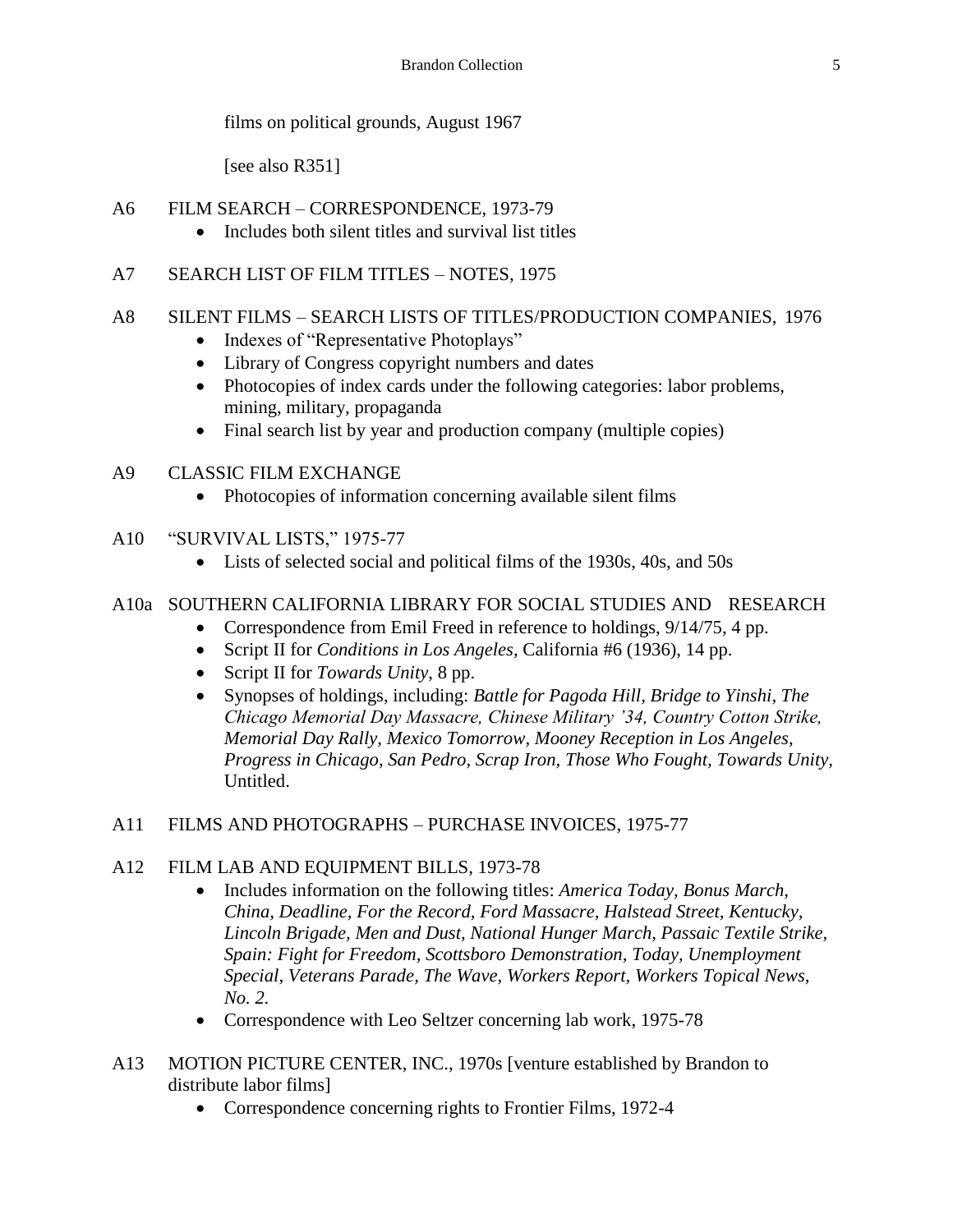films on political grounds, August 1967

[see also R351]

A6 FILM SEARCH – CORRESPONDENCE, 1973-79

- Includes both silent titles and survival list titles

A7 SEARCH LIST OF FILM TITLES – NOTES, 1975

A8 SILENT FILMS – SEARCH LISTS OF TITLES/PRODUCTION COMPANIES, 1976

- Indexes of "Representative Photoplays"
- Library of Congress copyright numbers and dates
- Photocopies of index cards under the following categories: labor problems, mining, military, propaganda
- Final search list by year and production company (multiple copies)

A9 CLASSIC FILM EXCHANGE

- Photocopies of information concerning available silent films

A10 "SURVIVAL LISTS," 1975-77

- Lists of selected social and political films of the 1930s, 40s, and 50s

A10a SOUTHERN CALIFORNIA LIBRARY FOR SOCIAL STUDIES AND RESEARCH

- Correspondence from Emil Freed in reference to holdings, 9/14/75, 4 pp.
- Script II for *Conditions in Los Angeles*, California #6 (1936), 14 pp.
- Script II for *Towards Unity*, 8 pp.
- Synopses of holdings, including: *Battle for Pagoda Hill*, *Bridge to Yinshi*, *The Chicago Memorial Day Massacre, Chinese Military '34, Country Cotton Strike, Memorial Day Rally, Mexico Tomorrow, Mooney Reception in Los Angeles, Progress in Chicago, San Pedro, Scrap Iron, Those Who Fought, Towards Unity,* Untitled.

A11 FILMS AND PHOTOGRAPHS – PURCHASE INVOICES, 1975-77

A12 FILM LAB AND EQUIPMENT BILLS, 1973-78

- Includes information on the following titles: *America Today, Bonus March, China, Deadline, For the Record, Ford Massacre, Halstead Street, Kentucky, Lincoln Brigade, Men and Dust, National Hunger March, Passaic Textile Strike, Spain: Fight for Freedom, Scottsboro Demonstration, Today, Unemployment Special, Veterans Parade, The Wave, Workers Report, Workers Topical News, No. 2.*
- Correspondence with Leo Seltzer concerning lab work, 1975-78

A13 MOTION PICTURE CENTER, INC., 1970s [venture established by Brandon to distribute labor films]

- Correspondence concerning rights to Frontier Films, 1972-4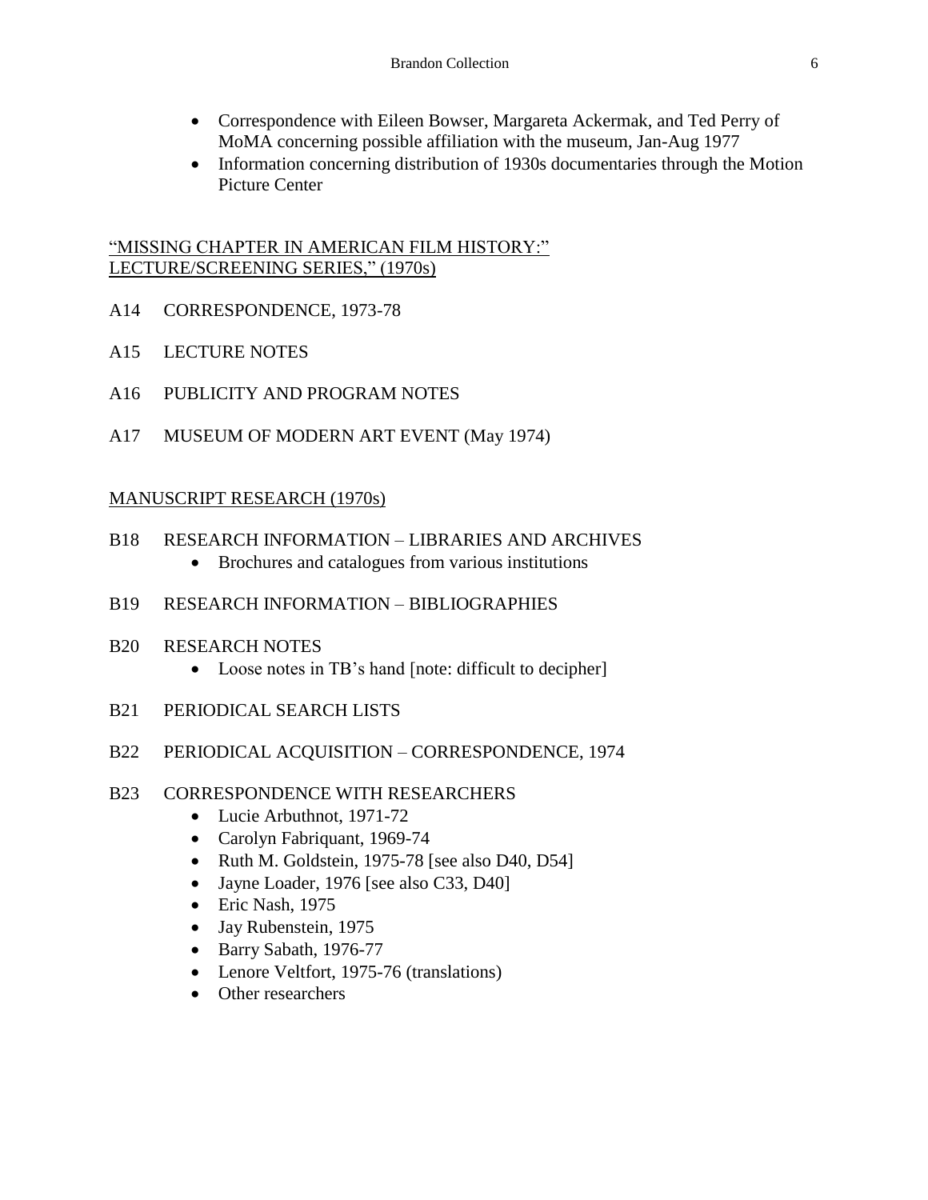- Correspondence with Eileen Bowser, Margareta Ackermak, and Ted Perry of MoMA concerning possible affiliation with the museum, Jan-Aug 1977
- Information concerning distribution of 1930s documentaries through the Motion Picture Center

<u>"MISSING CHAPTER IN AMERICAN FILM HISTORY:" LECTURE/SCREENING SERIES," (1970s)</u>

A14 CORRESPONDENCE, 1973-78

A15 LECTURE NOTES

A16 PUBLICITY AND PROGRAM NOTES

A17 MUSEUM OF MODERN ART EVENT (May 1974)

<u>MANUSCRIPT RESEARCH (1970s)</u>

B18 RESEARCH INFORMATION – LIBRARIES AND ARCHIVES
- Brochures and catalogues from various institutions

B19 RESEARCH INFORMATION – BIBLIOGRAPHIES

B20 RESEARCH NOTES
- Loose notes in TB's hand [note: difficult to decipher]

B21 PERIODICAL SEARCH LISTS

B22 PERIODICAL ACQUISITION – CORRESPONDENCE, 1974

B23 CORRESPONDENCE WITH RESEARCHERS
- Lucie Arbuthnot, 1971-72
- Carolyn Fabriquant, 1969-74
- Ruth M. Goldstein, 1975-78 [see also D40, D54]
- Jayne Loader, 1976 [see also C33, D40]
- Eric Nash, 1975
- Jay Rubenstein, 1975
- Barry Sabath, 1976-77
- Lenore Veltfort, 1975-76 (translations)
- Other researchers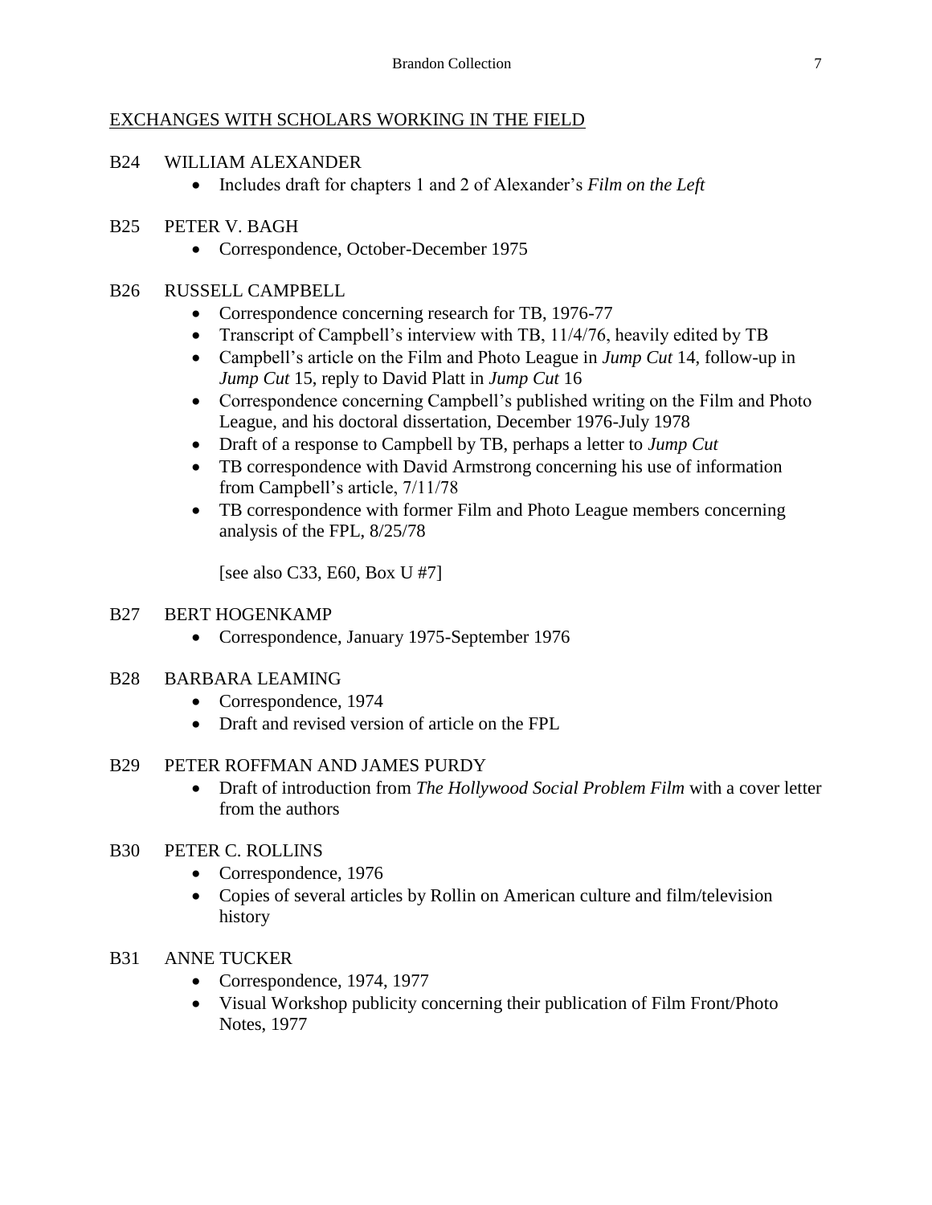## EXCHANGES WITH SCHOLARS WORKING IN THE FIELD

B24 WILLIAM ALEXANDER

- Includes draft for chapters 1 and 2 of Alexander's *Film on the Left*

B25 PETER V. BAGH

- Correspondence, October-December 1975

B26 RUSSELL CAMPBELL

- Correspondence concerning research for TB, 1976-77
- Transcript of Campbell's interview with TB, 11/4/76, heavily edited by TB
- Campbell's article on the Film and Photo League in *Jump Cut* 14, follow-up in *Jump Cut* 15, reply to David Platt in *Jump Cut* 16
- Correspondence concerning Campbell's published writing on the Film and Photo League, and his doctoral dissertation, December 1976-July 1978
- Draft of a response to Campbell by TB, perhaps a letter to *Jump Cut*
- TB correspondence with David Armstrong concerning his use of information from Campbell's article, 7/11/78
- TB correspondence with former Film and Photo League members concerning analysis of the FPL, 8/25/78

  [see also C33, E60, Box U #7]

B27 BERT HOGENKAMP

- Correspondence, January 1975-September 1976

B28 BARBARA LEAMING

- Correspondence, 1974
- Draft and revised version of article on the FPL

B29 PETER ROFFMAN AND JAMES PURDY

- Draft of introduction from *The Hollywood Social Problem Film* with a cover letter from the authors

B30 PETER C. ROLLINS

- Correspondence, 1976
- Copies of several articles by Rollin on American culture and film/television history

B31 ANNE TUCKER

- Correspondence, 1974, 1977
- Visual Workshop publicity concerning their publication of Film Front/Photo Notes, 1977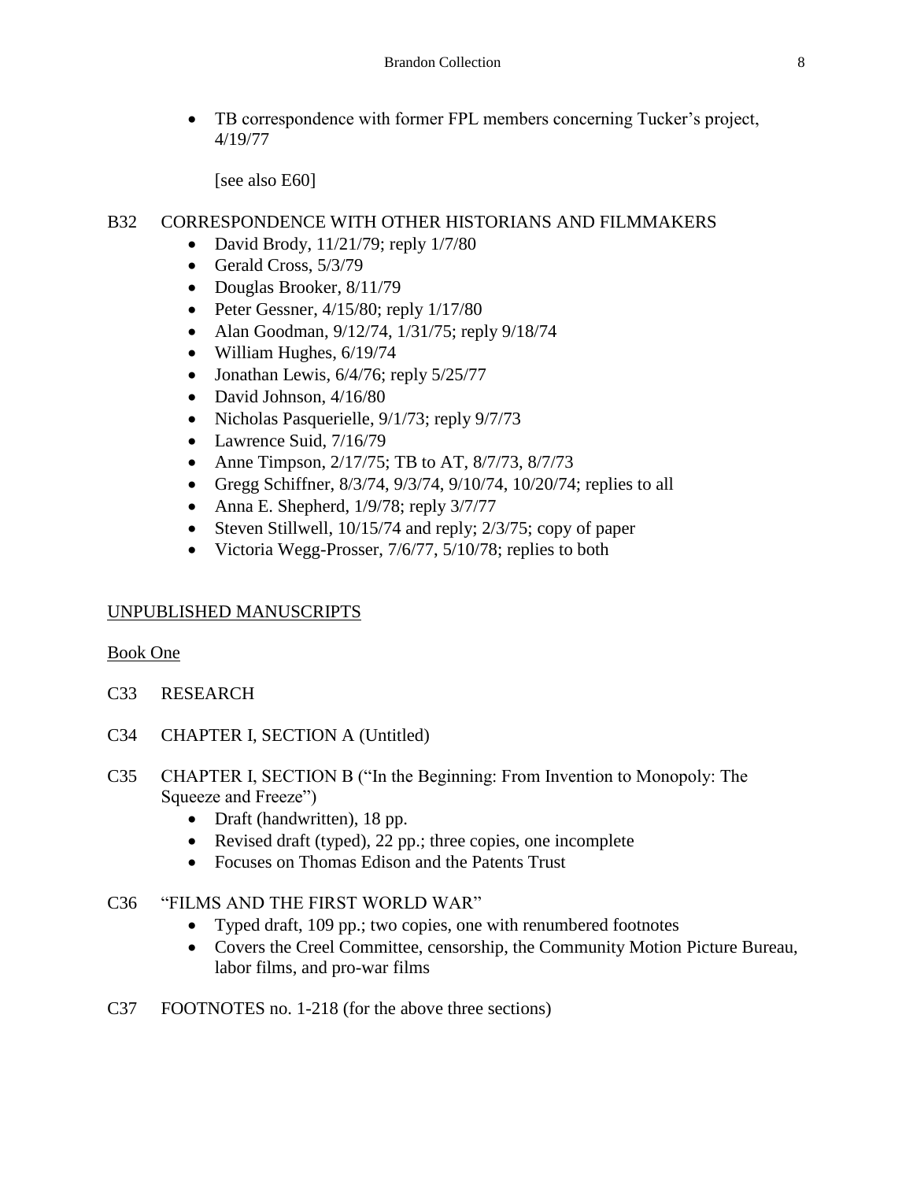- TB correspondence with former FPL members concerning Tucker's project, 4/19/77

  [see also E60]

B32 CORRESPONDENCE WITH OTHER HISTORIANS AND FILMMAKERS

- David Brody, 11/21/79; reply 1/7/80
- Gerald Cross, 5/3/79
- Douglas Brooker, 8/11/79
- Peter Gessner, 4/15/80; reply 1/17/80
- Alan Goodman, 9/12/74, 1/31/75; reply 9/18/74
- William Hughes, 6/19/74
- Jonathan Lewis, 6/4/76; reply 5/25/77
- David Johnson, 4/16/80
- Nicholas Pasquerielle, 9/1/73; reply 9/7/73
- Lawrence Suid, 7/16/79
- Anne Timpson, 2/17/75; TB to AT, 8/7/73, 8/7/73
- Gregg Schiffner, 8/3/74, 9/3/74, 9/10/74, 10/20/74; replies to all
- Anna E. Shepherd, 1/9/78; reply 3/7/77
- Steven Stillwell, 10/15/74 and reply; 2/3/75; copy of paper
- Victoria Wegg-Prosser, 7/6/77, 5/10/78; replies to both

## UNPUBLISHED MANUSCRIPTS

### Book One

C33 RESEARCH

C34 CHAPTER I, SECTION A (Untitled)

C35 CHAPTER I, SECTION B ("In the Beginning: From Invention to Monopoly: The Squeeze and Freeze")

- Draft (handwritten), 18 pp.
- Revised draft (typed), 22 pp.; three copies, one incomplete
- Focuses on Thomas Edison and the Patents Trust

C36 "FILMS AND THE FIRST WORLD WAR"

- Typed draft, 109 pp.; two copies, one with renumbered footnotes
- Covers the Creel Committee, censorship, the Community Motion Picture Bureau, labor films, and pro-war films

C37 FOOTNOTES no. 1-218 (for the above three sections)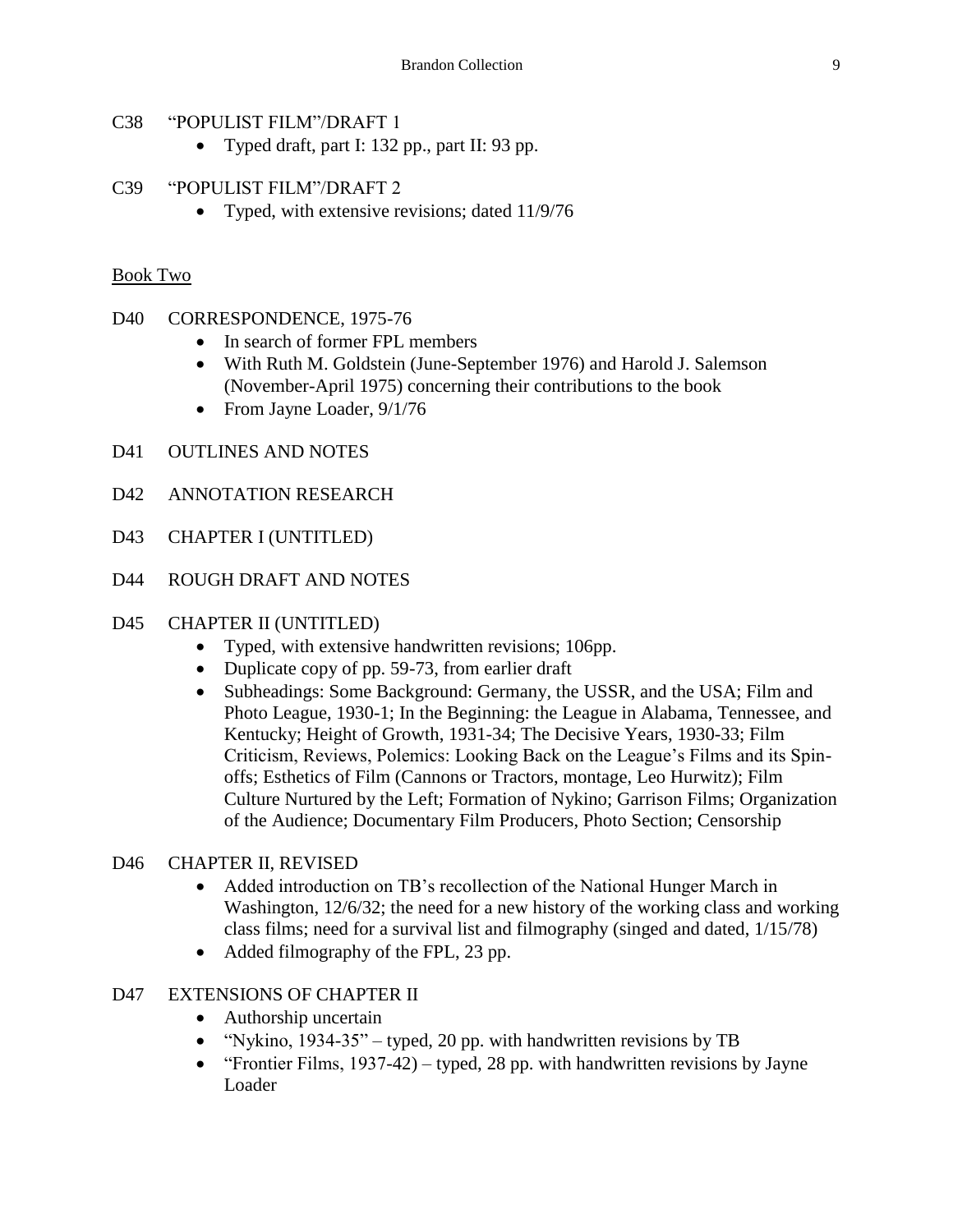C38 "POPULIST FILM"/DRAFT 1

- Typed draft, part I: 132 pp., part II: 93 pp.

C39 "POPULIST FILM"/DRAFT 2

- Typed, with extensive revisions; dated 11/9/76

<u>Book Two</u>

D40 CORRESPONDENCE, 1975-76

- In search of former FPL members
- With Ruth M. Goldstein (June-September 1976) and Harold J. Salemson (November-April 1975) concerning their contributions to the book
- From Jayne Loader, 9/1/76

D41 OUTLINES AND NOTES

D42 ANNOTATION RESEARCH

D43 CHAPTER I (UNTITLED)

D44 ROUGH DRAFT AND NOTES

D45 CHAPTER II (UNTITLED)

- Typed, with extensive handwritten revisions; 106pp.
- Duplicate copy of pp. 59-73, from earlier draft
- Subheadings: Some Background: Germany, the USSR, and the USA; Film and Photo League, 1930-1; In the Beginning: the League in Alabama, Tennessee, and Kentucky; Height of Growth, 1931-34; The Decisive Years, 1930-33; Film Criticism, Reviews, Polemics: Looking Back on the League's Films and its Spin-offs; Esthetics of Film (Cannons or Tractors, montage, Leo Hurwitz); Film Culture Nurtured by the Left; Formation of Nykino; Garrison Films; Organization of the Audience; Documentary Film Producers, Photo Section; Censorship

D46 CHAPTER II, REVISED

- Added introduction on TB's recollection of the National Hunger March in Washington, 12/6/32; the need for a new history of the working class and working class films; need for a survival list and filmography (singed and dated, 1/15/78)
- Added filmography of the FPL, 23 pp.

D47 EXTENSIONS OF CHAPTER II

- Authorship uncertain
- "Nykino, 1934-35" – typed, 20 pp. with handwritten revisions by TB
- "Frontier Films, 1937-42) – typed, 28 pp. with handwritten revisions by Jayne Loader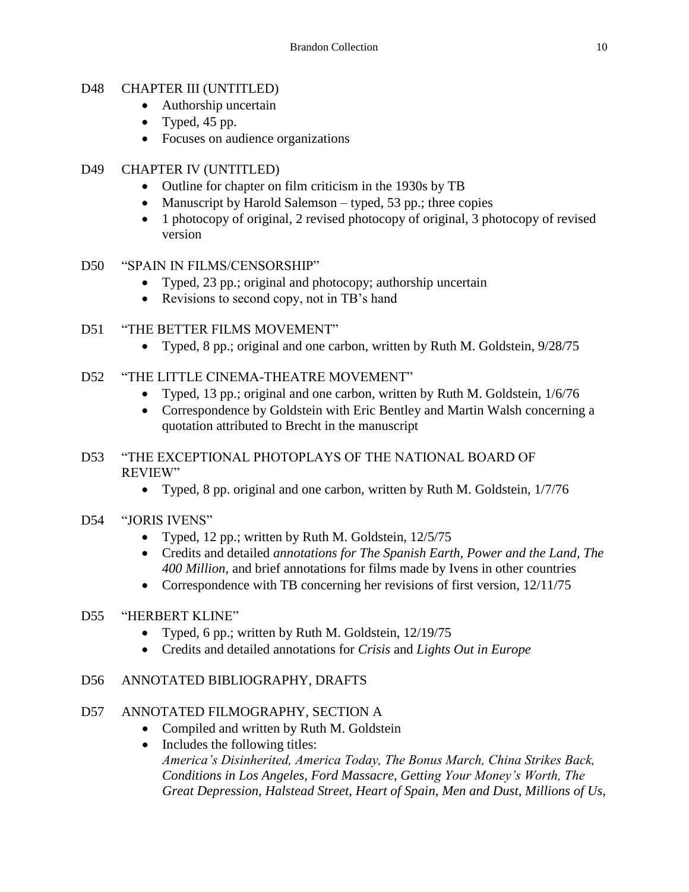D48 CHAPTER III (UNTITLED)

- Authorship uncertain
- Typed, 45 pp.
- Focuses on audience organizations

D49 CHAPTER IV (UNTITLED)

- Outline for chapter on film criticism in the 1930s by TB
- Manuscript by Harold Salemson – typed, 53 pp.; three copies
- 1 photocopy of original, 2 revised photocopy of original, 3 photocopy of revised version

D50 "SPAIN IN FILMS/CENSORSHIP"

- Typed, 23 pp.; original and photocopy; authorship uncertain
- Revisions to second copy, not in TB's hand

D51 "THE BETTER FILMS MOVEMENT"

- Typed, 8 pp.; original and one carbon, written by Ruth M. Goldstein, 9/28/75

D52 "THE LITTLE CINEMA-THEATRE MOVEMENT"

- Typed, 13 pp.; original and one carbon, written by Ruth M. Goldstein, 1/6/76
- Correspondence by Goldstein with Eric Bentley and Martin Walsh concerning a quotation attributed to Brecht in the manuscript

D53 "THE EXCEPTIONAL PHOTOPLAYS OF THE NATIONAL BOARD OF REVIEW"

- Typed, 8 pp. original and one carbon, written by Ruth M. Goldstein, 1/7/76

D54 "JORIS IVENS"

- Typed, 12 pp.; written by Ruth M. Goldstein, 12/5/75
- Credits and detailed *annotations for The Spanish Earth, Power and the Land, The 400 Million*, and brief annotations for films made by Ivens in other countries
- Correspondence with TB concerning her revisions of first version, 12/11/75

D55 "HERBERT KLINE"

- Typed, 6 pp.; written by Ruth M. Goldstein, 12/19/75
- Credits and detailed annotations for *Crisis* and *Lights Out in Europe*

D56 ANNOTATED BIBLIOGRAPHY, DRAFTS

D57 ANNOTATED FILMOGRAPHY, SECTION A

- Compiled and written by Ruth M. Goldstein
- Includes the following titles:
  *America's Disinherited, America Today, The Bonus March, China Strikes Back, Conditions in Los Angeles, Ford Massacre, Getting Your Money's Worth, The Great Depression, Halstead Street, Heart of Spain, Men and Dust, Millions of Us,*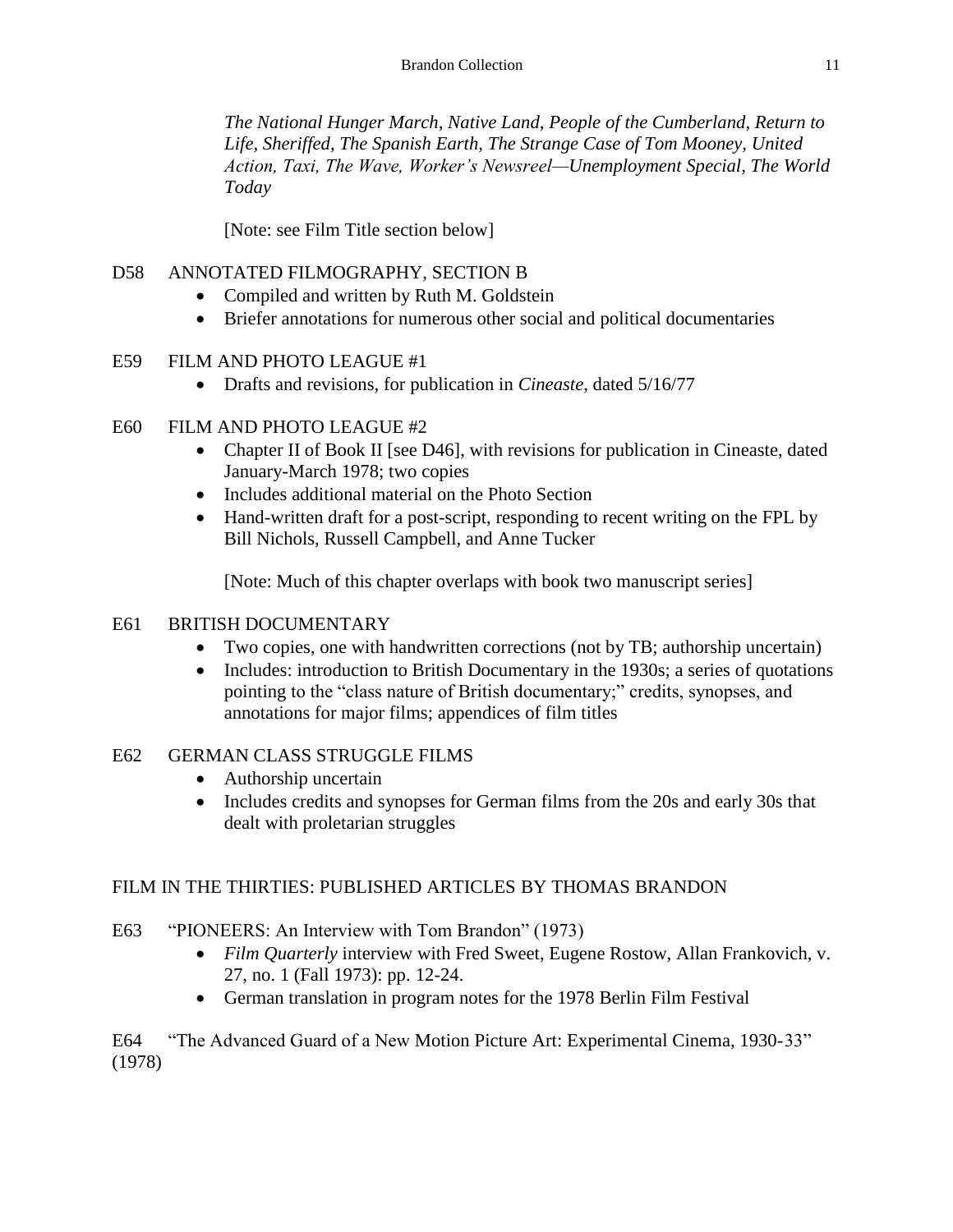*The National Hunger March, Native Land, People of the Cumberland, Return to Life, Sheriffed, The Spanish Earth, The Strange Case of Tom Mooney, United Action, Taxi, The Wave, Worker's Newsreel—Unemployment Special, The World Today*

[Note: see Film Title section below]

D58 ANNOTATED FILMOGRAPHY, SECTION B

- Compiled and written by Ruth M. Goldstein
- Briefer annotations for numerous other social and political documentaries

E59 FILM AND PHOTO LEAGUE #1

- Drafts and revisions, for publication in *Cineaste*, dated 5/16/77

E60 FILM AND PHOTO LEAGUE #2

- Chapter II of Book II [see D46], with revisions for publication in Cineaste, dated January-March 1978; two copies
- Includes additional material on the Photo Section
- Hand-written draft for a post-script, responding to recent writing on the FPL by Bill Nichols, Russell Campbell, and Anne Tucker

[Note: Much of this chapter overlaps with book two manuscript series]

E61 BRITISH DOCUMENTARY

- Two copies, one with handwritten corrections (not by TB; authorship uncertain)
- Includes: introduction to British Documentary in the 1930s; a series of quotations pointing to the "class nature of British documentary;" credits, synopses, and annotations for major films; appendices of film titles

E62 GERMAN CLASS STRUGGLE FILMS

- Authorship uncertain
- Includes credits and synopses for German films from the 20s and early 30s that dealt with proletarian struggles

## FILM IN THE THIRTIES: PUBLISHED ARTICLES BY THOMAS BRANDON

E63 "PIONEERS: An Interview with Tom Brandon" (1973)

- *Film Quarterly* interview with Fred Sweet, Eugene Rostow, Allan Frankovich, v. 27, no. 1 (Fall 1973): pp. 12-24.
- German translation in program notes for the 1978 Berlin Film Festival

E64 "The Advanced Guard of a New Motion Picture Art: Experimental Cinema, 1930-33" (1978)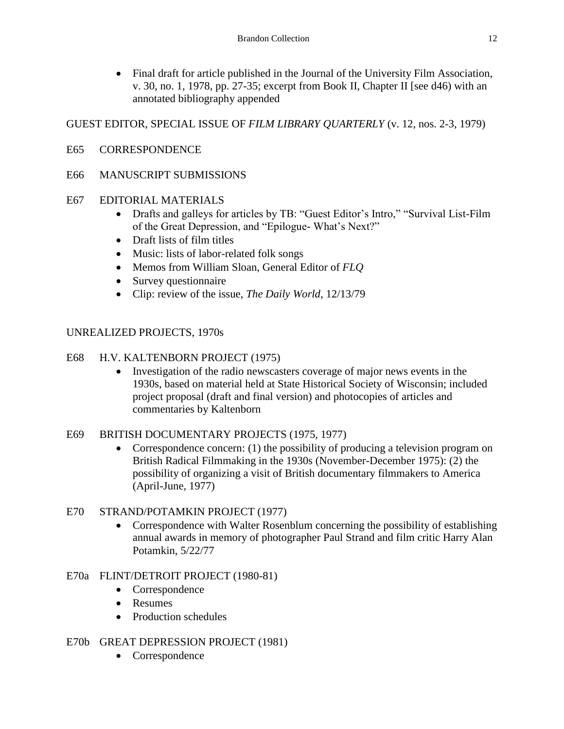- Final draft for article published in the Journal of the University Film Association, v. 30, no. 1, 1978, pp. 27-35; excerpt from Book II, Chapter II [see d46) with an annotated bibliography appended

GUEST EDITOR, SPECIAL ISSUE OF *FILM LIBRARY QUARTERLY* (v. 12, nos. 2-3, 1979)

E65 CORRESPONDENCE

E66 MANUSCRIPT SUBMISSIONS

E67 EDITORIAL MATERIALS
- Drafts and galleys for articles by TB: "Guest Editor's Intro," "Survival List-Film of the Great Depression, and "Epilogue- What's Next?"
- Draft lists of film titles
- Music: lists of labor-related folk songs
- Memos from William Sloan, General Editor of *FLQ*
- Survey questionnaire
- Clip: review of the issue, *The Daily World*, 12/13/79

UNREALIZED PROJECTS, 1970s

E68 H.V. KALTENBORN PROJECT (1975)
- Investigation of the radio newscasters coverage of major news events in the 1930s, based on material held at State Historical Society of Wisconsin; included project proposal (draft and final version) and photocopies of articles and commentaries by Kaltenborn

E69 BRITISH DOCUMENTARY PROJECTS (1975, 1977)
- Correspondence concern: (1) the possibility of producing a television program on British Radical Filmmaking in the 1930s (November-December 1975): (2) the possibility of organizing a visit of British documentary filmmakers to America (April-June, 1977)

E70 STRAND/POTAMKIN PROJECT (1977)
- Correspondence with Walter Rosenblum concerning the possibility of establishing annual awards in memory of photographer Paul Strand and film critic Harry Alan Potamkin, 5/22/77

E70a FLINT/DETROIT PROJECT (1980-81)
- Correspondence
- Resumes
- Production schedules

E70b GREAT DEPRESSION PROJECT (1981)
- Correspondence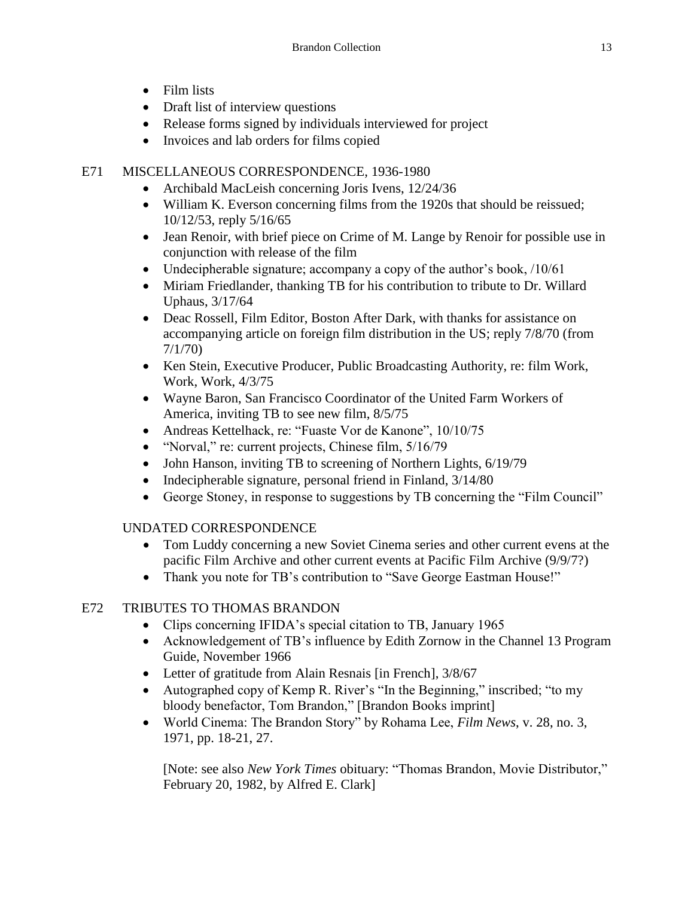- Film lists
- Draft list of interview questions
- Release forms signed by individuals interviewed for project
- Invoices and lab orders for films copied

E71 MISCELLANEOUS CORRESPONDENCE, 1936-1980

- Archibald MacLeish concerning Joris Ivens, 12/24/36
- William K. Everson concerning films from the 1920s that should be reissued; 10/12/53, reply 5/16/65
- Jean Renoir, with brief piece on Crime of M. Lange by Renoir for possible use in conjunction with release of the film
- Undecipherable signature; accompany a copy of the author's book, /10/61
- Miriam Friedlander, thanking TB for his contribution to tribute to Dr. Willard Uphaus, 3/17/64
- Deac Rossell, Film Editor, Boston After Dark, with thanks for assistance on accompanying article on foreign film distribution in the US; reply 7/8/70 (from 7/1/70)
- Ken Stein, Executive Producer, Public Broadcasting Authority, re: film Work, Work, Work, 4/3/75
- Wayne Baron, San Francisco Coordinator of the United Farm Workers of America, inviting TB to see new film, 8/5/75
- Andreas Kettelhack, re: "Fuaste Vor de Kanone", 10/10/75
- "Norval," re: current projects, Chinese film, 5/16/79
- John Hanson, inviting TB to screening of Northern Lights, 6/19/79
- Indecipherable signature, personal friend in Finland, 3/14/80
- George Stoney, in response to suggestions by TB concerning the "Film Council"

UNDATED CORRESPONDENCE

- Tom Luddy concerning a new Soviet Cinema series and other current evens at the pacific Film Archive and other current events at Pacific Film Archive (9/9/7?)
- Thank you note for TB's contribution to "Save George Eastman House!"

E72 TRIBUTES TO THOMAS BRANDON

- Clips concerning IFIDA's special citation to TB, January 1965
- Acknowledgement of TB's influence by Edith Zornow in the Channel 13 Program Guide, November 1966
- Letter of gratitude from Alain Resnais [in French], 3/8/67
- Autographed copy of Kemp R. River's "In the Beginning," inscribed; "to my bloody benefactor, Tom Brandon," [Brandon Books imprint]
- World Cinema: The Brandon Story" by Rohama Lee, *Film News*, v. 28, no. 3, 1971, pp. 18-21, 27.

  [Note: see also *New York Times* obituary: "Thomas Brandon, Movie Distributor," February 20, 1982, by Alfred E. Clark]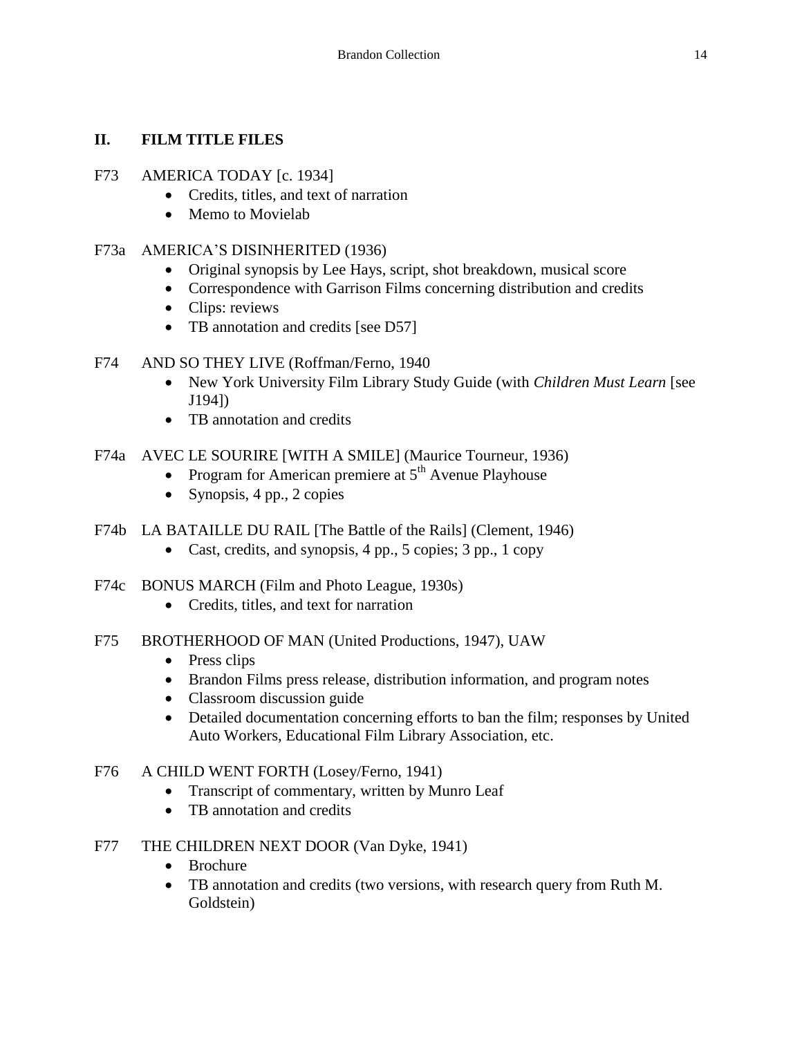## II. FILM TITLE FILES

F73 AMERICA TODAY [c. 1934]

- Credits, titles, and text of narration
- Memo to Movielab

F73a AMERICA'S DISINHERITED (1936)

- Original synopsis by Lee Hays, script, shot breakdown, musical score
- Correspondence with Garrison Films concerning distribution and credits
- Clips: reviews
- TB annotation and credits [see D57]

F74 AND SO THEY LIVE (Roffman/Ferno, 1940

- New York University Film Library Study Guide (with *Children Must Learn* [see J194])
- TB annotation and credits

F74a AVEC LE SOURIRE [WITH A SMILE] (Maurice Tourneur, 1936)

- Program for American premiere at 5th Avenue Playhouse
- Synopsis, 4 pp., 2 copies

F74b LA BATAILLE DU RAIL [The Battle of the Rails] (Clement, 1946)

- Cast, credits, and synopsis, 4 pp., 5 copies; 3 pp., 1 copy

F74c BONUS MARCH (Film and Photo League, 1930s)

- Credits, titles, and text for narration

F75 BROTHERHOOD OF MAN (United Productions, 1947), UAW

- Press clips
- Brandon Films press release, distribution information, and program notes
- Classroom discussion guide
- Detailed documentation concerning efforts to ban the film; responses by United Auto Workers, Educational Film Library Association, etc.

F76 A CHILD WENT FORTH (Losey/Ferno, 1941)

- Transcript of commentary, written by Munro Leaf
- TB annotation and credits

F77 THE CHILDREN NEXT DOOR (Van Dyke, 1941)

- Brochure
- TB annotation and credits (two versions, with research query from Ruth M. Goldstein)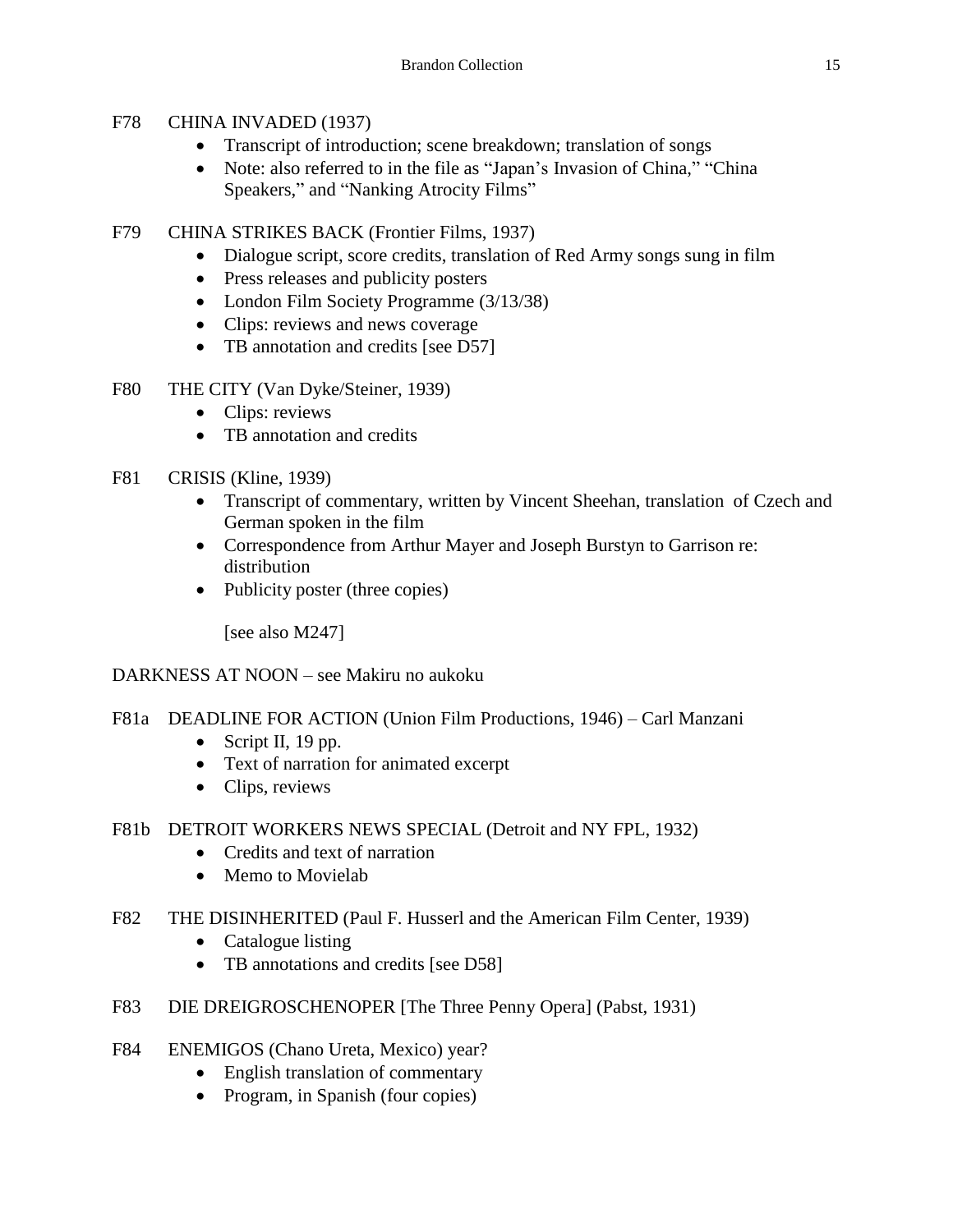F78 CHINA INVADED (1937)

- Transcript of introduction; scene breakdown; translation of songs
- Note: also referred to in the file as "Japan's Invasion of China," "China Speakers," and "Nanking Atrocity Films"

F79 CHINA STRIKES BACK (Frontier Films, 1937)

- Dialogue script, score credits, translation of Red Army songs sung in film
- Press releases and publicity posters
- London Film Society Programme (3/13/38)
- Clips: reviews and news coverage
- TB annotation and credits [see D57]

F80 THE CITY (Van Dyke/Steiner, 1939)

- Clips: reviews
- TB annotation and credits

F81 CRISIS (Kline, 1939)

- Transcript of commentary, written by Vincent Sheehan, translation of Czech and German spoken in the film
- Correspondence from Arthur Mayer and Joseph Burstyn to Garrison re: distribution
- Publicity poster (three copies)

  [see also M247]

DARKNESS AT NOON – see Makiru no aukoku

F81a DEADLINE FOR ACTION (Union Film Productions, 1946) – Carl Manzani

- Script II, 19 pp.
- Text of narration for animated excerpt
- Clips, reviews

F81b DETROIT WORKERS NEWS SPECIAL (Detroit and NY FPL, 1932)

- Credits and text of narration
- Memo to Movielab

F82 THE DISINHERITED (Paul F. Husserl and the American Film Center, 1939)

- Catalogue listing
- TB annotations and credits [see D58]

F83 DIE DREIGROSCHENOPER [The Three Penny Opera] (Pabst, 1931)

F84 ENEMIGOS (Chano Ureta, Mexico) year?

- English translation of commentary
- Program, in Spanish (four copies)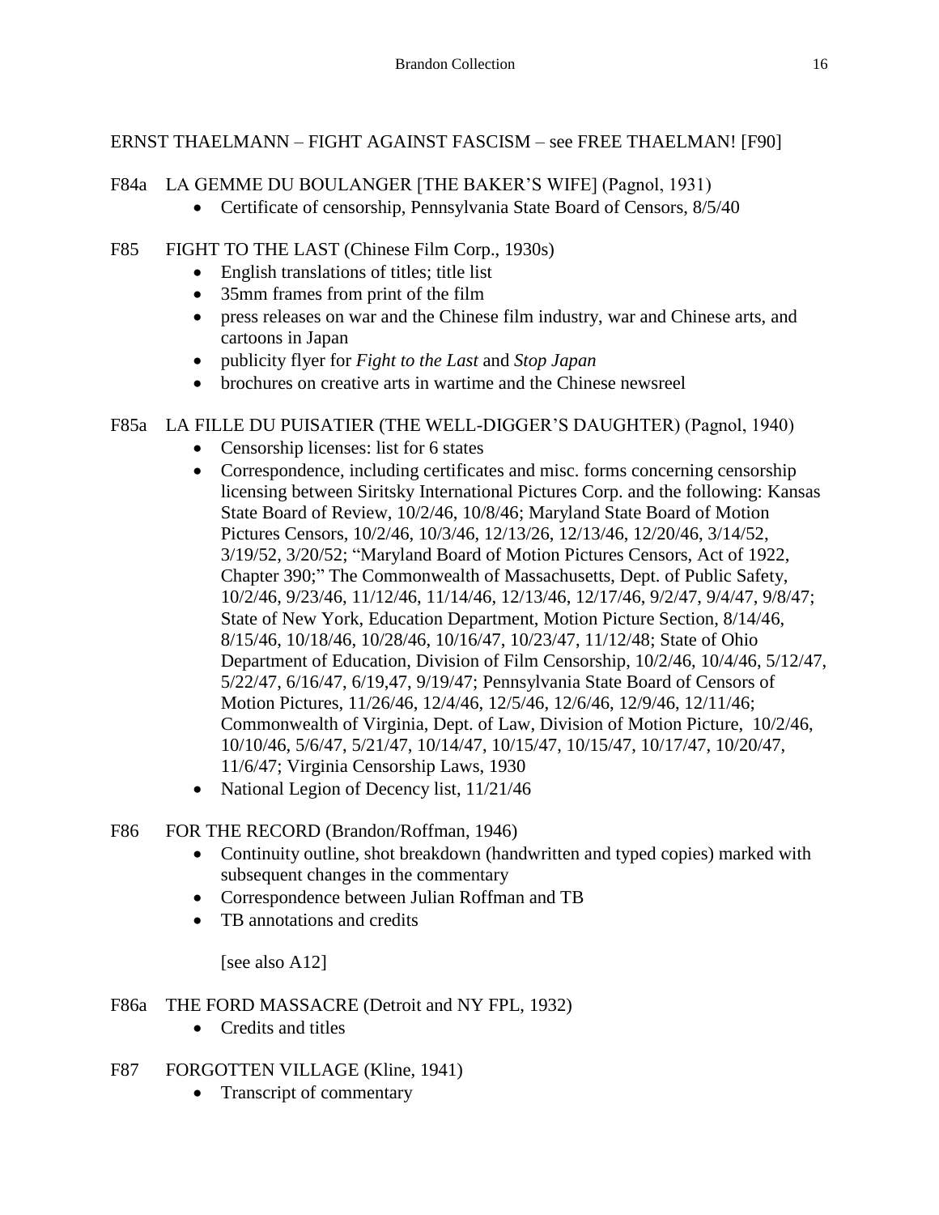ERNST THAELMANN – FIGHT AGAINST FASCISM – see FREE THAELMAN! [F90]

F84a LA GEMME DU BOULANGER [THE BAKER'S WIFE] (Pagnol, 1931)

- Certificate of censorship, Pennsylvania State Board of Censors, 8/5/40

F85 FIGHT TO THE LAST (Chinese Film Corp., 1930s)

- English translations of titles; title list
- 35mm frames from print of the film
- press releases on war and the Chinese film industry, war and Chinese arts, and cartoons in Japan
- publicity flyer for *Fight to the Last* and *Stop Japan*
- brochures on creative arts in wartime and the Chinese newsreel

F85a LA FILLE DU PUISATIER (THE WELL-DIGGER'S DAUGHTER) (Pagnol, 1940)

- Censorship licenses: list for 6 states
- Correspondence, including certificates and misc. forms concerning censorship licensing between Siritsky International Pictures Corp. and the following: Kansas State Board of Review, 10/2/46, 10/8/46; Maryland State Board of Motion Pictures Censors, 10/2/46, 10/3/46, 12/13/26, 12/13/46, 12/20/46, 3/14/52, 3/19/52, 3/20/52; "Maryland Board of Motion Pictures Censors, Act of 1922, Chapter 390;" The Commonwealth of Massachusetts, Dept. of Public Safety, 10/2/46, 9/23/46, 11/12/46, 11/14/46, 12/13/46, 12/17/46, 9/2/47, 9/4/47, 9/8/47; State of New York, Education Department, Motion Picture Section, 8/14/46, 8/15/46, 10/18/46, 10/28/46, 10/16/47, 10/23/47, 11/12/48; State of Ohio Department of Education, Division of Film Censorship, 10/2/46, 10/4/46, 5/12/47, 5/22/47, 6/16/47, 6/19,47, 9/19/47; Pennsylvania State Board of Censors of Motion Pictures, 11/26/46, 12/4/46, 12/5/46, 12/6/46, 12/9/46, 12/11/46; Commonwealth of Virginia, Dept. of Law, Division of Motion Picture, 10/2/46, 10/10/46, 5/6/47, 5/21/47, 10/14/47, 10/15/47, 10/15/47, 10/17/47, 10/20/47, 11/6/47; Virginia Censorship Laws, 1930
- National Legion of Decency list, 11/21/46

F86 FOR THE RECORD (Brandon/Roffman, 1946)

- Continuity outline, shot breakdown (handwritten and typed copies) marked with subsequent changes in the commentary
- Correspondence between Julian Roffman and TB
- TB annotations and credits

  [see also A12]

F86a THE FORD MASSACRE (Detroit and NY FPL, 1932)

- Credits and titles

F87 FORGOTTEN VILLAGE (Kline, 1941)

- Transcript of commentary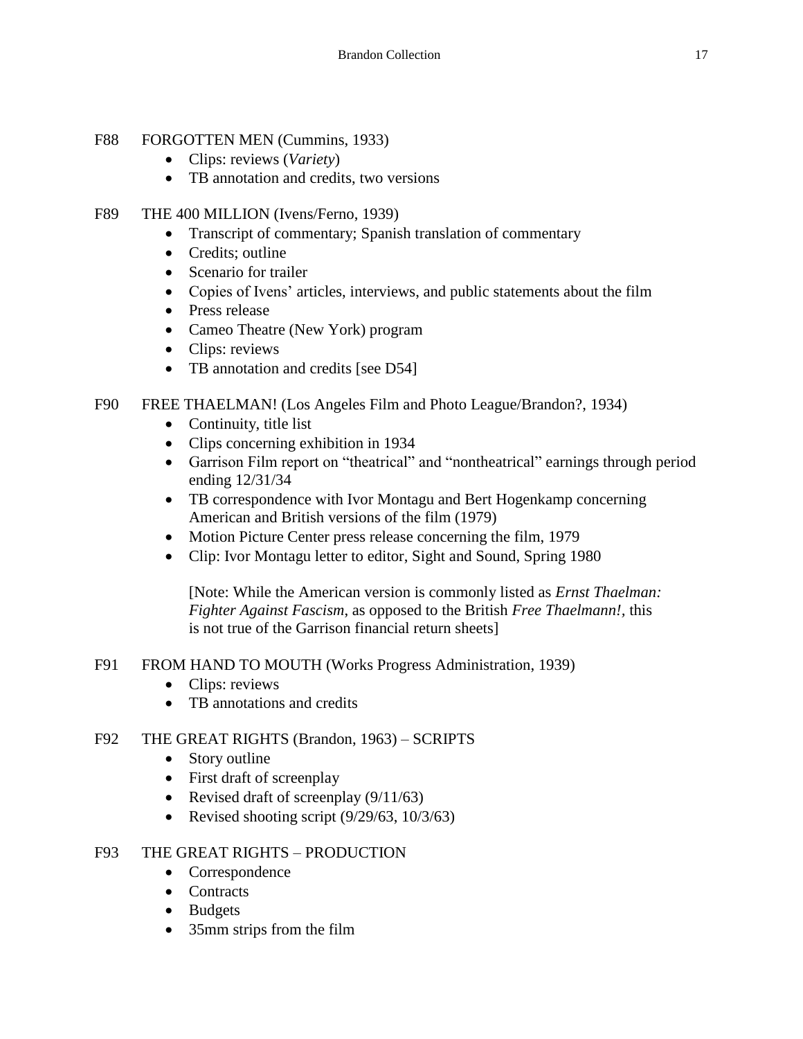F88 FORGOTTEN MEN (Cummins, 1933)

- Clips: reviews (*Variety*)
- TB annotation and credits, two versions

F89 THE 400 MILLION (Ivens/Ferno, 1939)

- Transcript of commentary; Spanish translation of commentary
- Credits; outline
- Scenario for trailer
- Copies of Ivens' articles, interviews, and public statements about the film
- Press release
- Cameo Theatre (New York) program
- Clips: reviews
- TB annotation and credits [see D54]

F90 FREE THAELMAN! (Los Angeles Film and Photo League/Brandon?, 1934)

- Continuity, title list
- Clips concerning exhibition in 1934
- Garrison Film report on "theatrical" and "nontheatrical" earnings through period ending 12/31/34
- TB correspondence with Ivor Montagu and Bert Hogenkamp concerning American and British versions of the film (1979)
- Motion Picture Center press release concerning the film, 1979
- Clip: Ivor Montagu letter to editor, Sight and Sound, Spring 1980

  [Note: While the American version is commonly listed as *Ernst Thaelman: Fighter Against Fascism*, as opposed to the British *Free Thaelmann!*, this is not true of the Garrison financial return sheets]

F91 FROM HAND TO MOUTH (Works Progress Administration, 1939)

- Clips: reviews
- TB annotations and credits

F92 THE GREAT RIGHTS (Brandon, 1963) – SCRIPTS

- Story outline
- First draft of screenplay
- Revised draft of screenplay (9/11/63)
- Revised shooting script (9/29/63, 10/3/63)

F93 THE GREAT RIGHTS – PRODUCTION

- Correspondence
- Contracts
- Budgets
- 35mm strips from the film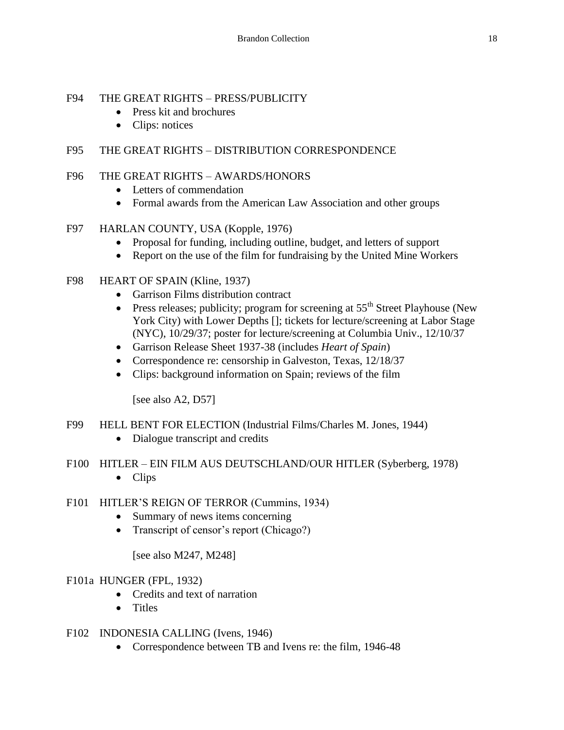F94 THE GREAT RIGHTS – PRESS/PUBLICITY

- Press kit and brochures
- Clips: notices

F95 THE GREAT RIGHTS – DISTRIBUTION CORRESPONDENCE

F96 THE GREAT RIGHTS – AWARDS/HONORS

- Letters of commendation
- Formal awards from the American Law Association and other groups

F97 HARLAN COUNTY, USA (Kopple, 1976)

- Proposal for funding, including outline, budget, and letters of support
- Report on the use of the film for fundraising by the United Mine Workers

F98 HEART OF SPAIN (Kline, 1937)

- Garrison Films distribution contract
- Press releases; publicity; program for screening at 55th Street Playhouse (New York City) with Lower Depths []; tickets for lecture/screening at Labor Stage (NYC), 10/29/37; poster for lecture/screening at Columbia Univ., 12/10/37
- Garrison Release Sheet 1937-38 (includes *Heart of Spain*)
- Correspondence re: censorship in Galveston, Texas, 12/18/37
- Clips: background information on Spain; reviews of the film

  [see also A2, D57]

F99 HELL BENT FOR ELECTION (Industrial Films/Charles M. Jones, 1944)

- Dialogue transcript and credits

F100 HITLER – EIN FILM AUS DEUTSCHLAND/OUR HITLER (Syberberg, 1978)

- Clips

F101 HITLER'S REIGN OF TERROR (Cummins, 1934)

- Summary of news items concerning
- Transcript of censor's report (Chicago?)

  [see also M247, M248]

F101a HUNGER (FPL, 1932)

- Credits and text of narration
- Titles

F102 INDONESIA CALLING (Ivens, 1946)

- Correspondence between TB and Ivens re: the film, 1946-48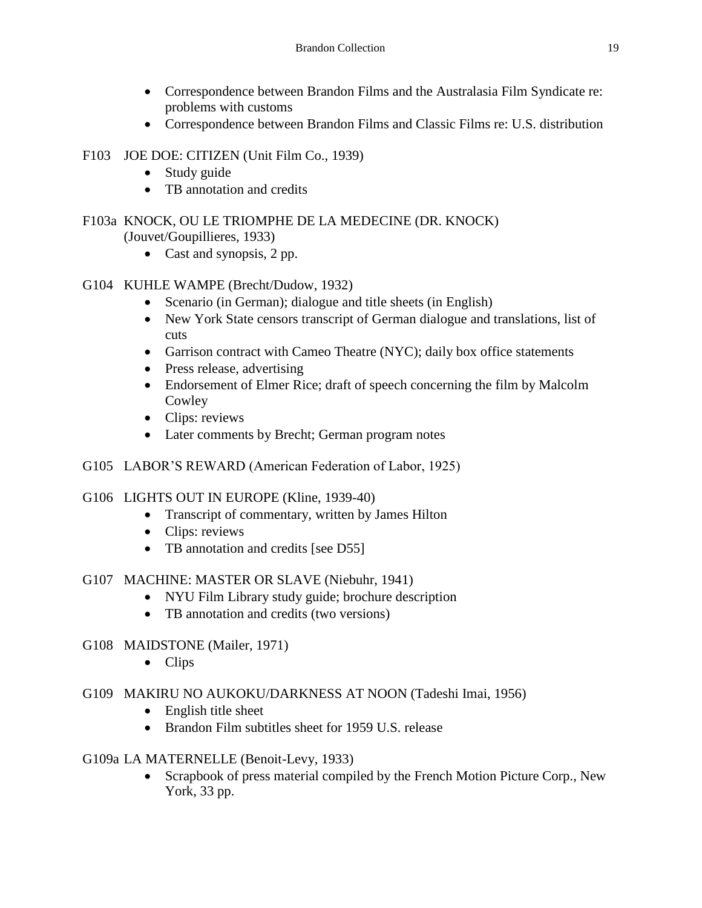- Correspondence between Brandon Films and the Australasia Film Syndicate re: problems with customs
- Correspondence between Brandon Films and Classic Films re: U.S. distribution

F103 JOE DOE: CITIZEN (Unit Film Co., 1939)

- Study guide
- TB annotation and credits

F103a KNOCK, OU LE TRIOMPHE DE LA MEDECINE (DR. KNOCK) (Jouvet/Goupillieres, 1933)

- Cast and synopsis, 2 pp.

G104 KUHLE WAMPE (Brecht/Dudow, 1932)

- Scenario (in German); dialogue and title sheets (in English)
- New York State censors transcript of German dialogue and translations, list of cuts
- Garrison contract with Cameo Theatre (NYC); daily box office statements
- Press release, advertising
- Endorsement of Elmer Rice; draft of speech concerning the film by Malcolm Cowley
- Clips: reviews
- Later comments by Brecht; German program notes

G105 LABOR'S REWARD (American Federation of Labor, 1925)

G106 LIGHTS OUT IN EUROPE (Kline, 1939-40)

- Transcript of commentary, written by James Hilton
- Clips: reviews
- TB annotation and credits [see D55]

G107 MACHINE: MASTER OR SLAVE (Niebuhr, 1941)

- NYU Film Library study guide; brochure description
- TB annotation and credits (two versions)

G108 MAIDSTONE (Mailer, 1971)

- Clips

G109 MAKIRU NO AUKOKU/DARKNESS AT NOON (Tadeshi Imai, 1956)

- English title sheet
- Brandon Film subtitles sheet for 1959 U.S. release

G109a LA MATERNELLE (Benoit-Levy, 1933)

- Scrapbook of press material compiled by the French Motion Picture Corp., New York, 33 pp.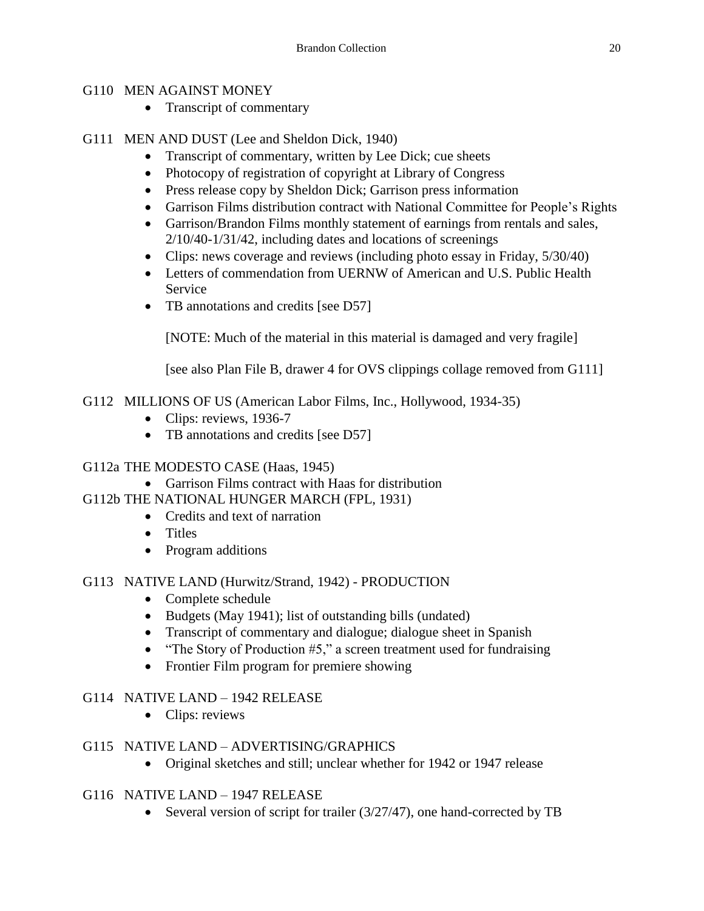G110 MEN AGAINST MONEY

- Transcript of commentary

G111 MEN AND DUST (Lee and Sheldon Dick, 1940)

- Transcript of commentary, written by Lee Dick; cue sheets
- Photocopy of registration of copyright at Library of Congress
- Press release copy by Sheldon Dick; Garrison press information
- Garrison Films distribution contract with National Committee for People's Rights
- Garrison/Brandon Films monthly statement of earnings from rentals and sales, 2/10/40-1/31/42, including dates and locations of screenings
- Clips: news coverage and reviews (including photo essay in Friday, 5/30/40)
- Letters of commendation from UERNW of American and U.S. Public Health Service
- TB annotations and credits [see D57]

  [NOTE: Much of the material in this material is damaged and very fragile]

  [see also Plan File B, drawer 4 for OVS clippings collage removed from G111]

G112 MILLIONS OF US (American Labor Films, Inc., Hollywood, 1934-35)

- Clips: reviews, 1936-7
- TB annotations and credits [see D57]

G112a THE MODESTO CASE (Haas, 1945)

- Garrison Films contract with Haas for distribution

G112b THE NATIONAL HUNGER MARCH (FPL, 1931)

- Credits and text of narration
- Titles
- Program additions

G113 NATIVE LAND (Hurwitz/Strand, 1942) - PRODUCTION

- Complete schedule
- Budgets (May 1941); list of outstanding bills (undated)
- Transcript of commentary and dialogue; dialogue sheet in Spanish
- "The Story of Production #5," a screen treatment used for fundraising
- Frontier Film program for premiere showing

G114 NATIVE LAND – 1942 RELEASE

- Clips: reviews

G115 NATIVE LAND – ADVERTISING/GRAPHICS

- Original sketches and still; unclear whether for 1942 or 1947 release

G116 NATIVE LAND – 1947 RELEASE

- Several version of script for trailer (3/27/47), one hand-corrected by TB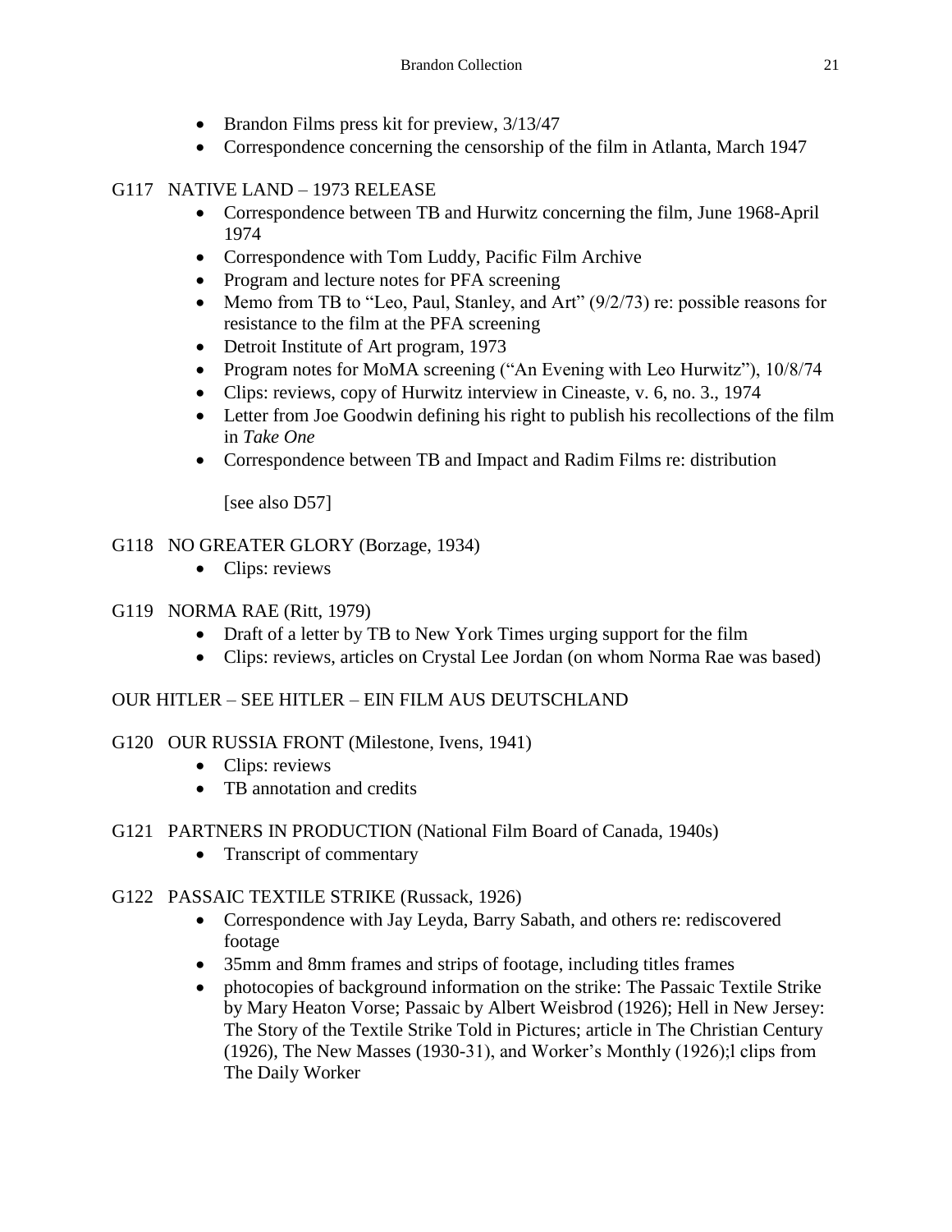- Brandon Films press kit for preview, 3/13/47
- Correspondence concerning the censorship of the film in Atlanta, March 1947

G117 NATIVE LAND – 1973 RELEASE

- Correspondence between TB and Hurwitz concerning the film, June 1968-April 1974
- Correspondence with Tom Luddy, Pacific Film Archive
- Program and lecture notes for PFA screening
- Memo from TB to "Leo, Paul, Stanley, and Art" (9/2/73) re: possible reasons for resistance to the film at the PFA screening
- Detroit Institute of Art program, 1973
- Program notes for MoMA screening ("An Evening with Leo Hurwitz"), 10/8/74
- Clips: reviews, copy of Hurwitz interview in Cineaste, v. 6, no. 3., 1974
- Letter from Joe Goodwin defining his right to publish his recollections of the film in *Take One*
- Correspondence between TB and Impact and Radim Films re: distribution

  [see also D57]

G118 NO GREATER GLORY (Borzage, 1934)

- Clips: reviews

G119 NORMA RAE (Ritt, 1979)

- Draft of a letter by TB to New York Times urging support for the film
- Clips: reviews, articles on Crystal Lee Jordan (on whom Norma Rae was based)

OUR HITLER – SEE HITLER – EIN FILM AUS DEUTSCHLAND

G120 OUR RUSSIA FRONT (Milestone, Ivens, 1941)

- Clips: reviews
- TB annotation and credits

G121 PARTNERS IN PRODUCTION (National Film Board of Canada, 1940s)

- Transcript of commentary

G122 PASSAIC TEXTILE STRIKE (Russack, 1926)

- Correspondence with Jay Leyda, Barry Sabath, and others re: rediscovered footage
- 35mm and 8mm frames and strips of footage, including titles frames
- photocopies of background information on the strike: The Passaic Textile Strike by Mary Heaton Vorse; Passaic by Albert Weisbrod (1926); Hell in New Jersey: The Story of the Textile Strike Told in Pictures; article in The Christian Century (1926), The New Masses (1930-31), and Worker's Monthly (1926);l clips from The Daily Worker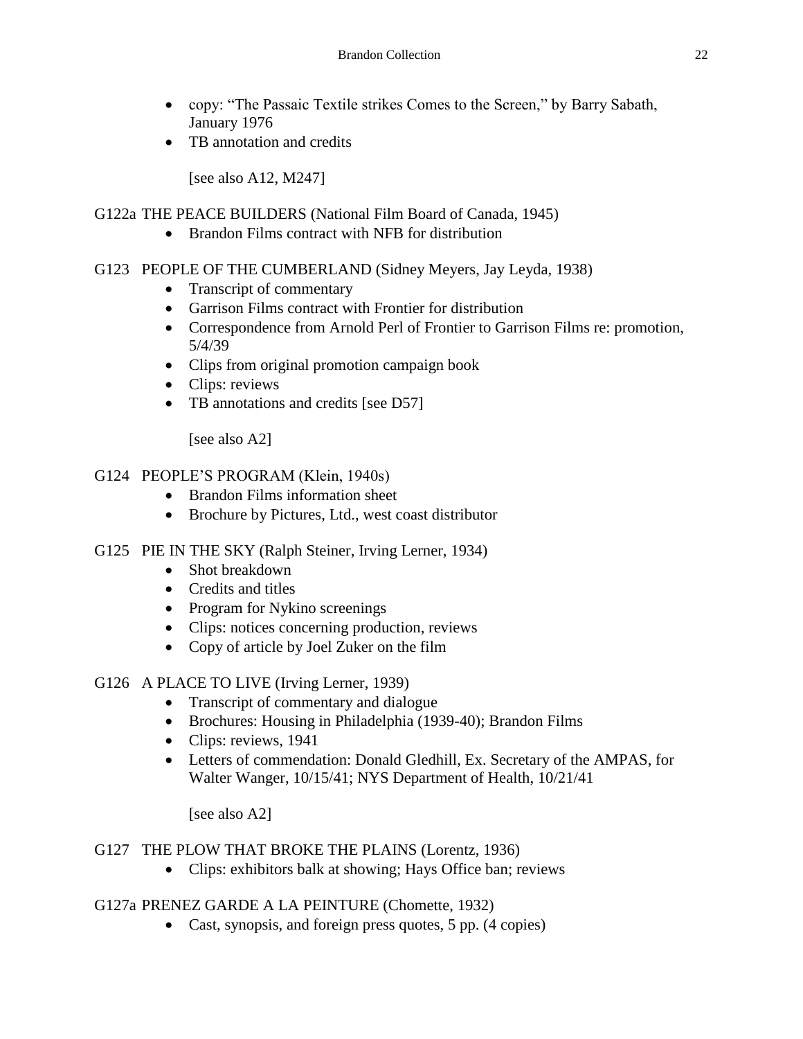- copy: “The Passaic Textile strikes Comes to the Screen,” by Barry Sabath, January 1976
- TB annotation and credits

  [see also A12, M247]

G122a THE PEACE BUILDERS (National Film Board of Canada, 1945)

- Brandon Films contract with NFB for distribution

G123 PEOPLE OF THE CUMBERLAND (Sidney Meyers, Jay Leyda, 1938)

- Transcript of commentary
- Garrison Films contract with Frontier for distribution
- Correspondence from Arnold Perl of Frontier to Garrison Films re: promotion, 5/4/39
- Clips from original promotion campaign book
- Clips: reviews
- TB annotations and credits [see D57]

  [see also A2]

G124 PEOPLE’S PROGRAM (Klein, 1940s)

- Brandon Films information sheet
- Brochure by Pictures, Ltd., west coast distributor

G125 PIE IN THE SKY (Ralph Steiner, Irving Lerner, 1934)

- Shot breakdown
- Credits and titles
- Program for Nykino screenings
- Clips: notices concerning production, reviews
- Copy of article by Joel Zuker on the film

G126 A PLACE TO LIVE (Irving Lerner, 1939)

- Transcript of commentary and dialogue
- Brochures: Housing in Philadelphia (1939-40); Brandon Films
- Clips: reviews, 1941
- Letters of commendation: Donald Gledhill, Ex. Secretary of the AMPAS, for Walter Wanger, 10/15/41; NYS Department of Health, 10/21/41

  [see also A2]

G127 THE PLOW THAT BROKE THE PLAINS (Lorentz, 1936)

- Clips: exhibitors balk at showing; Hays Office ban; reviews

G127a PRENEZ GARDE A LA PEINTURE (Chomette, 1932)

- Cast, synopsis, and foreign press quotes, 5 pp. (4 copies)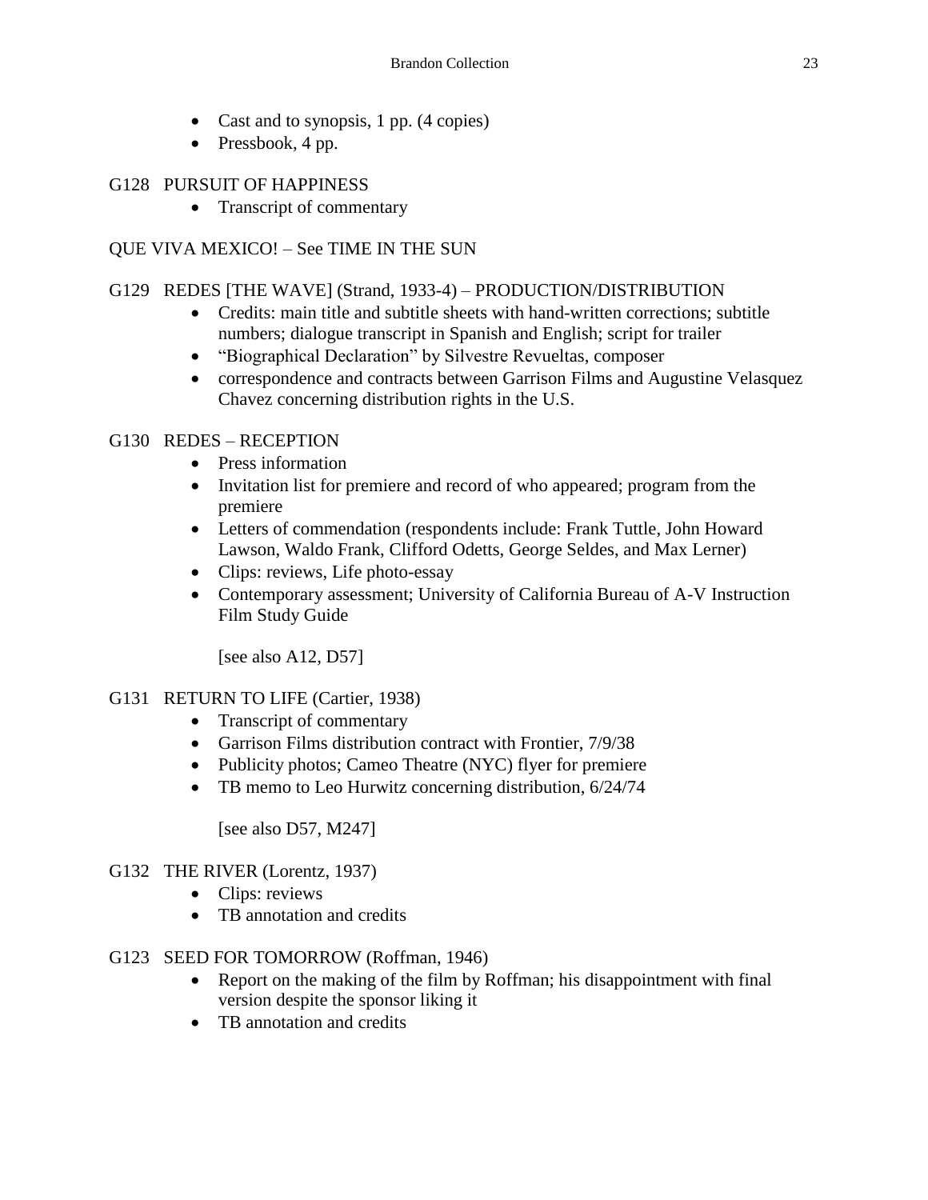- Cast and to synopsis, 1 pp. (4 copies)
- Pressbook, 4 pp.

G128 PURSUIT OF HAPPINESS

- Transcript of commentary

QUE VIVA MEXICO! – See TIME IN THE SUN

G129 REDES [THE WAVE] (Strand, 1933-4) – PRODUCTION/DISTRIBUTION

- Credits: main title and subtitle sheets with hand-written corrections; subtitle numbers; dialogue transcript in Spanish and English; script for trailer
- "Biographical Declaration" by Silvestre Revueltas, composer
- correspondence and contracts between Garrison Films and Augustine Velasquez Chavez concerning distribution rights in the U.S.

G130 REDES – RECEPTION

- Press information
- Invitation list for premiere and record of who appeared; program from the premiere
- Letters of commendation (respondents include: Frank Tuttle, John Howard Lawson, Waldo Frank, Clifford Odetts, George Seldes, and Max Lerner)
- Clips: reviews, Life photo-essay
- Contemporary assessment; University of California Bureau of A-V Instruction Film Study Guide

  [see also A12, D57]

G131 RETURN TO LIFE (Cartier, 1938)

- Transcript of commentary
- Garrison Films distribution contract with Frontier, 7/9/38
- Publicity photos; Cameo Theatre (NYC) flyer for premiere
- TB memo to Leo Hurwitz concerning distribution, 6/24/74

  [see also D57, M247]

G132 THE RIVER (Lorentz, 1937)

- Clips: reviews
- TB annotation and credits

G123 SEED FOR TOMORROW (Roffman, 1946)

- Report on the making of the film by Roffman; his disappointment with final version despite the sponsor liking it
- TB annotation and credits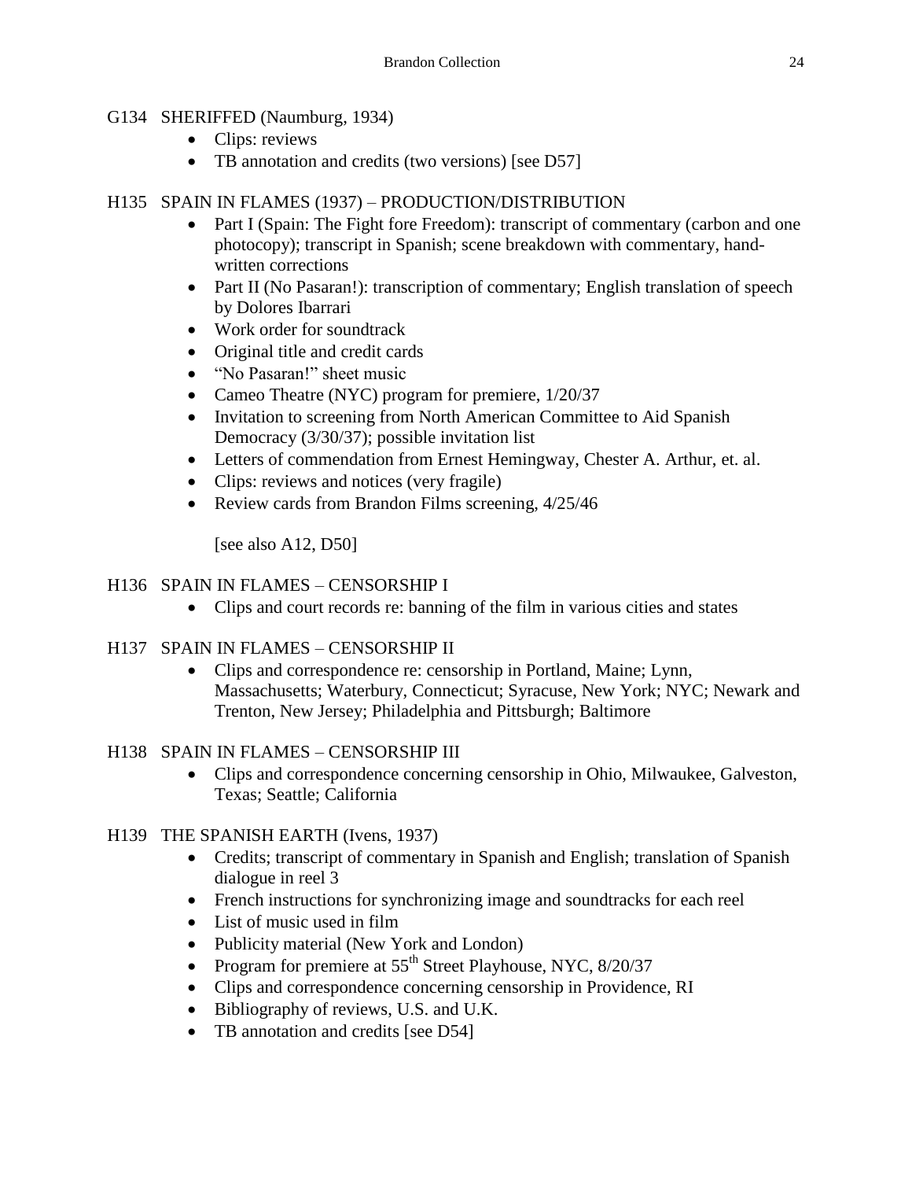G134 SHERIFFED (Naumburg, 1934)

- Clips: reviews
- TB annotation and credits (two versions) [see D57]

H135 SPAIN IN FLAMES (1937) – PRODUCTION/DISTRIBUTION

- Part I (Spain: The Fight fore Freedom): transcript of commentary (carbon and one photocopy); transcript in Spanish; scene breakdown with commentary, hand-written corrections
- Part II (No Pasaran!): transcription of commentary; English translation of speech by Dolores Ibarrari
- Work order for soundtrack
- Original title and credit cards
- "No Pasaran!" sheet music
- Cameo Theatre (NYC) program for premiere, 1/20/37
- Invitation to screening from North American Committee to Aid Spanish Democracy (3/30/37); possible invitation list
- Letters of commendation from Ernest Hemingway, Chester A. Arthur, et. al.
- Clips: reviews and notices (very fragile)
- Review cards from Brandon Films screening, 4/25/46

  [see also A12, D50]

H136 SPAIN IN FLAMES – CENSORSHIP I

- Clips and court records re: banning of the film in various cities and states

H137 SPAIN IN FLAMES – CENSORSHIP II

- Clips and correspondence re: censorship in Portland, Maine; Lynn, Massachusetts; Waterbury, Connecticut; Syracuse, New York; NYC; Newark and Trenton, New Jersey; Philadelphia and Pittsburgh; Baltimore

H138 SPAIN IN FLAMES – CENSORSHIP III

- Clips and correspondence concerning censorship in Ohio, Milwaukee, Galveston, Texas; Seattle; California

H139 THE SPANISH EARTH (Ivens, 1937)

- Credits; transcript of commentary in Spanish and English; translation of Spanish dialogue in reel 3
- French instructions for synchronizing image and soundtracks for each reel
- List of music used in film
- Publicity material (New York and London)
- Program for premiere at 55th Street Playhouse, NYC, 8/20/37
- Clips and correspondence concerning censorship in Providence, RI
- Bibliography of reviews, U.S. and U.K.
- TB annotation and credits [see D54]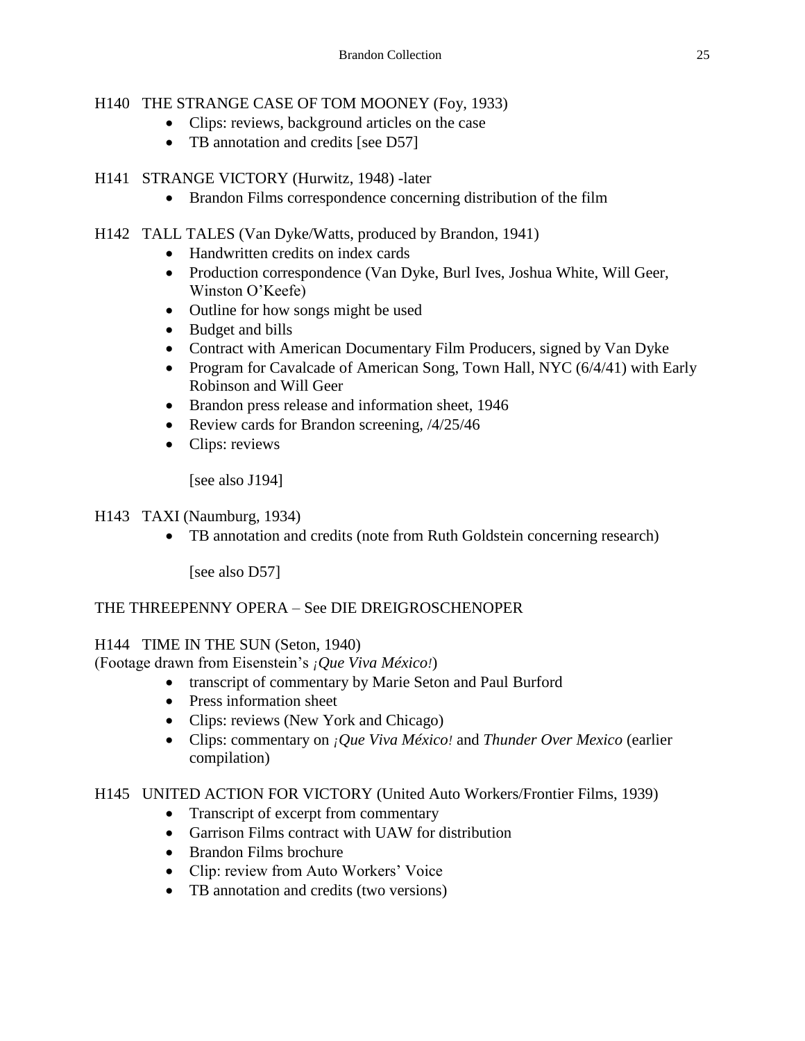H140 THE STRANGE CASE OF TOM MOONEY (Foy, 1933)

- Clips: reviews, background articles on the case
- TB annotation and credits [see D57]

H141 STRANGE VICTORY (Hurwitz, 1948) -later

- Brandon Films correspondence concerning distribution of the film

H142 TALL TALES (Van Dyke/Watts, produced by Brandon, 1941)

- Handwritten credits on index cards
- Production correspondence (Van Dyke, Burl Ives, Joshua White, Will Geer, Winston O'Keefe)
- Outline for how songs might be used
- Budget and bills
- Contract with American Documentary Film Producers, signed by Van Dyke
- Program for Cavalcade of American Song, Town Hall, NYC (6/4/41) with Early Robinson and Will Geer
- Brandon press release and information sheet, 1946
- Review cards for Brandon screening, /4/25/46
- Clips: reviews

  [see also J194]

H143 TAXI (Naumburg, 1934)

- TB annotation and credits (note from Ruth Goldstein concerning research)

  [see also D57]

THE THREEPENNY OPERA – See DIE DREIGROSCHENOPER

H144 TIME IN THE SUN (Seton, 1940)
(Footage drawn from Eisenstein's *¡Que Viva México!*)

- transcript of commentary by Marie Seton and Paul Burford
- Press information sheet
- Clips: reviews (New York and Chicago)
- Clips: commentary on *¡Que Viva México!* and *Thunder Over Mexico* (earlier compilation)

H145 UNITED ACTION FOR VICTORY (United Auto Workers/Frontier Films, 1939)

- Transcript of excerpt from commentary
- Garrison Films contract with UAW for distribution
- Brandon Films brochure
- Clip: review from Auto Workers' Voice
- TB annotation and credits (two versions)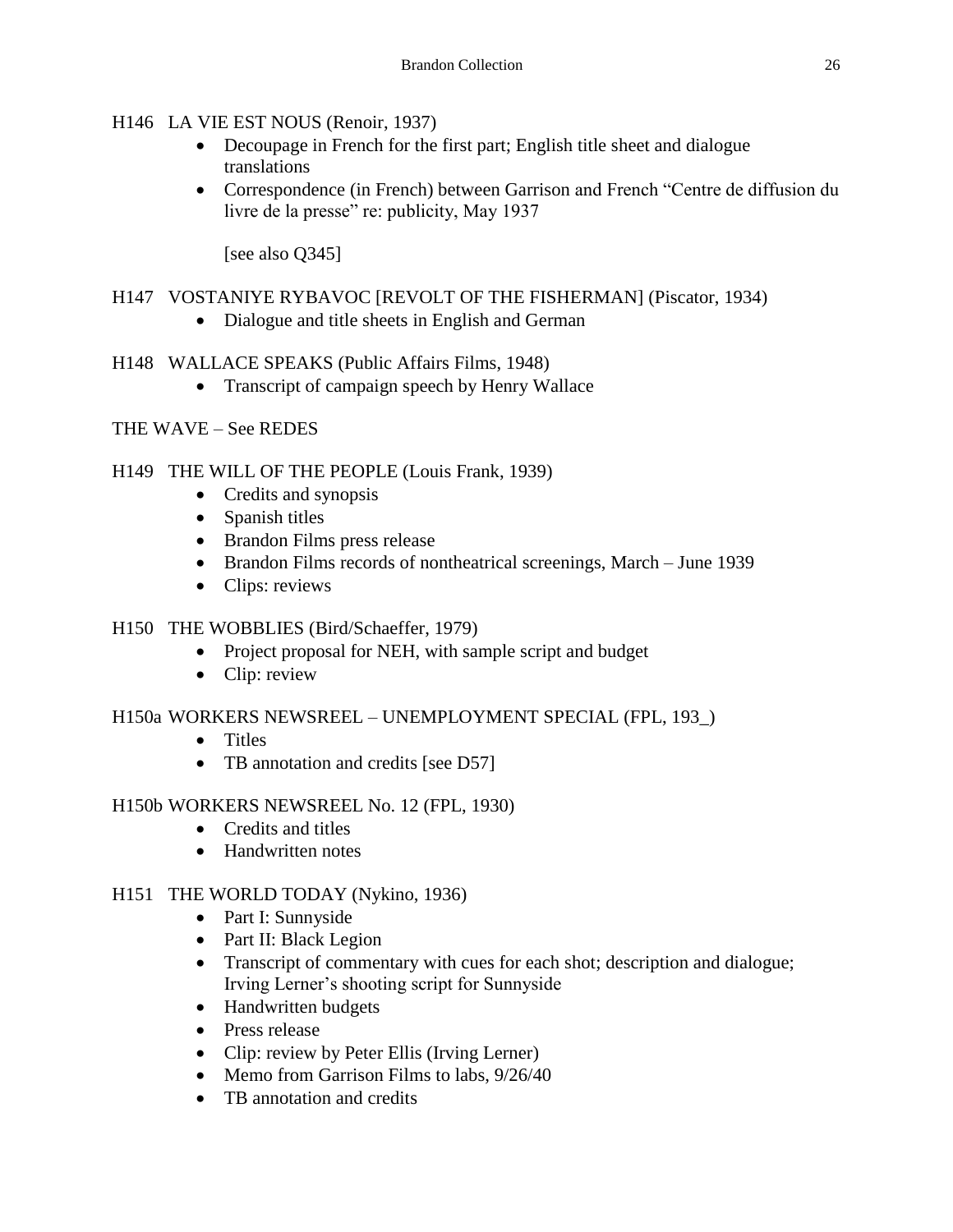H146 LA VIE EST NOUS (Renoir, 1937)

- Decoupage in French for the first part; English title sheet and dialogue translations
- Correspondence (in French) between Garrison and French "Centre de diffusion du livre de la presse" re: publicity, May 1937

  [see also Q345]

H147 VOSTANIYE RYBAVOC [REVOLT OF THE FISHERMAN] (Piscator, 1934)

- Dialogue and title sheets in English and German

H148 WALLACE SPEAKS (Public Affairs Films, 1948)

- Transcript of campaign speech by Henry Wallace

THE WAVE – See REDES

H149 THE WILL OF THE PEOPLE (Louis Frank, 1939)

- Credits and synopsis
- Spanish titles
- Brandon Films press release
- Brandon Films records of nontheatrical screenings, March – June 1939
- Clips: reviews

H150 THE WOBBLIES (Bird/Schaeffer, 1979)

- Project proposal for NEH, with sample script and budget
- Clip: review

H150a WORKERS NEWSREEL – UNEMPLOYMENT SPECIAL (FPL, 193_)

- Titles
- TB annotation and credits [see D57]

H150b WORKERS NEWSREEL No. 12 (FPL, 1930)

- Credits and titles
- Handwritten notes

H151 THE WORLD TODAY (Nykino, 1936)

- Part I: Sunnyside
- Part II: Black Legion
- Transcript of commentary with cues for each shot; description and dialogue; Irving Lerner's shooting script for Sunnyside
- Handwritten budgets
- Press release
- Clip: review by Peter Ellis (Irving Lerner)
- Memo from Garrison Films to labs, 9/26/40
- TB annotation and credits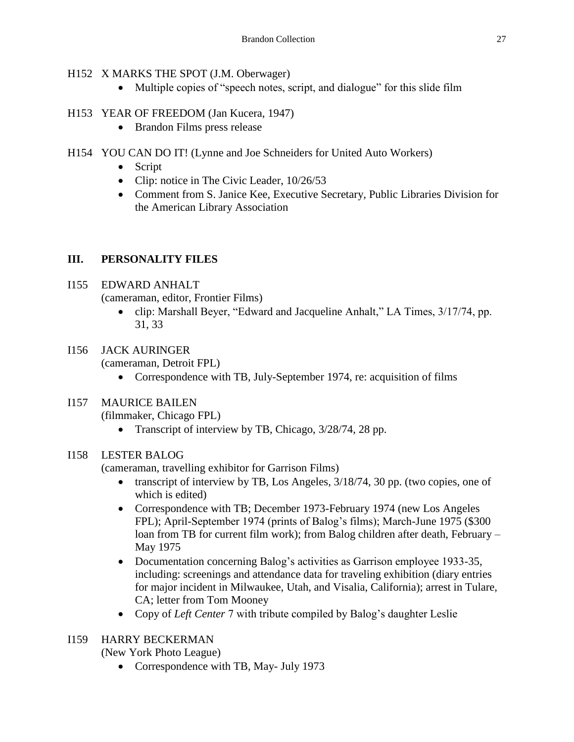H152 X MARKS THE SPOT (J.M. Oberwager)

- Multiple copies of "speech notes, script, and dialogue" for this slide film

H153 YEAR OF FREEDOM (Jan Kucera, 1947)

- Brandon Films press release

H154 YOU CAN DO IT! (Lynne and Joe Schneiders for United Auto Workers)

- Script
- Clip: notice in The Civic Leader, 10/26/53
- Comment from S. Janice Kee, Executive Secretary, Public Libraries Division for the American Library Association

## III. PERSONALITY FILES

I155 EDWARD ANHALT
(cameraman, editor, Frontier Films)

- clip: Marshall Beyer, "Edward and Jacqueline Anhalt," LA Times, 3/17/74, pp. 31, 33

I156 JACK AURINGER
(cameraman, Detroit FPL)

- Correspondence with TB, July-September 1974, re: acquisition of films

I157 MAURICE BAILEN
(filmmaker, Chicago FPL)

- Transcript of interview by TB, Chicago, 3/28/74, 28 pp.

I158 LESTER BALOG
(cameraman, travelling exhibitor for Garrison Films)

- transcript of interview by TB, Los Angeles, 3/18/74, 30 pp. (two copies, one of which is edited)
- Correspondence with TB; December 1973-February 1974 (new Los Angeles FPL); April-September 1974 (prints of Balog's films); March-June 1975 ($300 loan from TB for current film work); from Balog children after death, February – May 1975
- Documentation concerning Balog's activities as Garrison employee 1933-35, including: screenings and attendance data for traveling exhibition (diary entries for major incident in Milwaukee, Utah, and Visalia, California); arrest in Tulare, CA; letter from Tom Mooney
- Copy of *Left Center* 7 with tribute compiled by Balog's daughter Leslie

I159 HARRY BECKERMAN
(New York Photo League)

- Correspondence with TB, May- July 1973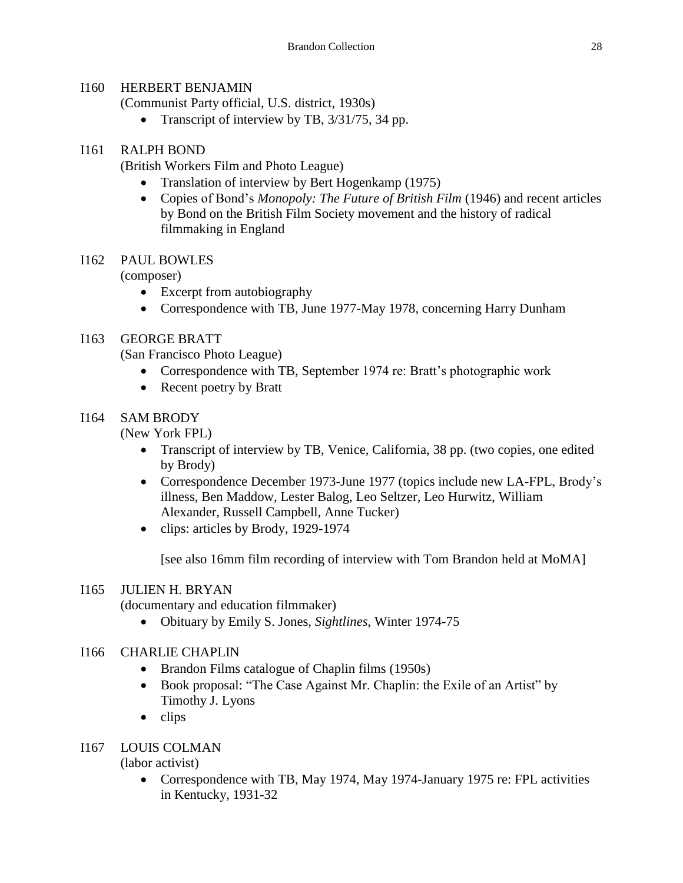I160 HERBERT BENJAMIN
(Communist Party official, U.S. district, 1930s)

- Transcript of interview by TB, 3/31/75, 34 pp.

I161 RALPH BOND
(British Workers Film and Photo League)

- Translation of interview by Bert Hogenkamp (1975)
- Copies of Bond's *Monopoly: The Future of British Film* (1946) and recent articles by Bond on the British Film Society movement and the history of radical filmmaking in England

I162 PAUL BOWLES
(composer)

- Excerpt from autobiography
- Correspondence with TB, June 1977-May 1978, concerning Harry Dunham

I163 GEORGE BRATT
(San Francisco Photo League)

- Correspondence with TB, September 1974 re: Bratt's photographic work
- Recent poetry by Bratt

I164 SAM BRODY
(New York FPL)

- Transcript of interview by TB, Venice, California, 38 pp. (two copies, one edited by Brody)
- Correspondence December 1973-June 1977 (topics include new LA-FPL, Brody's illness, Ben Maddow, Lester Balog, Leo Seltzer, Leo Hurwitz, William Alexander, Russell Campbell, Anne Tucker)
- clips: articles by Brody, 1929-1974

[see also 16mm film recording of interview with Tom Brandon held at MoMA]

I165 JULIEN H. BRYAN
(documentary and education filmmaker)

- Obituary by Emily S. Jones, *Sightlines*, Winter 1974-75

I166 CHARLIE CHAPLIN

- Brandon Films catalogue of Chaplin films (1950s)
- Book proposal: "The Case Against Mr. Chaplin: the Exile of an Artist" by Timothy J. Lyons
- clips

I167 LOUIS COLMAN
(labor activist)

- Correspondence with TB, May 1974, May 1974-January 1975 re: FPL activities in Kentucky, 1931-32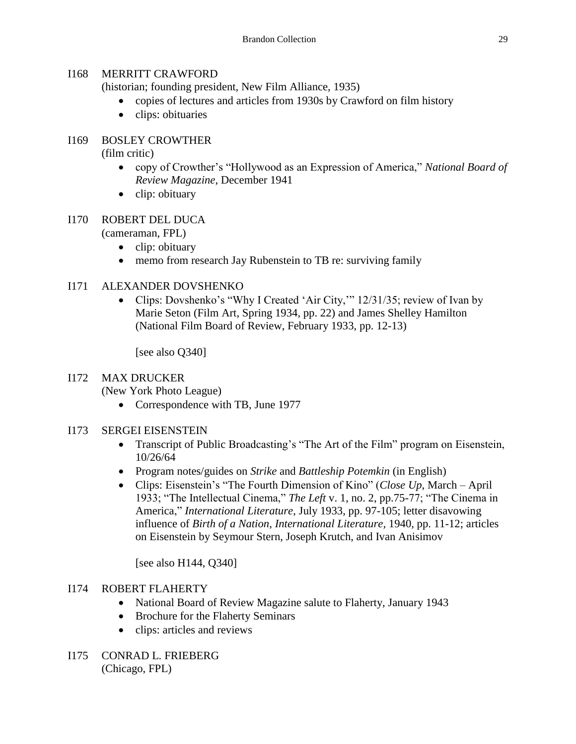I168 MERRITT CRAWFORD
(historian; founding president, New Film Alliance, 1935)

- copies of lectures and articles from 1930s by Crawford on film history
- clips: obituaries

I169 BOSLEY CROWTHER
(film critic)

- copy of Crowther's "Hollywood as an Expression of America," *National Board of Review Magazine*, December 1941
- clip: obituary

I170 ROBERT DEL DUCA
(cameraman, FPL)

- clip: obituary
- memo from research Jay Rubenstein to TB re: surviving family

I171 ALEXANDER DOVSHENKO

- Clips: Dovshenko's "Why I Created 'Air City,'" 12/31/35; review of Ivan by Marie Seton (Film Art, Spring 1934, pp. 22) and James Shelley Hamilton (National Film Board of Review, February 1933, pp. 12-13)

  [see also Q340]

I172 MAX DRUCKER
(New York Photo League)

- Correspondence with TB, June 1977

I173 SERGEI EISENSTEIN

- Transcript of Public Broadcasting's "The Art of the Film" program on Eisenstein, 10/26/64
- Program notes/guides on *Strike* and *Battleship Potemkin* (in English)
- Clips: Eisenstein's "The Fourth Dimension of Kino" (*Close Up*, March – April 1933; "The Intellectual Cinema," *The Left* v. 1, no. 2, pp.75-77; "The Cinema in America," *International Literature*, July 1933, pp. 97-105; letter disavowing influence of *Birth of a Nation*, *International Literature*, 1940, pp. 11-12; articles on Eisenstein by Seymour Stern, Joseph Krutch, and Ivan Anisimov

  [see also H144, Q340]

I174 ROBERT FLAHERTY

- National Board of Review Magazine salute to Flaherty, January 1943
- Brochure for the Flaherty Seminars
- clips: articles and reviews

I175 CONRAD L. FRIEBERG
(Chicago, FPL)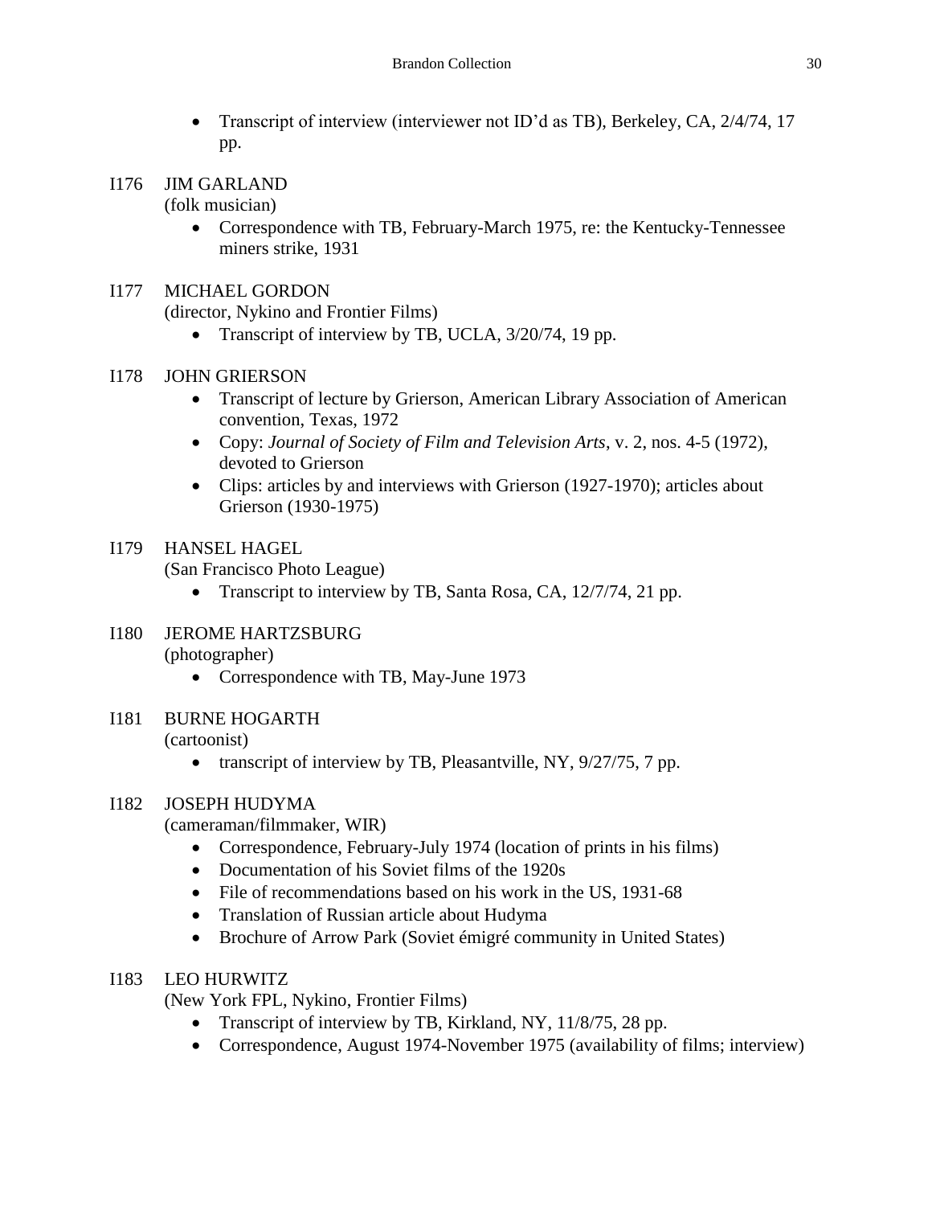- Transcript of interview (interviewer not ID'd as TB), Berkeley, CA, 2/4/74, 17 pp.

I176 JIM GARLAND
(folk musician)

- Correspondence with TB, February-March 1975, re: the Kentucky-Tennessee miners strike, 1931

I177 MICHAEL GORDON
(director, Nykino and Frontier Films)

- Transcript of interview by TB, UCLA, 3/20/74, 19 pp.

I178 JOHN GRIERSON

- Transcript of lecture by Grierson, American Library Association of American convention, Texas, 1972
- Copy: *Journal of Society of Film and Television Arts*, v. 2, nos. 4-5 (1972), devoted to Grierson
- Clips: articles by and interviews with Grierson (1927-1970); articles about Grierson (1930-1975)

I179 HANSEL HAGEL
(San Francisco Photo League)

- Transcript to interview by TB, Santa Rosa, CA, 12/7/74, 21 pp.

I180 JEROME HARTZSBURG
(photographer)

- Correspondence with TB, May-June 1973

I181 BURNE HOGARTH
(cartoonist)

- transcript of interview by TB, Pleasantville, NY, 9/27/75, 7 pp.

I182 JOSEPH HUDYMA
(cameraman/filmmaker, WIR)

- Correspondence, February-July 1974 (location of prints in his films)
- Documentation of his Soviet films of the 1920s
- File of recommendations based on his work in the US, 1931-68
- Translation of Russian article about Hudyma
- Brochure of Arrow Park (Soviet émigré community in United States)

I183 LEO HURWITZ
(New York FPL, Nykino, Frontier Films)

- Transcript of interview by TB, Kirkland, NY, 11/8/75, 28 pp.
- Correspondence, August 1974-November 1975 (availability of films; interview)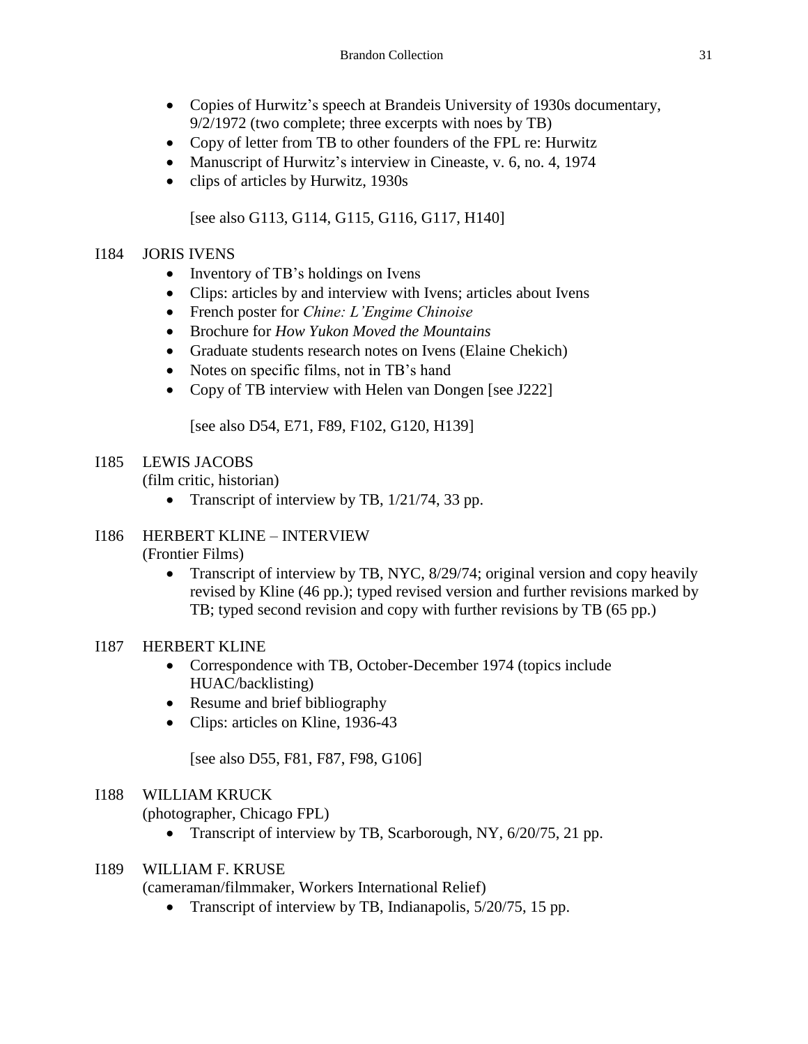- Copies of Hurwitz's speech at Brandeis University of 1930s documentary, 9/2/1972 (two complete; three excerpts with noes by TB)
- Copy of letter from TB to other founders of the FPL re: Hurwitz
- Manuscript of Hurwitz's interview in Cineaste, v. 6, no. 4, 1974
- clips of articles by Hurwitz, 1930s

[see also G113, G114, G115, G116, G117, H140]

I184 JORIS IVENS

- Inventory of TB's holdings on Ivens
- Clips: articles by and interview with Ivens; articles about Ivens
- French poster for *Chine: L'Engime Chinoise*
- Brochure for *How Yukon Moved the Mountains*
- Graduate students research notes on Ivens (Elaine Chekich)
- Notes on specific films, not in TB's hand
- Copy of TB interview with Helen van Dongen [see J222]

[see also D54, E71, F89, F102, G120, H139]

I185 LEWIS JACOBS
(film critic, historian)

- Transcript of interview by TB, 1/21/74, 33 pp.

I186 HERBERT KLINE – INTERVIEW
(Frontier Films)

- Transcript of interview by TB, NYC, 8/29/74; original version and copy heavily revised by Kline (46 pp.); typed revised version and further revisions marked by TB; typed second revision and copy with further revisions by TB (65 pp.)

I187 HERBERT KLINE

- Correspondence with TB, October-December 1974 (topics include HUAC/backlisting)
- Resume and brief bibliography
- Clips: articles on Kline, 1936-43

[see also D55, F81, F87, F98, G106]

I188 WILLIAM KRUCK
(photographer, Chicago FPL)

- Transcript of interview by TB, Scarborough, NY, 6/20/75, 21 pp.

I189 WILLIAM F. KRUSE
(cameraman/filmmaker, Workers International Relief)

- Transcript of interview by TB, Indianapolis, 5/20/75, 15 pp.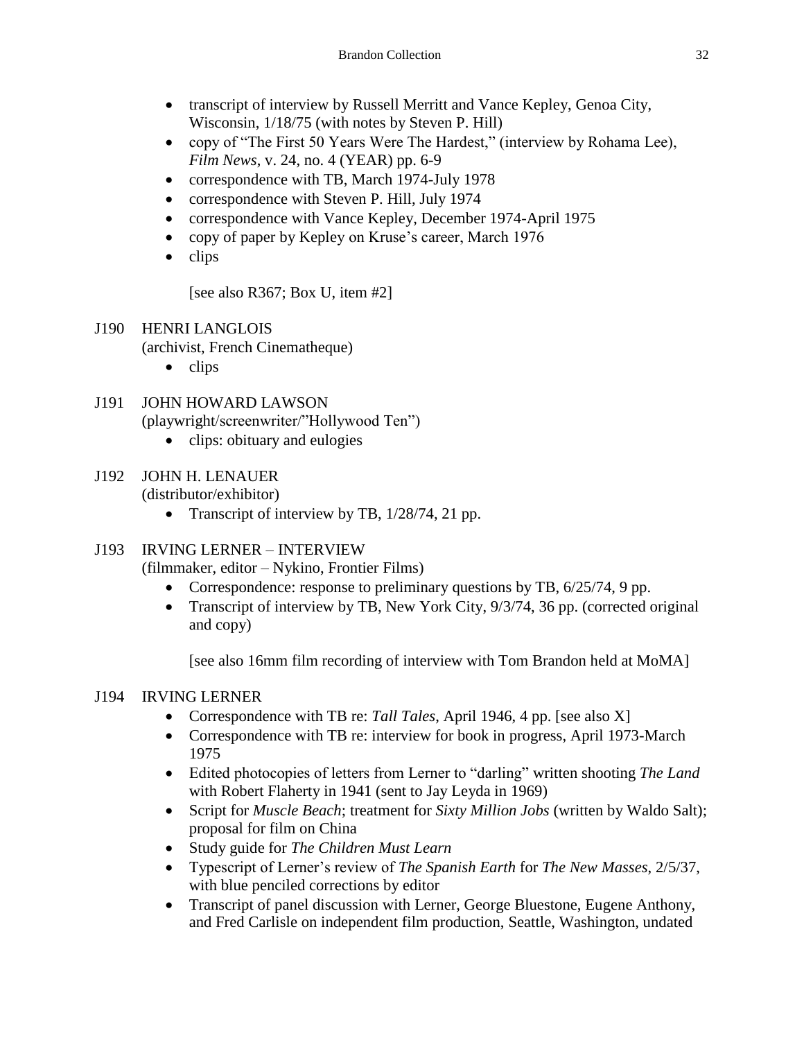- transcript of interview by Russell Merritt and Vance Kepley, Genoa City, Wisconsin, 1/18/75 (with notes by Steven P. Hill)
- copy of "The First 50 Years Were The Hardest," (interview by Rohama Lee), *Film News*, v. 24, no. 4 (YEAR) pp. 6-9
- correspondence with TB, March 1974-July 1978
- correspondence with Steven P. Hill, July 1974
- correspondence with Vance Kepley, December 1974-April 1975
- copy of paper by Kepley on Kruse's career, March 1976
- clips

  [see also R367; Box U, item #2]

J190 HENRI LANGLOIS
(archivist, French Cinematheque)

- clips

J191 JOHN HOWARD LAWSON
(playwright/screenwriter/"Hollywood Ten")

- clips: obituary and eulogies

J192 JOHN H. LENAUER
(distributor/exhibitor)

- Transcript of interview by TB, 1/28/74, 21 pp.

J193 IRVING LERNER – INTERVIEW
(filmmaker, editor – Nykino, Frontier Films)

- Correspondence: response to preliminary questions by TB, 6/25/74, 9 pp.
- Transcript of interview by TB, New York City, 9/3/74, 36 pp. (corrected original and copy)

  [see also 16mm film recording of interview with Tom Brandon held at MoMA]

J194 IRVING LERNER

- Correspondence with TB re: *Tall Tales*, April 1946, 4 pp. [see also X]
- Correspondence with TB re: interview for book in progress, April 1973-March 1975
- Edited photocopies of letters from Lerner to "darling" written shooting *The Land* with Robert Flaherty in 1941 (sent to Jay Leyda in 1969)
- Script for *Muscle Beach*; treatment for *Sixty Million Jobs* (written by Waldo Salt); proposal for film on China
- Study guide for *The Children Must Learn*
- Typescript of Lerner's review of *The Spanish Earth* for *The New Masses*, 2/5/37, with blue penciled corrections by editor
- Transcript of panel discussion with Lerner, George Bluestone, Eugene Anthony, and Fred Carlisle on independent film production, Seattle, Washington, undated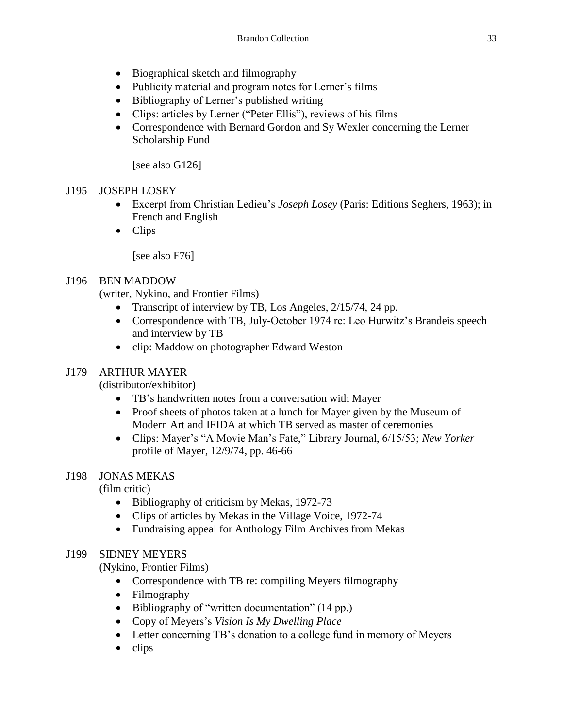- Biographical sketch and filmography
- Publicity material and program notes for Lerner's films
- Bibliography of Lerner's published writing
- Clips: articles by Lerner ("Peter Ellis"), reviews of his films
- Correspondence with Bernard Gordon and Sy Wexler concerning the Lerner Scholarship Fund

[see also G126]

J195 JOSEPH LOSEY

- Excerpt from Christian Ledieu's *Joseph Losey* (Paris: Editions Seghers, 1963); in French and English
- Clips

[see also F76]

J196 BEN MADDOW
(writer, Nykino, and Frontier Films)

- Transcript of interview by TB, Los Angeles, 2/15/74, 24 pp.
- Correspondence with TB, July-October 1974 re: Leo Hurwitz's Brandeis speech and interview by TB
- clip: Maddow on photographer Edward Weston

J179 ARTHUR MAYER
(distributor/exhibitor)

- TB's handwritten notes from a conversation with Mayer
- Proof sheets of photos taken at a lunch for Mayer given by the Museum of Modern Art and IFIDA at which TB served as master of ceremonies
- Clips: Mayer's "A Movie Man's Fate," Library Journal, 6/15/53; *New Yorker* profile of Mayer, 12/9/74, pp. 46-66

J198 JONAS MEKAS
(film critic)

- Bibliography of criticism by Mekas, 1972-73
- Clips of articles by Mekas in the Village Voice, 1972-74
- Fundraising appeal for Anthology Film Archives from Mekas

J199 SIDNEY MEYERS
(Nykino, Frontier Films)

- Correspondence with TB re: compiling Meyers filmography
- Filmography
- Bibliography of "written documentation" (14 pp.)
- Copy of Meyers's *Vision Is My Dwelling Place*
- Letter concerning TB's donation to a college fund in memory of Meyers
- clips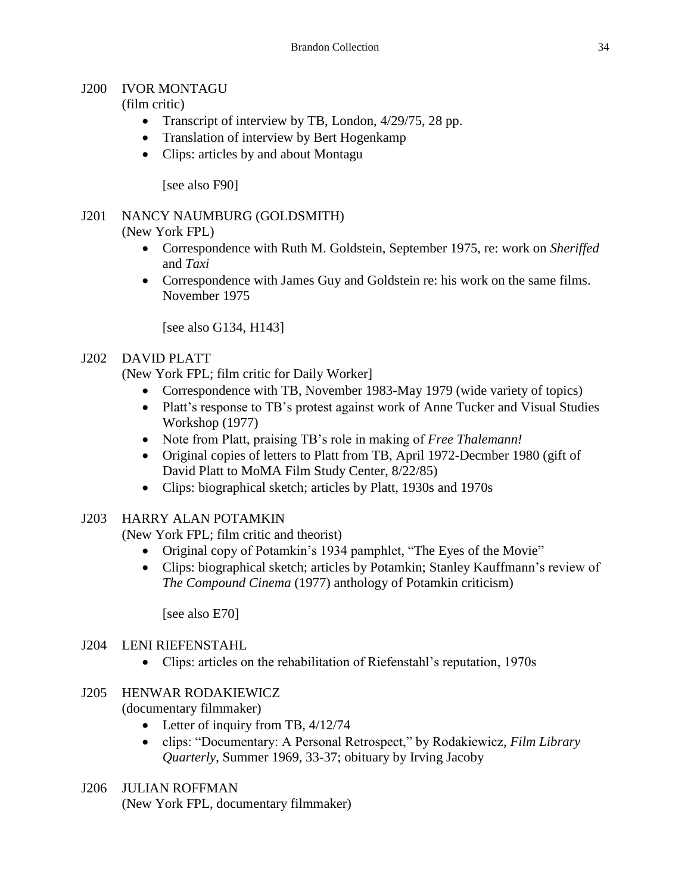J200 IVOR MONTAGU
(film critic)

- Transcript of interview by TB, London, 4/29/75, 28 pp.
- Translation of interview by Bert Hogenkamp
- Clips: articles by and about Montagu

[see also F90]

J201 NANCY NAUMBURG (GOLDSMITH)
(New York FPL)

- Correspondence with Ruth M. Goldstein, September 1975, re: work on *Sheriffed* and *Taxi*
- Correspondence with James Guy and Goldstein re: his work on the same films. November 1975

[see also G134, H143]

J202 DAVID PLATT
(New York FPL; film critic for Daily Worker]

- Correspondence with TB, November 1983-May 1979 (wide variety of topics)
- Platt's response to TB's protest against work of Anne Tucker and Visual Studies Workshop (1977)
- Note from Platt, praising TB's role in making of *Free Thalemann!*
- Original copies of letters to Platt from TB, April 1972-Decmber 1980 (gift of David Platt to MoMA Film Study Center, 8/22/85)
- Clips: biographical sketch; articles by Platt, 1930s and 1970s

J203 HARRY ALAN POTAMKIN
(New York FPL; film critic and theorist)

- Original copy of Potamkin's 1934 pamphlet, "The Eyes of the Movie"
- Clips: biographical sketch; articles by Potamkin; Stanley Kauffmann's review of *The Compound Cinema* (1977) anthology of Potamkin criticism)

[see also E70]

J204 LENI RIEFENSTAHL

- Clips: articles on the rehabilitation of Riefenstahl's reputation, 1970s

J205 HENWAR RODAKIEWICZ
(documentary filmmaker)

- Letter of inquiry from TB, 4/12/74
- clips: "Documentary: A Personal Retrospect," by Rodakiewicz, *Film Library Quarterly*, Summer 1969, 33-37; obituary by Irving Jacoby

J206 JULIAN ROFFMAN
(New York FPL, documentary filmmaker)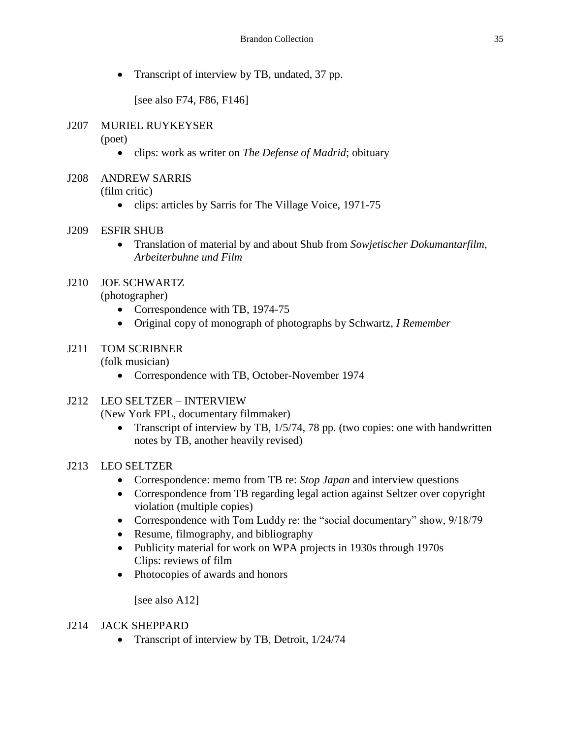- Transcript of interview by TB, undated, 37 pp.

  [see also F74, F86, F146]

J207 MURIEL RUYKEYSER
(poet)

- clips: work as writer on *The Defense of Madrid*; obituary

J208 ANDREW SARRIS
(film critic)

- clips: articles by Sarris for The Village Voice, 1971-75

J209 ESFIR SHUB

- Translation of material by and about Shub from *Sowjetischer Dokumantarfilm, Arbeiterbuhne und Film*

J210 JOE SCHWARTZ
(photographer)

- Correspondence with TB, 1974-75
- Original copy of monograph of photographs by Schwartz, *I Remember*

J211 TOM SCRIBNER
(folk musician)

- Correspondence with TB, October-November 1974

J212 LEO SELTZER – INTERVIEW
(New York FPL, documentary filmmaker)

- Transcript of interview by TB, 1/5/74, 78 pp. (two copies: one with handwritten notes by TB, another heavily revised)

J213 LEO SELTZER

- Correspondence: memo from TB re: *Stop Japan* and interview questions
- Correspondence from TB regarding legal action against Seltzer over copyright violation (multiple copies)
- Correspondence with Tom Luddy re: the "social documentary" show, 9/18/79
- Resume, filmography, and bibliography
- Publicity material for work on WPA projects in 1930s through 1970s
  Clips: reviews of film
- Photocopies of awards and honors

  [see also A12]

J214 JACK SHEPPARD

- Transcript of interview by TB, Detroit, 1/24/74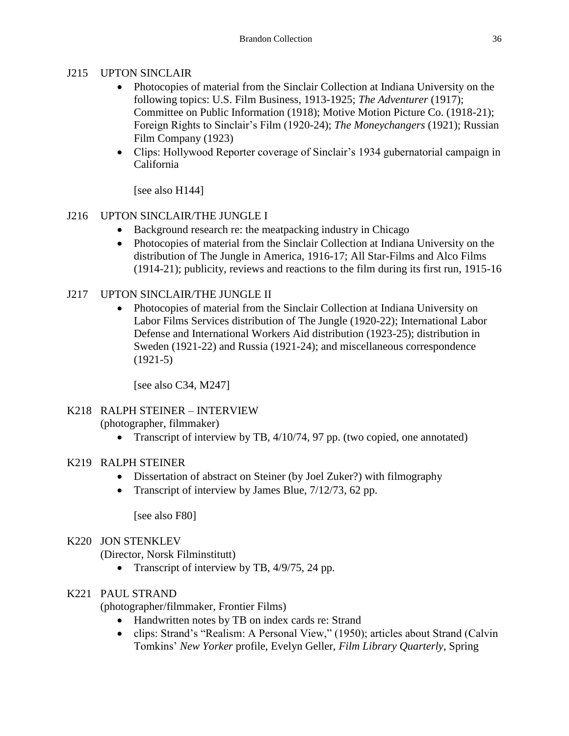J215 UPTON SINCLAIR

- Photocopies of material from the Sinclair Collection at Indiana University on the following topics: U.S. Film Business, 1913-1925; *The Adventurer* (1917); Committee on Public Information (1918); Motive Motion Picture Co. (1918-21); Foreign Rights to Sinclair's Film (1920-24); *The Moneychangers* (1921); Russian Film Company (1923)
- Clips: Hollywood Reporter coverage of Sinclair's 1934 gubernatorial campaign in California

[see also H144]

J216 UPTON SINCLAIR/THE JUNGLE I

- Background research re: the meatpacking industry in Chicago
- Photocopies of material from the Sinclair Collection at Indiana University on the distribution of The Jungle in America, 1916-17; All Star-Films and Alco Films (1914-21); publicity, reviews and reactions to the film during its first run, 1915-16

J217 UPTON SINCLAIR/THE JUNGLE II

- Photocopies of material from the Sinclair Collection at Indiana University on Labor Films Services distribution of The Jungle (1920-22); International Labor Defense and International Workers Aid distribution (1923-25); distribution in Sweden (1921-22) and Russia (1921-24); and miscellaneous correspondence (1921-5)

[see also C34, M247]

K218 RALPH STEINER – INTERVIEW
(photographer, filmmaker)

- Transcript of interview by TB, 4/10/74, 97 pp. (two copied, one annotated)

K219 RALPH STEINER

- Dissertation of abstract on Steiner (by Joel Zuker?) with filmography
- Transcript of interview by James Blue, 7/12/73, 62 pp.

[see also F80]

K220 JON STENKLEV
(Director, Norsk Filminstitutt)

- Transcript of interview by TB, 4/9/75, 24 pp.

K221 PAUL STRAND
(photographer/filmmaker, Frontier Films)

- Handwritten notes by TB on index cards re: Strand
- clips: Strand's "Realism: A Personal View," (1950); articles about Strand (Calvin Tomkins' *New Yorker* profile, Evelyn Geller, *Film Library Quarterly*, Spring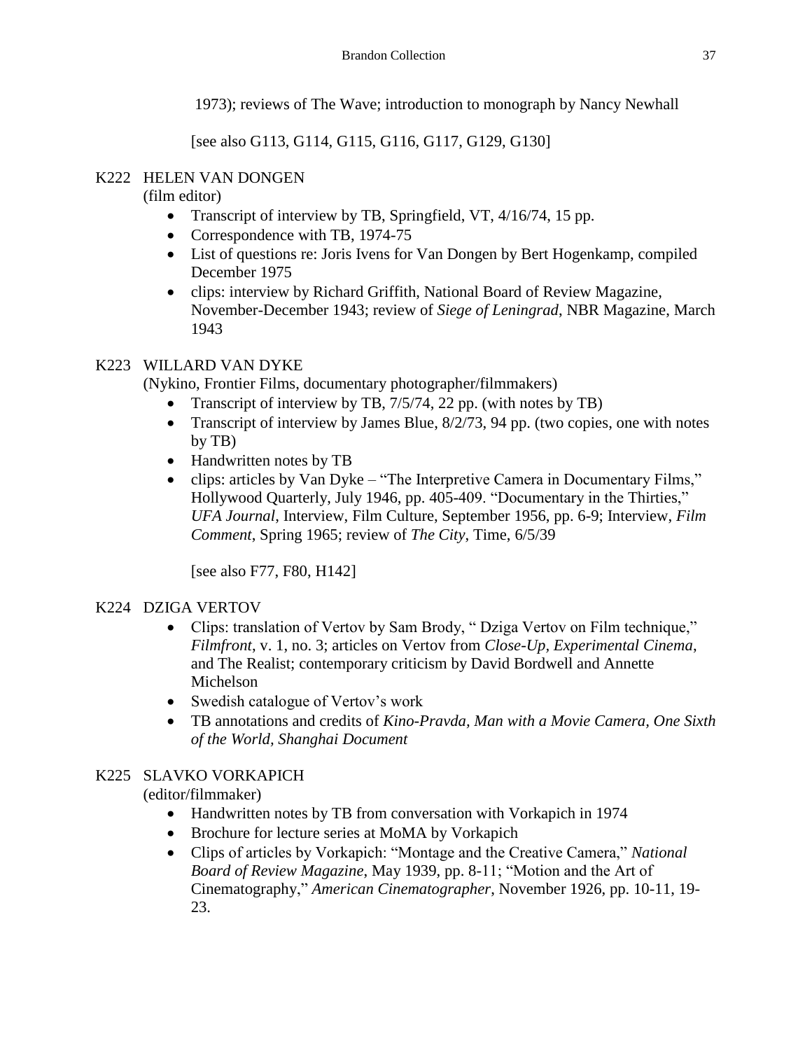1973); reviews of The Wave; introduction to monograph by Nancy Newhall

[see also G113, G114, G115, G116, G117, G129, G130]

K222 HELEN VAN DONGEN
(film editor)

- Transcript of interview by TB, Springfield, VT, 4/16/74, 15 pp.
- Correspondence with TB, 1974-75
- List of questions re: Joris Ivens for Van Dongen by Bert Hogenkamp, compiled December 1975
- clips: interview by Richard Griffith, National Board of Review Magazine, November-December 1943; review of *Siege of Leningrad*, NBR Magazine, March 1943

K223 WILLARD VAN DYKE
(Nykino, Frontier Films, documentary photographer/filmmakers)

- Transcript of interview by TB, 7/5/74, 22 pp. (with notes by TB)
- Transcript of interview by James Blue, 8/2/73, 94 pp. (two copies, one with notes by TB)
- Handwritten notes by TB
- clips: articles by Van Dyke – "The Interpretive Camera in Documentary Films," Hollywood Quarterly, July 1946, pp. 405-409. "Documentary in the Thirties," *UFA Journal*, Interview, Film Culture, September 1956, pp. 6-9; Interview, *Film Comment*, Spring 1965; review of *The City*, Time, 6/5/39

[see also F77, F80, H142]

K224 DZIGA VERTOV

- Clips: translation of Vertov by Sam Brody, " Dziga Vertov on Film technique," *Filmfront*, v. 1, no. 3; articles on Vertov from *Close-Up*, *Experimental Cinema*, and The Realist; contemporary criticism by David Bordwell and Annette Michelson
- Swedish catalogue of Vertov's work
- TB annotations and credits of *Kino-Pravda*, *Man with a Movie Camera*, *One Sixth of the World*, *Shanghai Document*

K225 SLAVKO VORKAPICH
(editor/filmmaker)

- Handwritten notes by TB from conversation with Vorkapich in 1974
- Brochure for lecture series at MoMA by Vorkapich
- Clips of articles by Vorkapich: "Montage and the Creative Camera," *National Board of Review Magazine*, May 1939, pp. 8-11; "Motion and the Art of Cinematography," *American Cinematographer*, November 1926, pp. 10-11, 19-23.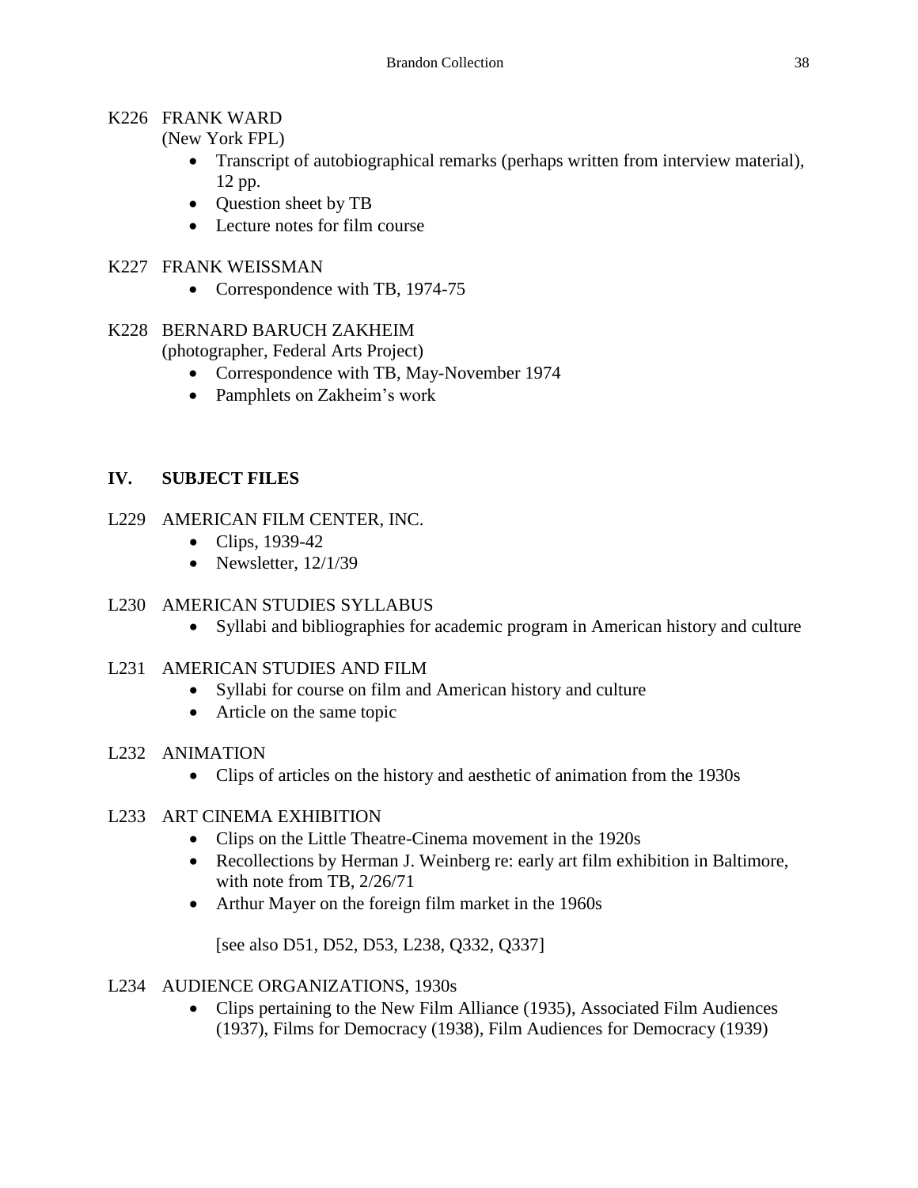K226 FRANK WARD
(New York FPL)

- Transcript of autobiographical remarks (perhaps written from interview material), 12 pp.
- Question sheet by TB
- Lecture notes for film course

K227 FRANK WEISSMAN

- Correspondence with TB, 1974-75

K228 BERNARD BARUCH ZAKHEIM
(photographer, Federal Arts Project)

- Correspondence with TB, May-November 1974
- Pamphlets on Zakheim's work

## IV. SUBJECT FILES

L229 AMERICAN FILM CENTER, INC.

- Clips, 1939-42
- Newsletter, 12/1/39

L230 AMERICAN STUDIES SYLLABUS

- Syllabi and bibliographies for academic program in American history and culture

L231 AMERICAN STUDIES AND FILM

- Syllabi for course on film and American history and culture
- Article on the same topic

L232 ANIMATION

- Clips of articles on the history and aesthetic of animation from the 1930s

L233 ART CINEMA EXHIBITION

- Clips on the Little Theatre-Cinema movement in the 1920s
- Recollections by Herman J. Weinberg re: early art film exhibition in Baltimore, with note from TB, 2/26/71
- Arthur Mayer on the foreign film market in the 1960s

  [see also D51, D52, D53, L238, Q332, Q337]

L234 AUDIENCE ORGANIZATIONS, 1930s

- Clips pertaining to the New Film Alliance (1935), Associated Film Audiences (1937), Films for Democracy (1938), Film Audiences for Democracy (1939)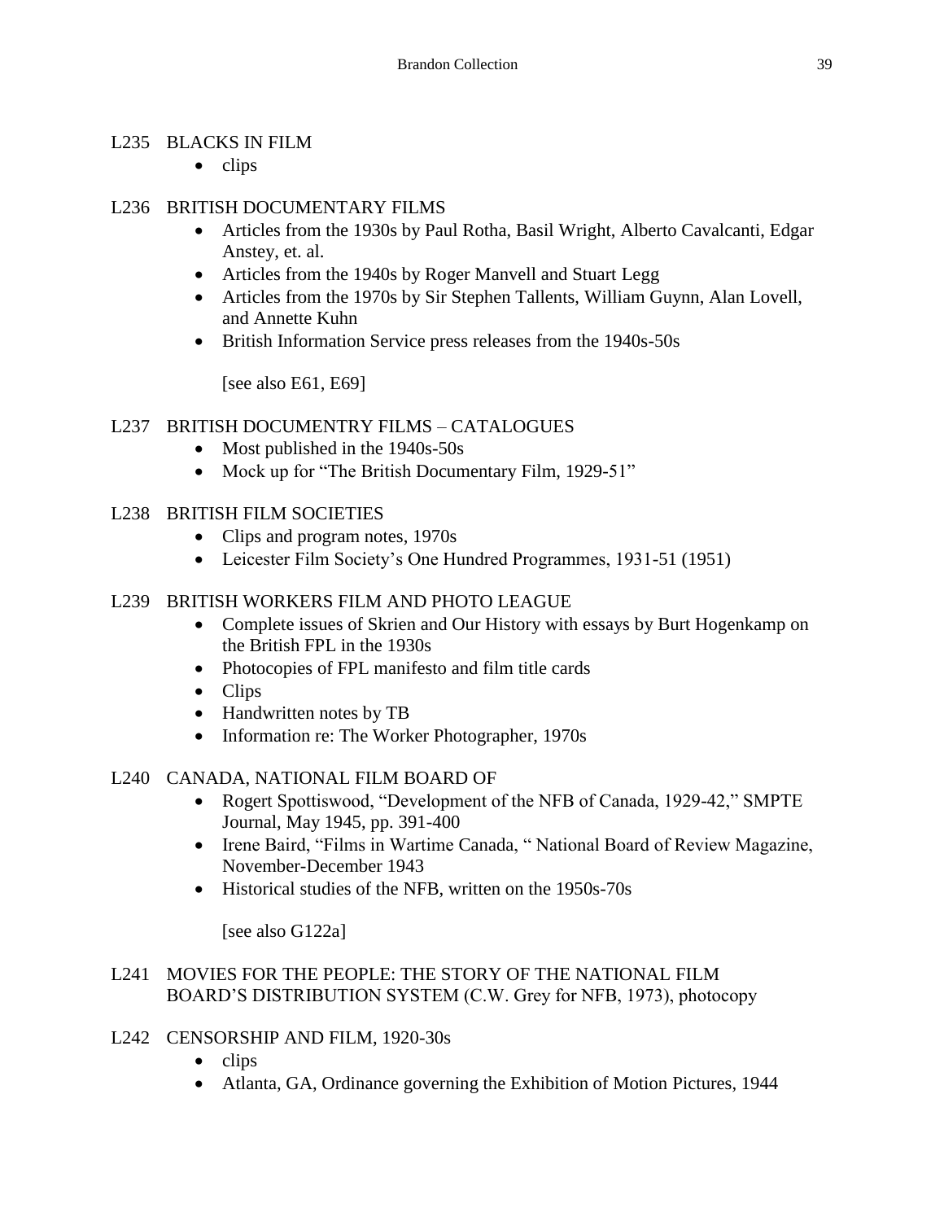L235 BLACKS IN FILM

- clips

L236 BRITISH DOCUMENTARY FILMS

- Articles from the 1930s by Paul Rotha, Basil Wright, Alberto Cavalcanti, Edgar Anstey, et. al.
- Articles from the 1940s by Roger Manvell and Stuart Legg
- Articles from the 1970s by Sir Stephen Tallents, William Guynn, Alan Lovell, and Annette Kuhn
- British Information Service press releases from the 1940s-50s

[see also E61, E69]

L237 BRITISH DOCUMENTRY FILMS – CATALOGUES

- Most published in the 1940s-50s
- Mock up for "The British Documentary Film, 1929-51"

L238 BRITISH FILM SOCIETIES

- Clips and program notes, 1970s
- Leicester Film Society's One Hundred Programmes, 1931-51 (1951)

L239 BRITISH WORKERS FILM AND PHOTO LEAGUE

- Complete issues of Skrien and Our History with essays by Burt Hogenkamp on the British FPL in the 1930s
- Photocopies of FPL manifesto and film title cards
- Clips
- Handwritten notes by TB
- Information re: The Worker Photographer, 1970s

L240 CANADA, NATIONAL FILM BOARD OF

- Rogert Spottiswood, "Development of the NFB of Canada, 1929-42," SMPTE Journal, May 1945, pp. 391-400
- Irene Baird, "Films in Wartime Canada, " National Board of Review Magazine, November-December 1943
- Historical studies of the NFB, written on the 1950s-70s

[see also G122a]

L241 MOVIES FOR THE PEOPLE: THE STORY OF THE NATIONAL FILM BOARD'S DISTRIBUTION SYSTEM (C.W. Grey for NFB, 1973), photocopy

L242 CENSORSHIP AND FILM, 1920-30s

- clips
- Atlanta, GA, Ordinance governing the Exhibition of Motion Pictures, 1944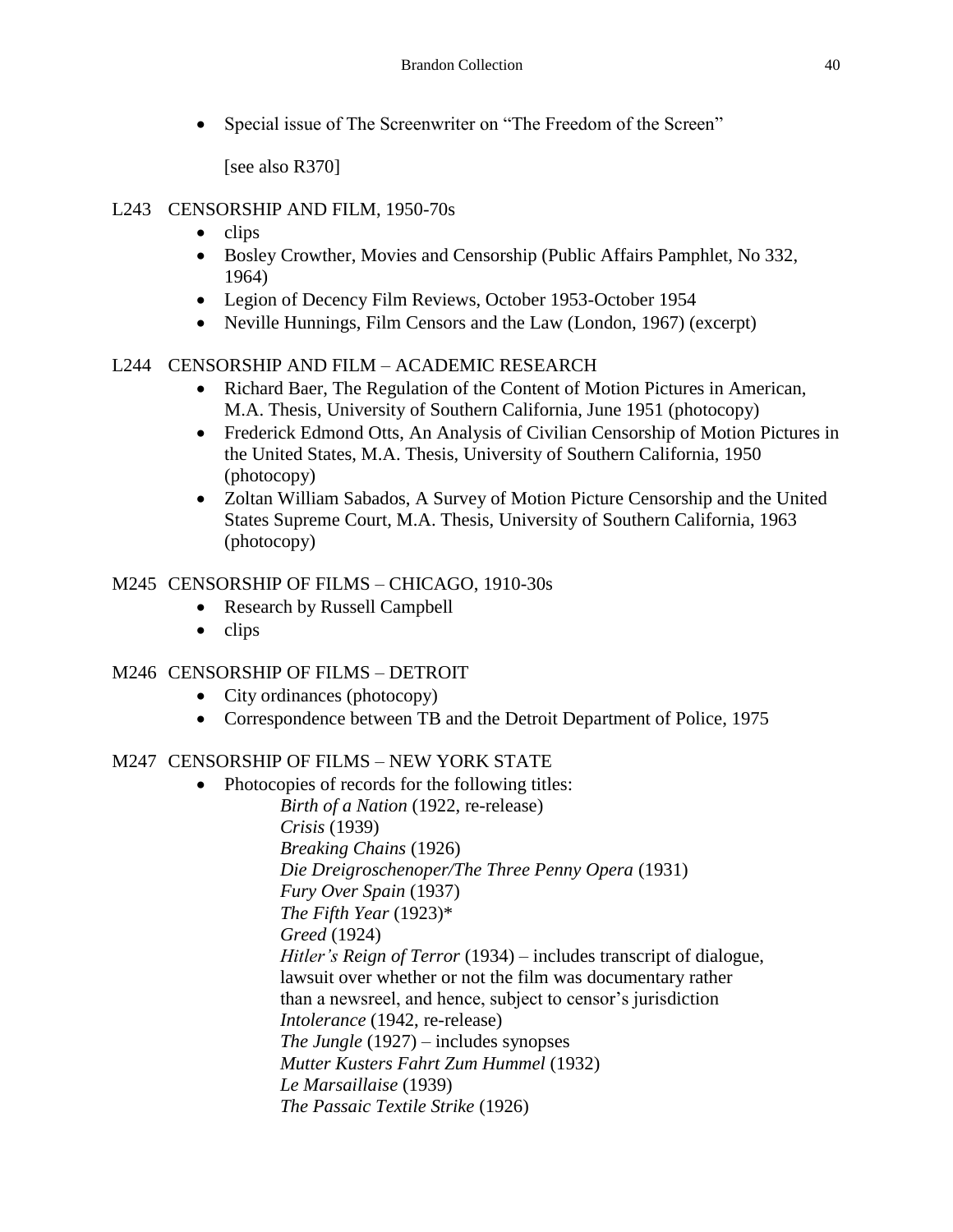- Special issue of The Screenwriter on "The Freedom of the Screen"

  [see also R370]

L243 CENSORSHIP AND FILM, 1950-70s

- clips
- Bosley Crowther, Movies and Censorship (Public Affairs Pamphlet, No 332, 1964)
- Legion of Decency Film Reviews, October 1953-October 1954
- Neville Hunnings, Film Censors and the Law (London, 1967) (excerpt)

L244 CENSORSHIP AND FILM – ACADEMIC RESEARCH

- Richard Baer, The Regulation of the Content of Motion Pictures in American, M.A. Thesis, University of Southern California, June 1951 (photocopy)
- Frederick Edmond Otts, An Analysis of Civilian Censorship of Motion Pictures in the United States, M.A. Thesis, University of Southern California, 1950 (photocopy)
- Zoltan William Sabados, A Survey of Motion Picture Censorship and the United States Supreme Court, M.A. Thesis, University of Southern California, 1963 (photocopy)

M245 CENSORSHIP OF FILMS – CHICAGO, 1910-30s

- Research by Russell Campbell
- clips

M246 CENSORSHIP OF FILMS – DETROIT

- City ordinances (photocopy)
- Correspondence between TB and the Detroit Department of Police, 1975

M247 CENSORSHIP OF FILMS – NEW YORK STATE

- Photocopies of records for the following titles:

  *Birth of a Nation* (1922, re-release)
  *Crisis* (1939)
  *Breaking Chains* (1926)
  *Die Dreigroschenoper/The Three Penny Opera* (1931)
  *Fury Over Spain* (1937)
  *The Fifth Year* (1923)*
  *Greed* (1924)
  *Hitler's Reign of Terror* (1934) – includes transcript of dialogue, lawsuit over whether or not the film was documentary rather than a newsreel, and hence, subject to censor's jurisdiction
  *Intolerance* (1942, re-release)
  *The Jungle* (1927) – includes synopses
  *Mutter Kusters Fahrt Zum Hummel* (1932)
  *Le Marsaillaise* (1939)
  *The Passaic Textile Strike* (1926)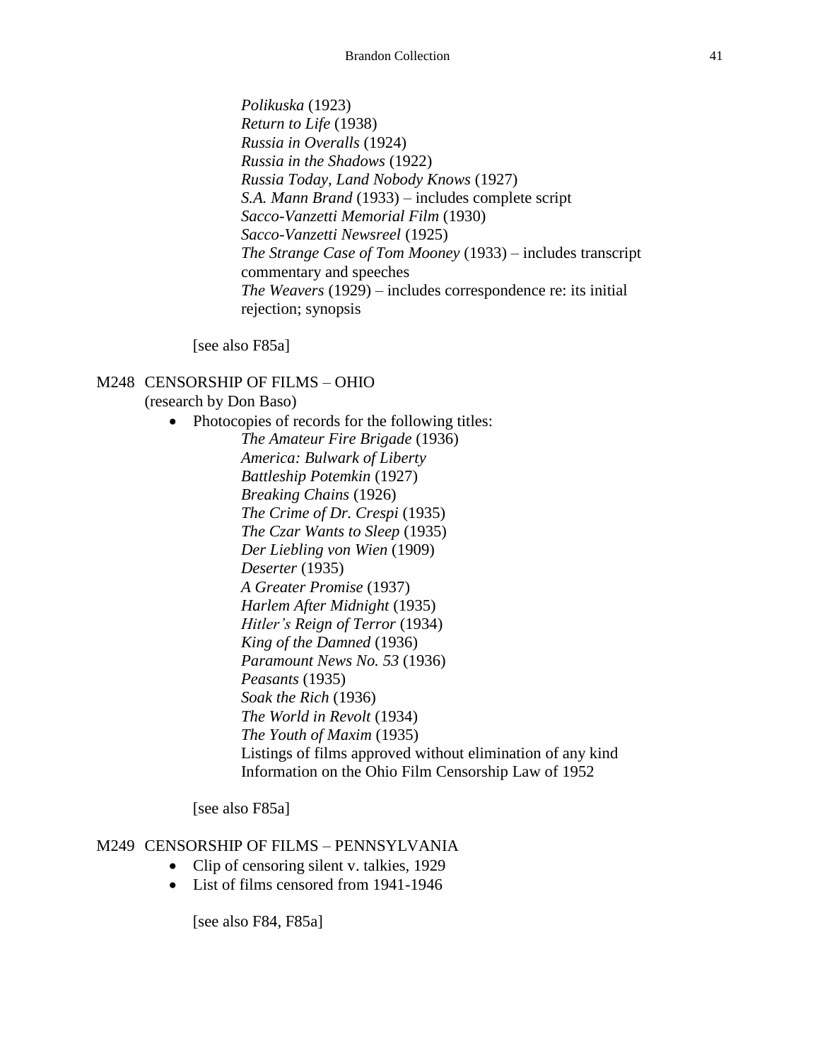*Polikuska* (1923)
*Return to Life* (1938)
*Russia in Overalls* (1924)
*Russia in the Shadows* (1922)
*Russia Today, Land Nobody Knows* (1927)
*S.A. Mann Brand* (1933) – includes complete script
*Sacco-Vanzetti Memorial Film* (1930)
*Sacco-Vanzetti Newsreel* (1925)
*The Strange Case of Tom Mooney* (1933) – includes transcript commentary and speeches
*The Weavers* (1929) – includes correspondence re: its initial rejection; synopsis

[see also F85a]

M248 CENSORSHIP OF FILMS – OHIO
(research by Don Baso)

- Photocopies of records for the following titles:
  *The Amateur Fire Brigade* (1936)
  *America: Bulwark of Liberty*
  *Battleship Potemkin* (1927)
  *Breaking Chains* (1926)
  *The Crime of Dr. Crespi* (1935)
  *The Czar Wants to Sleep* (1935)
  *Der Liebling von Wien* (1909)
  *Deserter* (1935)
  *A Greater Promise* (1937)
  *Harlem After Midnight* (1935)
  *Hitler's Reign of Terror* (1934)
  *King of the Damned* (1936)
  *Paramount News No. 53* (1936)
  *Peasants* (1935)
  *Soak the Rich* (1936)
  *The World in Revolt* (1934)
  *The Youth of Maxim* (1935)
  Listings of films approved without elimination of any kind
  Information on the Ohio Film Censorship Law of 1952

[see also F85a]

M249 CENSORSHIP OF FILMS – PENNSYLVANIA

- Clip of censoring silent v. talkies, 1929
- List of films censored from 1941-1946

[see also F84, F85a]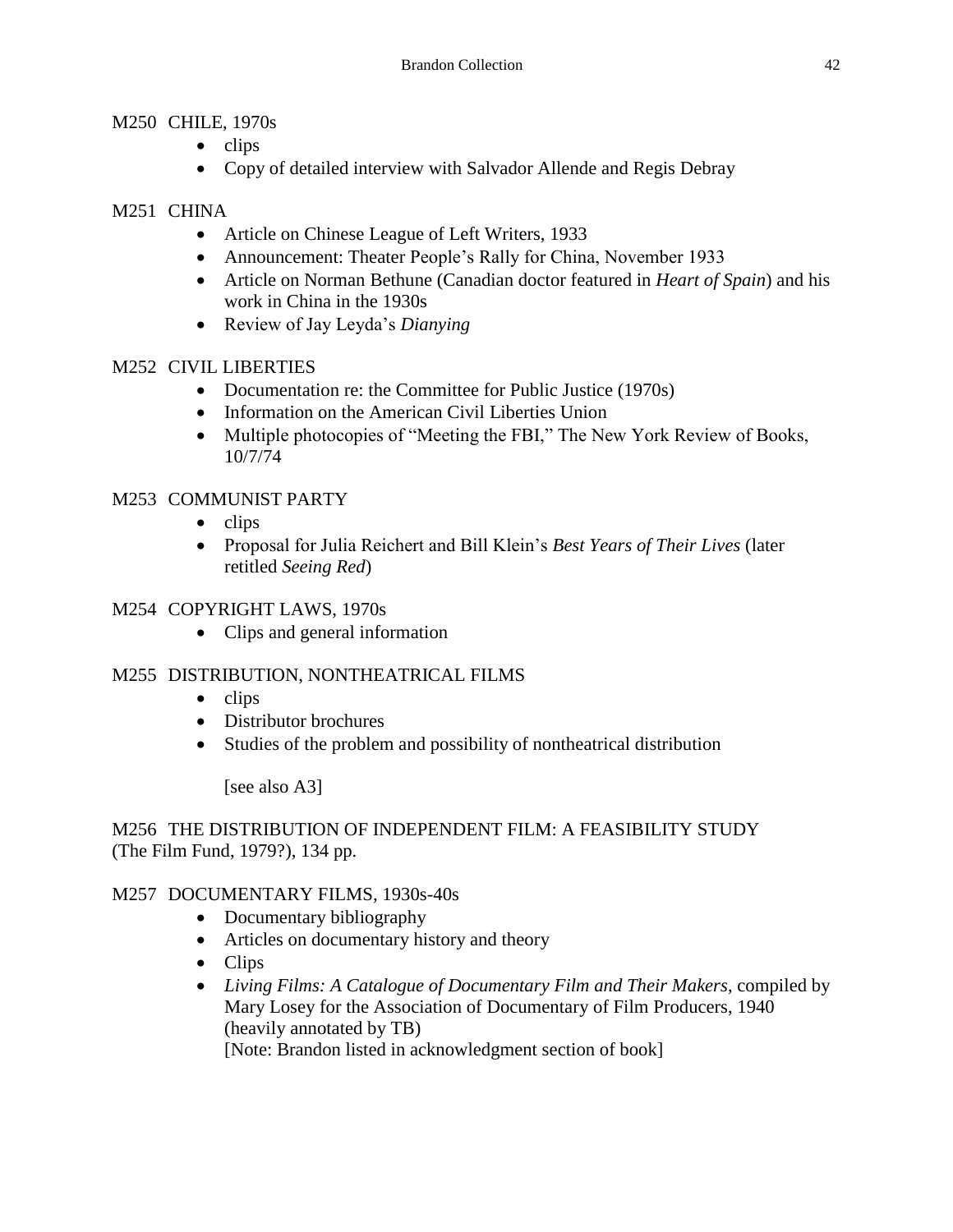M250 CHILE, 1970s

- clips
- Copy of detailed interview with Salvador Allende and Regis Debray

M251 CHINA

- Article on Chinese League of Left Writers, 1933
- Announcement: Theater People's Rally for China, November 1933
- Article on Norman Bethune (Canadian doctor featured in *Heart of Spain*) and his work in China in the 1930s
- Review of Jay Leyda's *Dianying*

M252 CIVIL LIBERTIES

- Documentation re: the Committee for Public Justice (1970s)
- Information on the American Civil Liberties Union
- Multiple photocopies of "Meeting the FBI," The New York Review of Books, 10/7/74

M253 COMMUNIST PARTY

- clips
- Proposal for Julia Reichert and Bill Klein's *Best Years of Their Lives* (later retitled *Seeing Red*)

M254 COPYRIGHT LAWS, 1970s

- Clips and general information

M255 DISTRIBUTION, NONTHEATRICAL FILMS

- clips
- Distributor brochures
- Studies of the problem and possibility of nontheatrical distribution

  [see also A3]

M256 THE DISTRIBUTION OF INDEPENDENT FILM: A FEASIBILITY STUDY (The Film Fund, 1979?), 134 pp.

M257 DOCUMENTARY FILMS, 1930s-40s

- Documentary bibliography
- Articles on documentary history and theory
- Clips
- *Living Films: A Catalogue of Documentary Film and Their Makers*, compiled by Mary Losey for the Association of Documentary of Film Producers, 1940 (heavily annotated by TB)
  [Note: Brandon listed in acknowledgment section of book]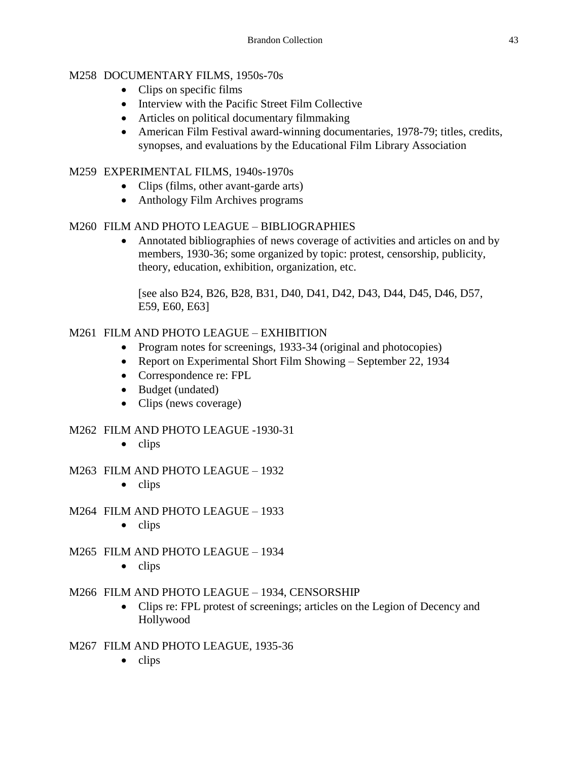M258 DOCUMENTARY FILMS, 1950s-70s

- Clips on specific films
- Interview with the Pacific Street Film Collective
- Articles on political documentary filmmaking
- American Film Festival award-winning documentaries, 1978-79; titles, credits, synopses, and evaluations by the Educational Film Library Association

M259 EXPERIMENTAL FILMS, 1940s-1970s

- Clips (films, other avant-garde arts)
- Anthology Film Archives programs

M260 FILM AND PHOTO LEAGUE – BIBLIOGRAPHIES

- Annotated bibliographies of news coverage of activities and articles on and by members, 1930-36; some organized by topic: protest, censorship, publicity, theory, education, exhibition, organization, etc.

  [see also B24, B26, B28, B31, D40, D41, D42, D43, D44, D45, D46, D57, E59, E60, E63]

M261 FILM AND PHOTO LEAGUE – EXHIBITION

- Program notes for screenings, 1933-34 (original and photocopies)
- Report on Experimental Short Film Showing – September 22, 1934
- Correspondence re: FPL
- Budget (undated)
- Clips (news coverage)

M262 FILM AND PHOTO LEAGUE -1930-31

- clips

M263 FILM AND PHOTO LEAGUE – 1932

- clips

M264 FILM AND PHOTO LEAGUE – 1933

- clips

M265 FILM AND PHOTO LEAGUE – 1934

- clips

M266 FILM AND PHOTO LEAGUE – 1934, CENSORSHIP

- Clips re: FPL protest of screenings; articles on the Legion of Decency and Hollywood

M267 FILM AND PHOTO LEAGUE, 1935-36

- clips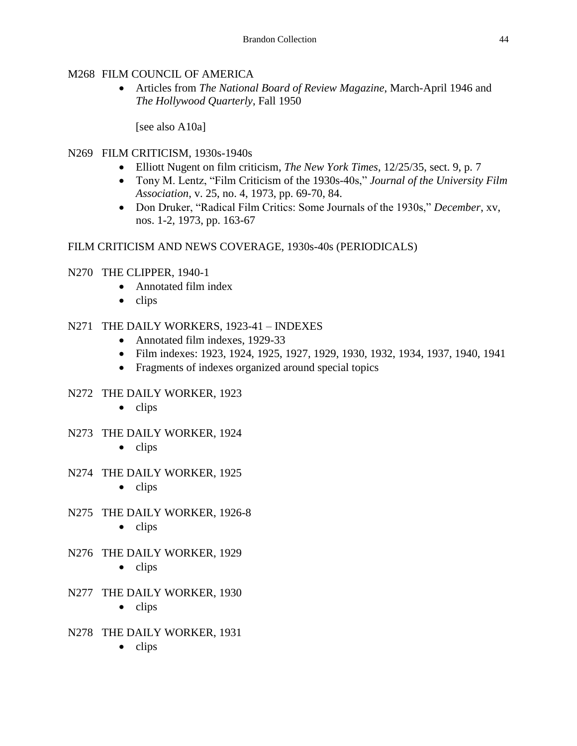M268 FILM COUNCIL OF AMERICA

- Articles from *The National Board of Review Magazine*, March-April 1946 and *The Hollywood Quarterly*, Fall 1950

  [see also A10a]

N269 FILM CRITICISM, 1930s-1940s

- Elliott Nugent on film criticism, *The New York Times*, 12/25/35, sect. 9, p. 7
- Tony M. Lentz, "Film Criticism of the 1930s-40s," *Journal of the University Film Association*, v. 25, no. 4, 1973, pp. 69-70, 84.
- Don Druker, "Radical Film Critics: Some Journals of the 1930s," *December*, xv, nos. 1-2, 1973, pp. 163-67

FILM CRITICISM AND NEWS COVERAGE, 1930s-40s (PERIODICALS)

N270 THE CLIPPER, 1940-1

- Annotated film index
- clips

N271 THE DAILY WORKERS, 1923-41 – INDEXES

- Annotated film indexes, 1929-33
- Film indexes: 1923, 1924, 1925, 1927, 1929, 1930, 1932, 1934, 1937, 1940, 1941
- Fragments of indexes organized around special topics

N272 THE DAILY WORKER, 1923

- clips

N273 THE DAILY WORKER, 1924

- clips

N274 THE DAILY WORKER, 1925

- clips

N275 THE DAILY WORKER, 1926-8

- clips

N276 THE DAILY WORKER, 1929

- clips

N277 THE DAILY WORKER, 1930

- clips

N278 THE DAILY WORKER, 1931

- clips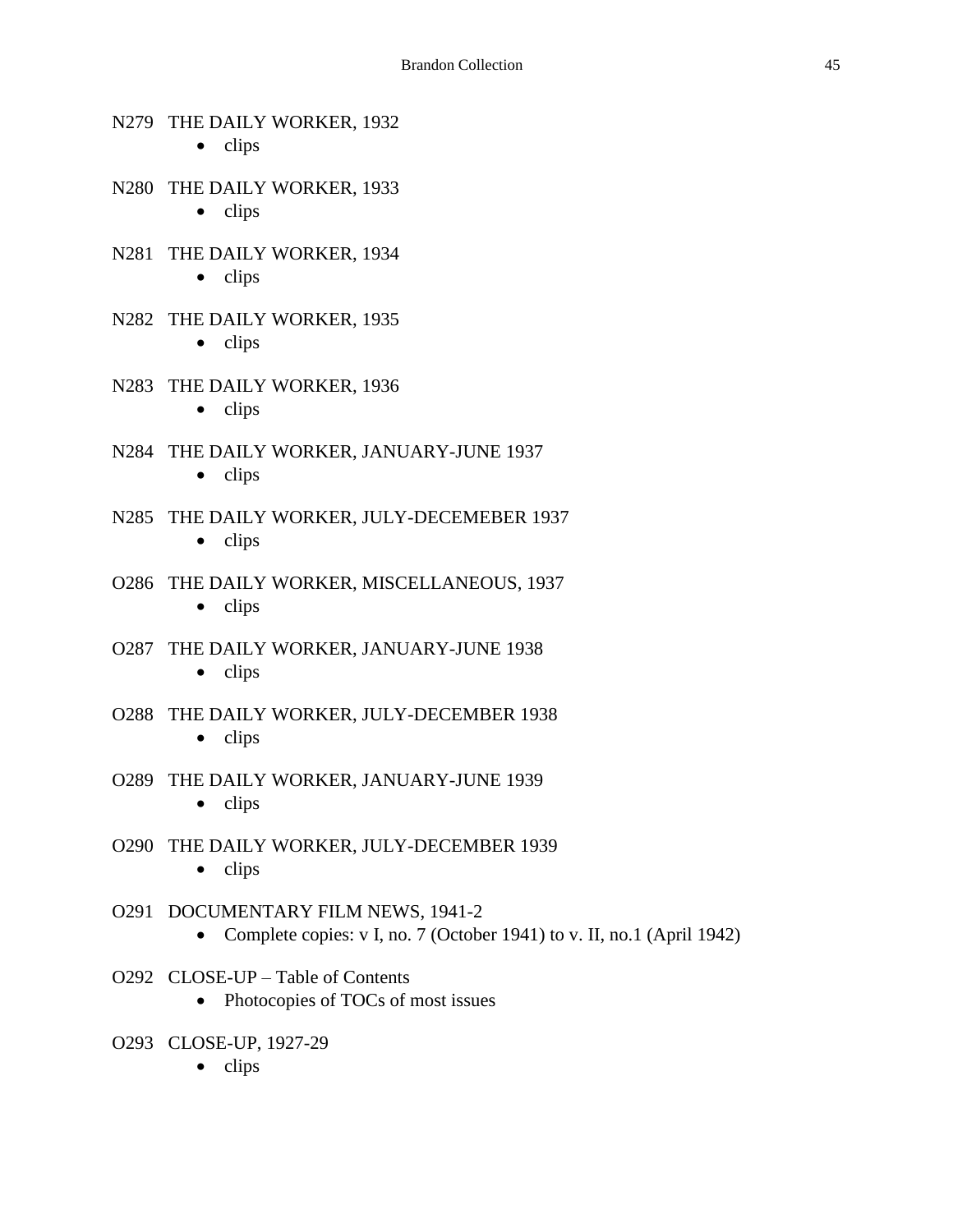N279 THE DAILY WORKER, 1932

- clips

N280 THE DAILY WORKER, 1933

- clips

N281 THE DAILY WORKER, 1934

- clips

N282 THE DAILY WORKER, 1935

- clips

N283 THE DAILY WORKER, 1936

- clips

N284 THE DAILY WORKER, JANUARY-JUNE 1937

- clips

N285 THE DAILY WORKER, JULY-DECEMEBER 1937

- clips

O286 THE DAILY WORKER, MISCELLANEOUS, 1937

- clips

O287 THE DAILY WORKER, JANUARY-JUNE 1938

- clips

O288 THE DAILY WORKER, JULY-DECEMBER 1938

- clips

O289 THE DAILY WORKER, JANUARY-JUNE 1939

- clips

O290 THE DAILY WORKER, JULY-DECEMBER 1939

- clips

O291 DOCUMENTARY FILM NEWS, 1941-2

- Complete copies: v I, no. 7 (October 1941) to v. II, no.1 (April 1942)

O292 CLOSE-UP – Table of Contents

- Photocopies of TOCs of most issues

O293 CLOSE-UP, 1927-29

- clips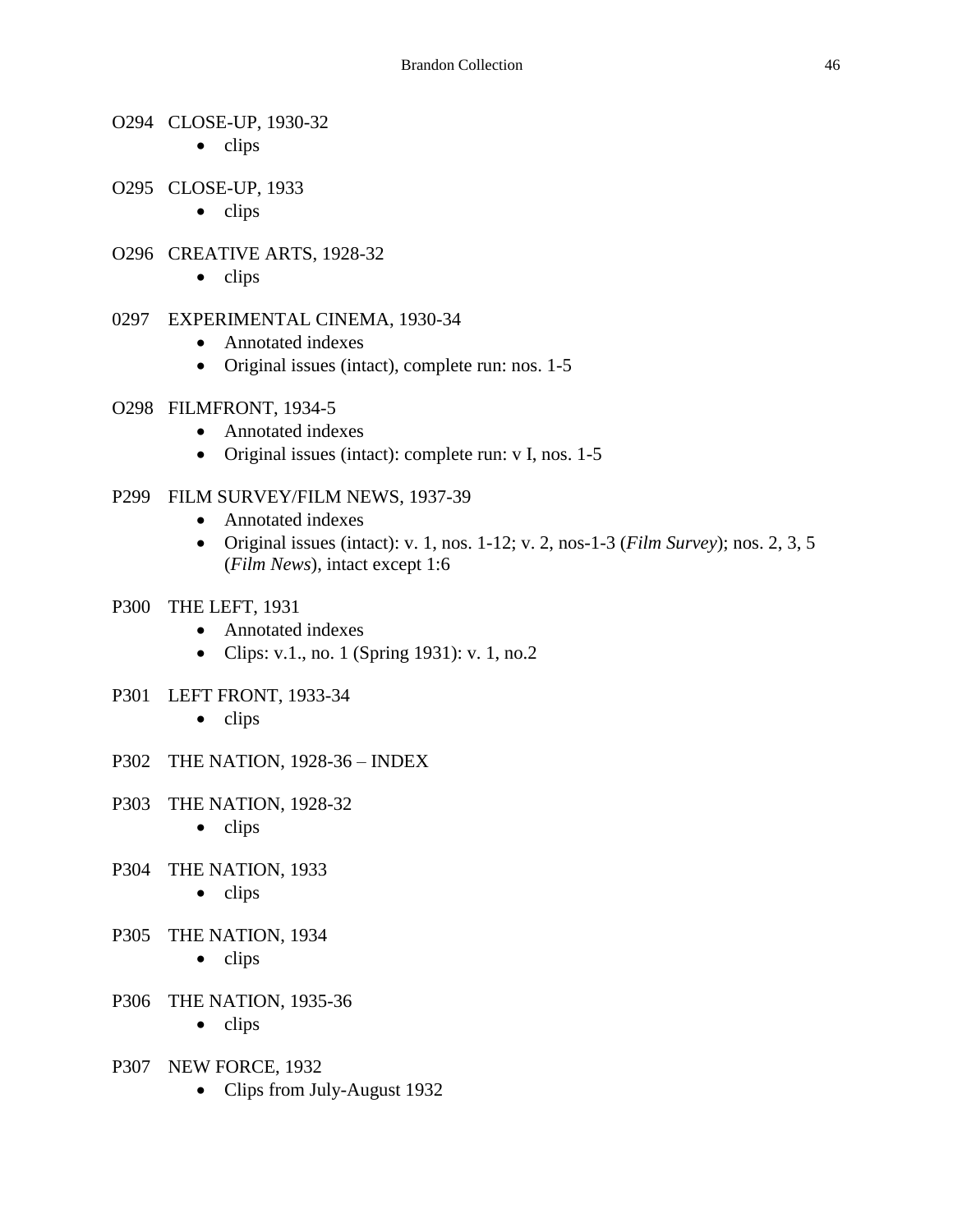O294 CLOSE-UP, 1930-32

- clips

O295 CLOSE-UP, 1933

- clips

O296 CREATIVE ARTS, 1928-32

- clips

0297 EXPERIMENTAL CINEMA, 1930-34

- Annotated indexes
- Original issues (intact), complete run: nos. 1-5

O298 FILMFRONT, 1934-5

- Annotated indexes
- Original issues (intact): complete run: v I, nos. 1-5

P299 FILM SURVEY/FILM NEWS, 1937-39

- Annotated indexes
- Original issues (intact): v. 1, nos. 1-12; v. 2, nos-1-3 (*Film Survey*); nos. 2, 3, 5 (*Film News*), intact except 1:6

P300 THE LEFT, 1931

- Annotated indexes
- Clips: v.1., no. 1 (Spring 1931): v. 1, no.2

P301 LEFT FRONT, 1933-34

- clips

P302 THE NATION, 1928-36 – INDEX

P303 THE NATION, 1928-32

- clips

P304 THE NATION, 1933

- clips

P305 THE NATION, 1934

- clips

P306 THE NATION, 1935-36

- clips

P307 NEW FORCE, 1932

- Clips from July-August 1932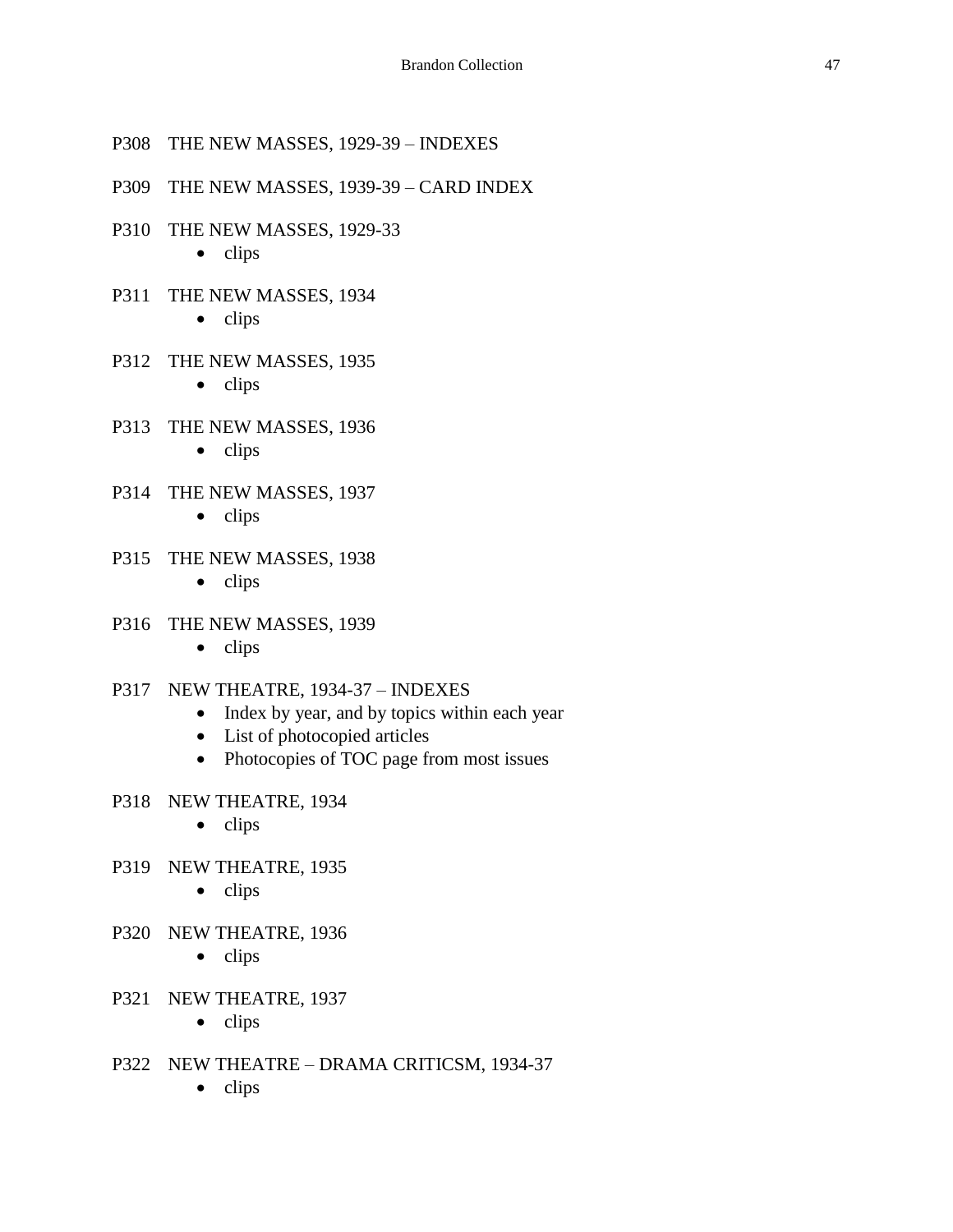P308 THE NEW MASSES, 1929-39 – INDEXES

P309 THE NEW MASSES, 1939-39 – CARD INDEX

P310 THE NEW MASSES, 1929-33
- clips

P311 THE NEW MASSES, 1934
- clips

P312 THE NEW MASSES, 1935
- clips

P313 THE NEW MASSES, 1936
- clips

P314 THE NEW MASSES, 1937
- clips

P315 THE NEW MASSES, 1938
- clips

P316 THE NEW MASSES, 1939
- clips

P317 NEW THEATRE, 1934-37 – INDEXES
- Index by year, and by topics within each year
- List of photocopied articles
- Photocopies of TOC page from most issues

P318 NEW THEATRE, 1934
- clips

P319 NEW THEATRE, 1935
- clips

P320 NEW THEATRE, 1936
- clips

P321 NEW THEATRE, 1937
- clips

P322 NEW THEATRE – DRAMA CRITICSM, 1934-37
- clips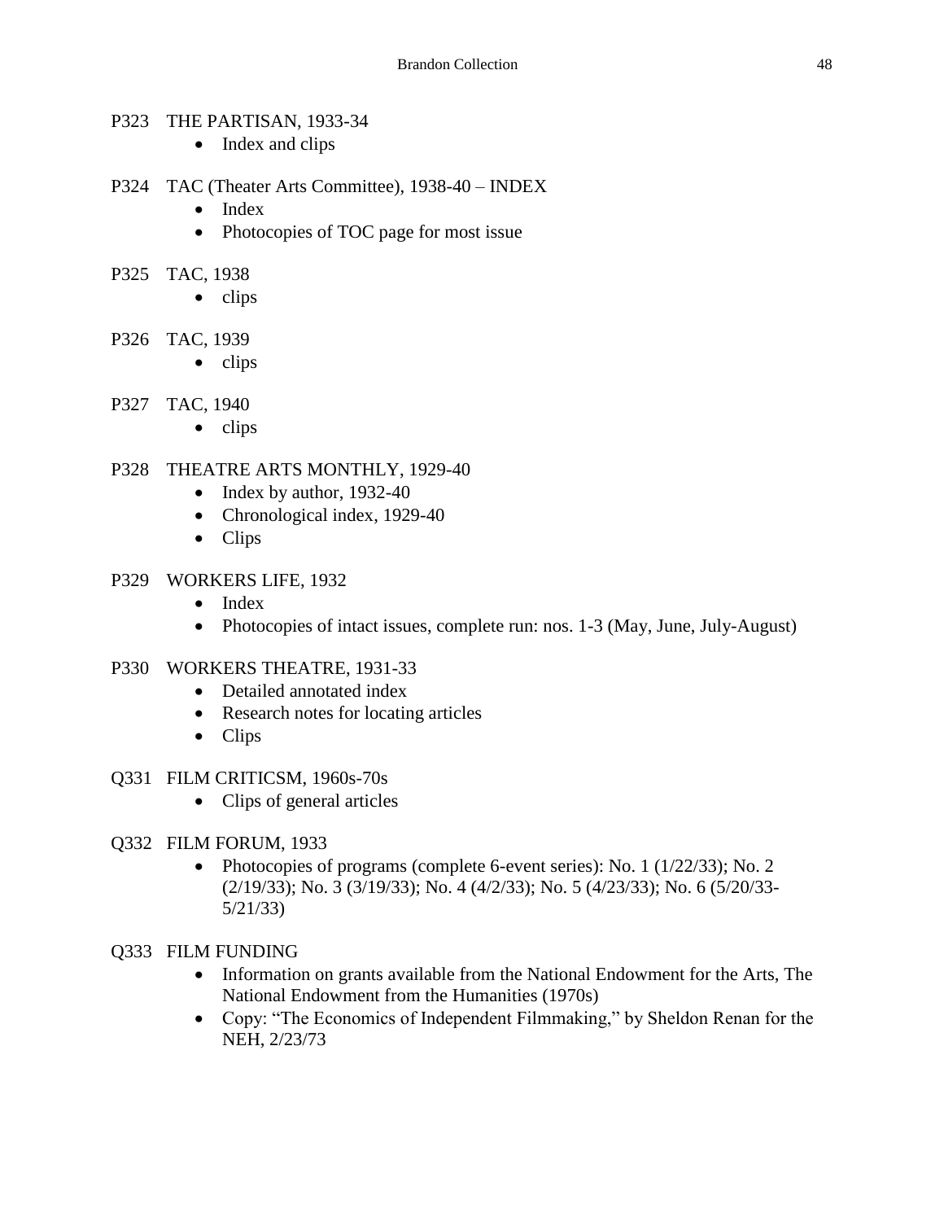P323 THE PARTISAN, 1933-34

- Index and clips

P324 TAC (Theater Arts Committee), 1938-40 – INDEX

- Index
- Photocopies of TOC page for most issue

P325 TAC, 1938

- clips

P326 TAC, 1939

- clips

P327 TAC, 1940

- clips

P328 THEATRE ARTS MONTHLY, 1929-40

- Index by author, 1932-40
- Chronological index, 1929-40
- Clips

P329 WORKERS LIFE, 1932

- Index
- Photocopies of intact issues, complete run: nos. 1-3 (May, June, July-August)

P330 WORKERS THEATRE, 1931-33

- Detailed annotated index
- Research notes for locating articles
- Clips

Q331 FILM CRITICSM, 1960s-70s

- Clips of general articles

Q332 FILM FORUM, 1933

- Photocopies of programs (complete 6-event series): No. 1 (1/22/33); No. 2 (2/19/33); No. 3 (3/19/33); No. 4 (4/2/33); No. 5 (4/23/33); No. 6 (5/20/33-5/21/33)

Q333 FILM FUNDING

- Information on grants available from the National Endowment for the Arts, The National Endowment from the Humanities (1970s)
- Copy: "The Economics of Independent Filmmaking," by Sheldon Renan for the NEH, 2/23/73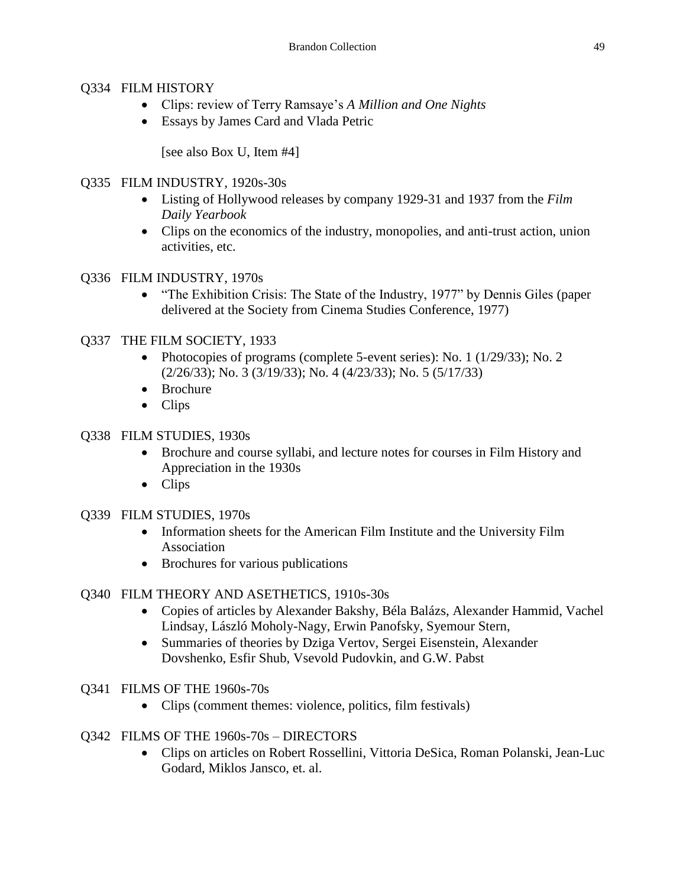Q334 FILM HISTORY

- Clips: review of Terry Ramsaye's *A Million and One Nights*
- Essays by James Card and Vlada Petric

  [see also Box U, Item #4]

Q335 FILM INDUSTRY, 1920s-30s

- Listing of Hollywood releases by company 1929-31 and 1937 from the *Film Daily Yearbook*
- Clips on the economics of the industry, monopolies, and anti-trust action, union activities, etc.

Q336 FILM INDUSTRY, 1970s

- "The Exhibition Crisis: The State of the Industry, 1977" by Dennis Giles (paper delivered at the Society from Cinema Studies Conference, 1977)

Q337 THE FILM SOCIETY, 1933

- Photocopies of programs (complete 5-event series): No. 1 (1/29/33); No. 2 (2/26/33); No. 3 (3/19/33); No. 4 (4/23/33); No. 5 (5/17/33)
- Brochure
- Clips

Q338 FILM STUDIES, 1930s

- Brochure and course syllabi, and lecture notes for courses in Film History and Appreciation in the 1930s
- Clips

Q339 FILM STUDIES, 1970s

- Information sheets for the American Film Institute and the University Film Association
- Brochures for various publications

Q340 FILM THEORY AND ASETHETICS, 1910s-30s

- Copies of articles by Alexander Bakshy, Béla Balázs, Alexander Hammid, Vachel Lindsay, László Moholy-Nagy, Erwin Panofsky, Syemour Stern,
- Summaries of theories by Dziga Vertov, Sergei Eisenstein, Alexander Dovshenko, Esfir Shub, Vsevold Pudovkin, and G.W. Pabst

Q341 FILMS OF THE 1960s-70s

- Clips (comment themes: violence, politics, film festivals)

Q342 FILMS OF THE 1960s-70s – DIRECTORS

- Clips on articles on Robert Rossellini, Vittoria DeSica, Roman Polanski, Jean-Luc Godard, Miklos Jansco, et. al.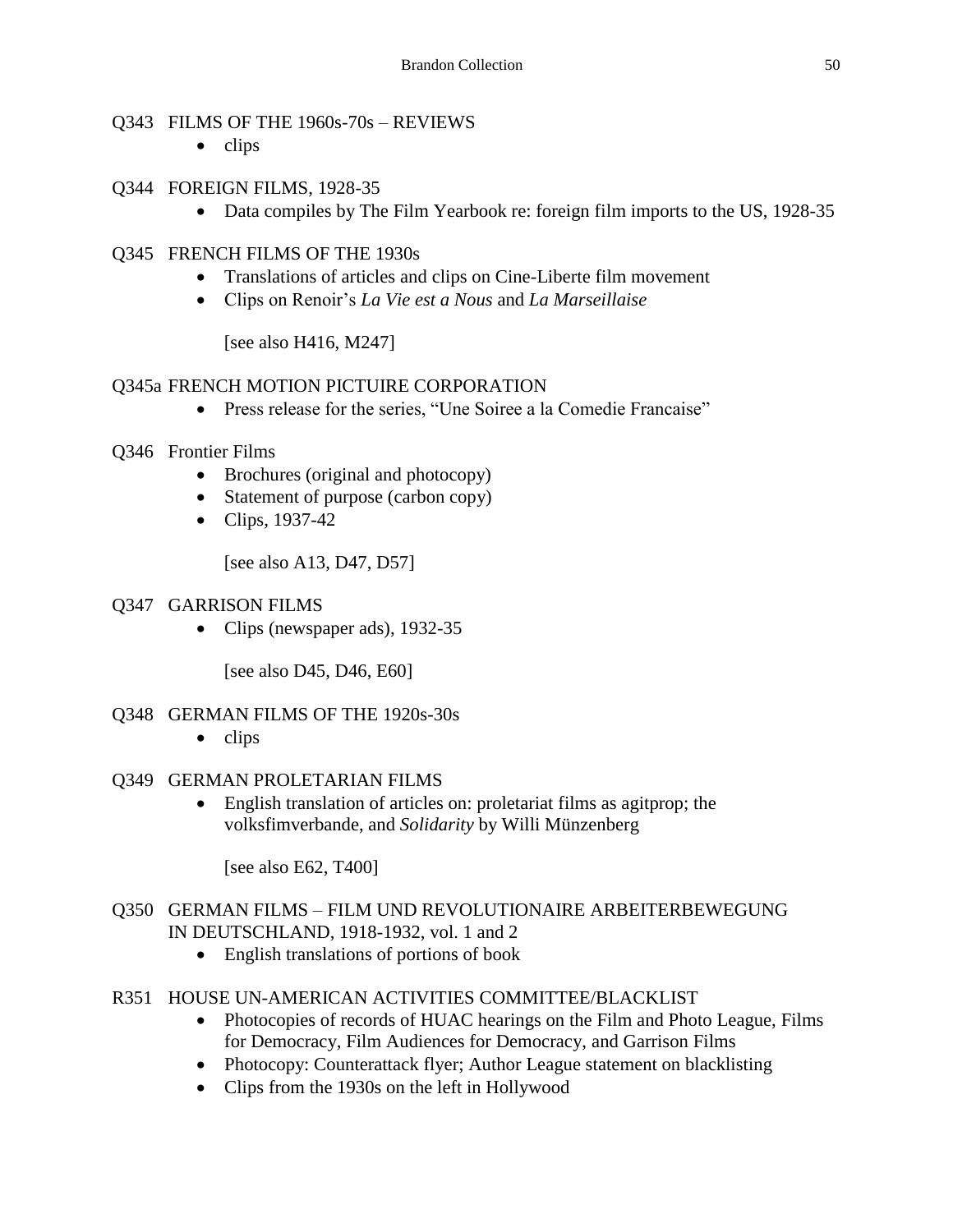Q343 FILMS OF THE 1960s-70s – REVIEWS

- clips

Q344 FOREIGN FILMS, 1928-35

- Data compiles by The Film Yearbook re: foreign film imports to the US, 1928-35

Q345 FRENCH FILMS OF THE 1930s

- Translations of articles and clips on Cine-Liberte film movement
- Clips on Renoir's *La Vie est a Nous* and *La Marseillaise*

[see also H416, M247]

Q345a FRENCH MOTION PICTUIRE CORPORATION

- Press release for the series, "Une Soiree a la Comedie Francaise"

Q346 Frontier Films

- Brochures (original and photocopy)
- Statement of purpose (carbon copy)
- Clips, 1937-42

[see also A13, D47, D57]

Q347 GARRISON FILMS

- Clips (newspaper ads), 1932-35

[see also D45, D46, E60]

Q348 GERMAN FILMS OF THE 1920s-30s

- clips

Q349 GERMAN PROLETARIAN FILMS

- English translation of articles on: proletariat films as agitprop; the volksfimverbande, and *Solidarity* by Willi Münzenberg

[see also E62, T400]

Q350 GERMAN FILMS – FILM UND REVOLUTIONAIRE ARBEITERBEWEGUNG IN DEUTSCHLAND, 1918-1932, vol. 1 and 2

- English translations of portions of book

R351 HOUSE UN-AMERICAN ACTIVITIES COMMITTEE/BLACKLIST

- Photocopies of records of HUAC hearings on the Film and Photo League, Films for Democracy, Film Audiences for Democracy, and Garrison Films
- Photocopy: Counterattack flyer; Author League statement on blacklisting
- Clips from the 1930s on the left in Hollywood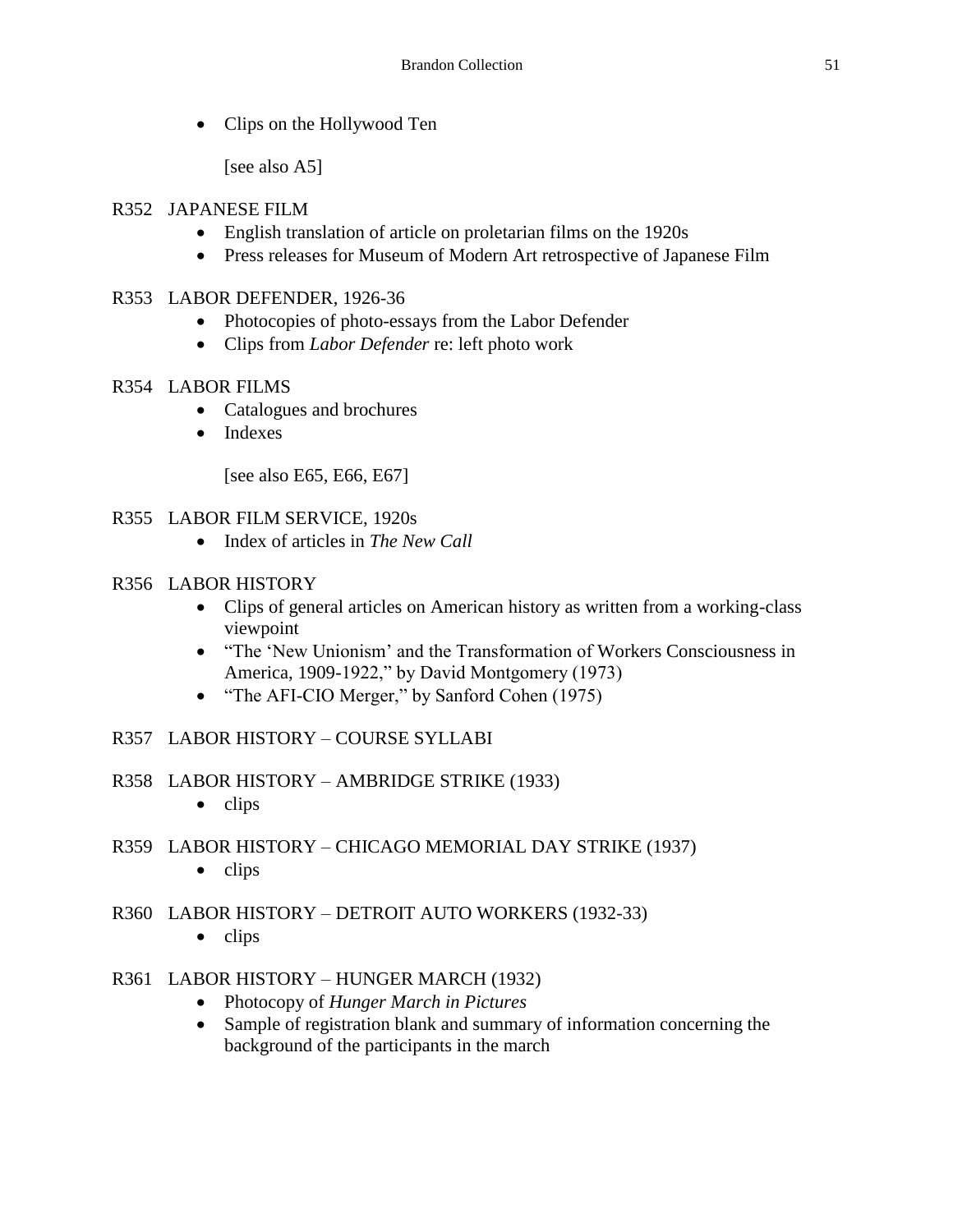- Clips on the Hollywood Ten

  [see also A5]

R352 JAPANESE FILM
- English translation of article on proletarian films on the 1920s
- Press releases for Museum of Modern Art retrospective of Japanese Film

R353 LABOR DEFENDER, 1926-36
- Photocopies of photo-essays from the Labor Defender
- Clips from *Labor Defender* re: left photo work

R354 LABOR FILMS
- Catalogues and brochures
- Indexes

  [see also E65, E66, E67]

R355 LABOR FILM SERVICE, 1920s
- Index of articles in *The New Call*

R356 LABOR HISTORY
- Clips of general articles on American history as written from a working-class viewpoint
- "The 'New Unionism' and the Transformation of Workers Consciousness in America, 1909-1922," by David Montgomery (1973)
- "The AFI-CIO Merger," by Sanford Cohen (1975)

R357 LABOR HISTORY – COURSE SYLLABI

R358 LABOR HISTORY – AMBRIDGE STRIKE (1933)
- clips

R359 LABOR HISTORY – CHICAGO MEMORIAL DAY STRIKE (1937)
- clips

R360 LABOR HISTORY – DETROIT AUTO WORKERS (1932-33)
- clips

R361 LABOR HISTORY – HUNGER MARCH (1932)
- Photocopy of *Hunger March in Pictures*
- Sample of registration blank and summary of information concerning the background of the participants in the march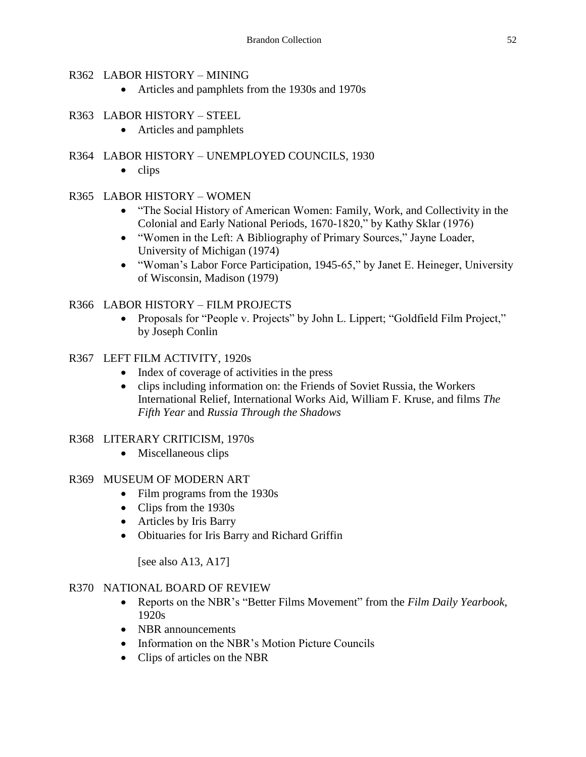R362 LABOR HISTORY – MINING

- Articles and pamphlets from the 1930s and 1970s

R363 LABOR HISTORY – STEEL

- Articles and pamphlets

R364 LABOR HISTORY – UNEMPLOYED COUNCILS, 1930

- clips

R365 LABOR HISTORY – WOMEN

- "The Social History of American Women: Family, Work, and Collectivity in the Colonial and Early National Periods, 1670-1820," by Kathy Sklar (1976)
- "Women in the Left: A Bibliography of Primary Sources," Jayne Loader, University of Michigan (1974)
- "Woman's Labor Force Participation, 1945-65," by Janet E. Heineger, University of Wisconsin, Madison (1979)

R366 LABOR HISTORY – FILM PROJECTS

- Proposals for "People v. Projects" by John L. Lippert; "Goldfield Film Project," by Joseph Conlin

R367 LEFT FILM ACTIVITY, 1920s

- Index of coverage of activities in the press
- clips including information on: the Friends of Soviet Russia, the Workers International Relief, International Works Aid, William F. Kruse, and films *The Fifth Year* and *Russia Through the Shadows*

R368 LITERARY CRITICISM, 1970s

- Miscellaneous clips

R369 MUSEUM OF MODERN ART

- Film programs from the 1930s
- Clips from the 1930s
- Articles by Iris Barry
- Obituaries for Iris Barry and Richard Griffin

  [see also A13, A17]

R370 NATIONAL BOARD OF REVIEW

- Reports on the NBR's "Better Films Movement" from the *Film Daily Yearbook*, 1920s
- NBR announcements
- Information on the NBR's Motion Picture Councils
- Clips of articles on the NBR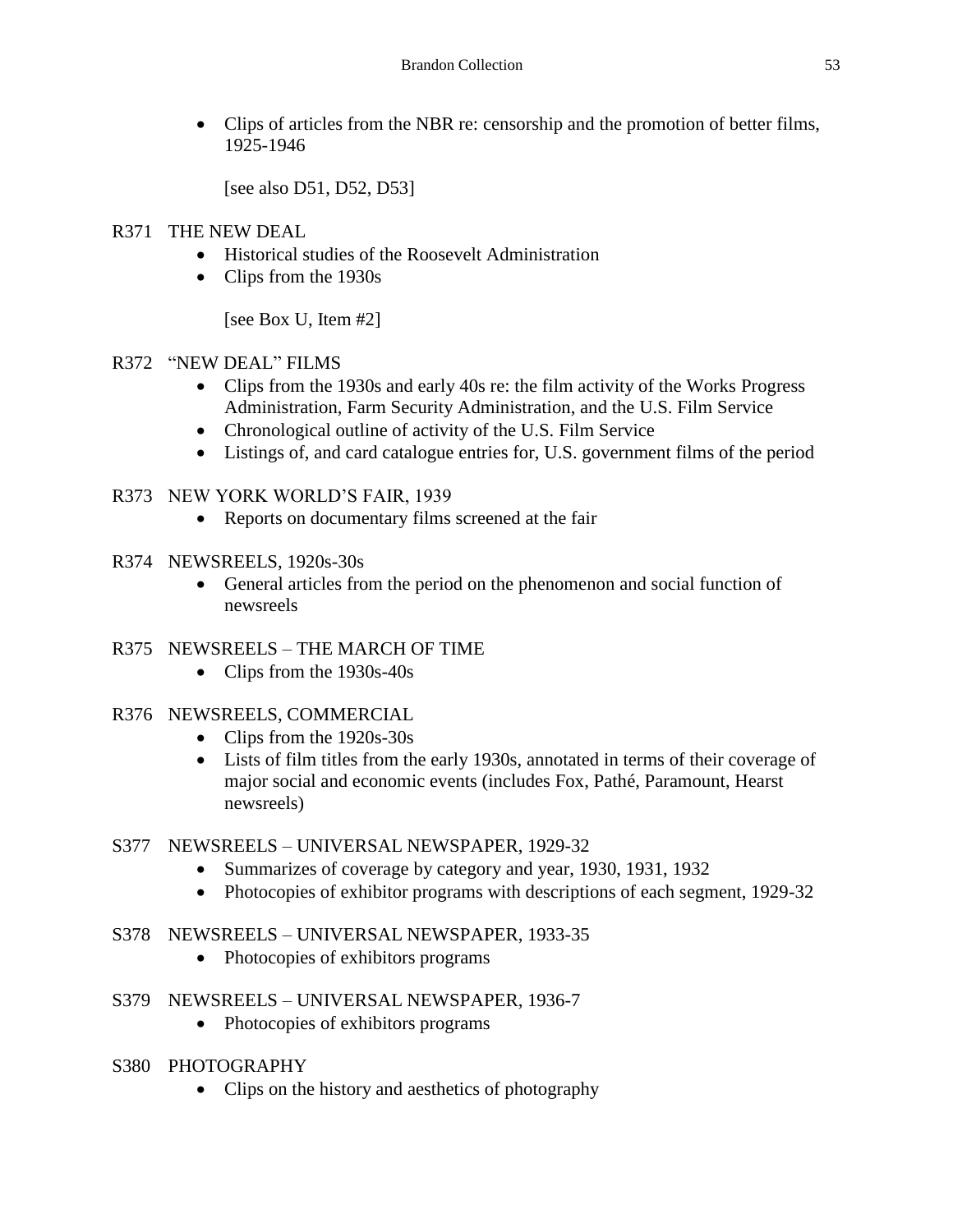- Clips of articles from the NBR re: censorship and the promotion of better films, 1925-1946

  [see also D51, D52, D53]

R371 THE NEW DEAL

- Historical studies of the Roosevelt Administration
- Clips from the 1930s

  [see Box U, Item #2]

R372 "NEW DEAL" FILMS

- Clips from the 1930s and early 40s re: the film activity of the Works Progress Administration, Farm Security Administration, and the U.S. Film Service
- Chronological outline of activity of the U.S. Film Service
- Listings of, and card catalogue entries for, U.S. government films of the period

R373 NEW YORK WORLD'S FAIR, 1939

- Reports on documentary films screened at the fair

R374 NEWSREELS, 1920s-30s

- General articles from the period on the phenomenon and social function of newsreels

R375 NEWSREELS – THE MARCH OF TIME

- Clips from the 1930s-40s

R376 NEWSREELS, COMMERCIAL

- Clips from the 1920s-30s
- Lists of film titles from the early 1930s, annotated in terms of their coverage of major social and economic events (includes Fox, Pathé, Paramount, Hearst newsreels)

S377 NEWSREELS – UNIVERSAL NEWSPAPER, 1929-32

- Summarizes of coverage by category and year, 1930, 1931, 1932
- Photocopies of exhibitor programs with descriptions of each segment, 1929-32

S378 NEWSREELS – UNIVERSAL NEWSPAPER, 1933-35

- Photocopies of exhibitors programs

S379 NEWSREELS – UNIVERSAL NEWSPAPER, 1936-7

- Photocopies of exhibitors programs

S380 PHOTOGRAPHY

- Clips on the history and aesthetics of photography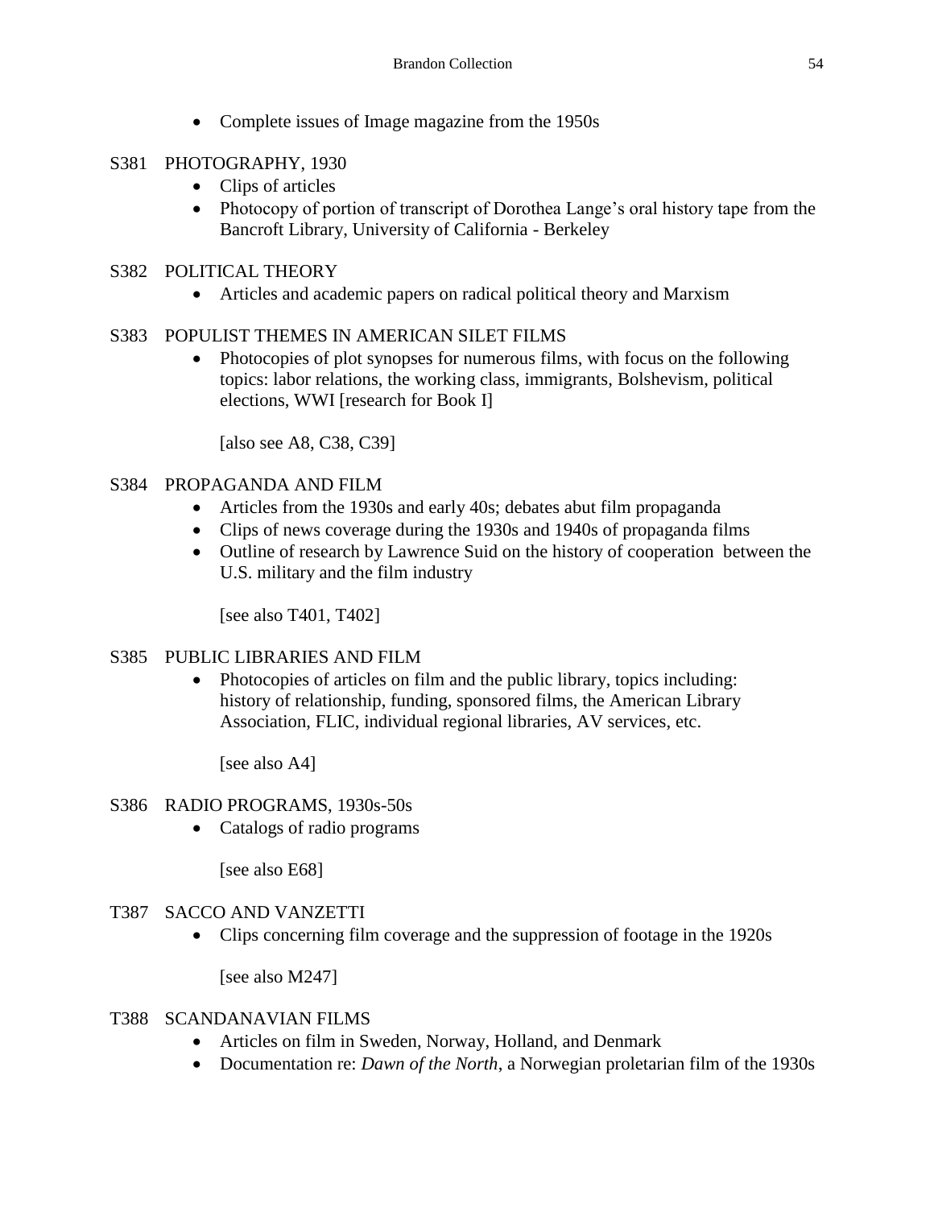- Complete issues of Image magazine from the 1950s

S381 PHOTOGRAPHY, 1930
- Clips of articles
- Photocopy of portion of transcript of Dorothea Lange's oral history tape from the Bancroft Library, University of California - Berkeley

S382 POLITICAL THEORY
- Articles and academic papers on radical political theory and Marxism

S383 POPULIST THEMES IN AMERICAN SILET FILMS
- Photocopies of plot synopses for numerous films, with focus on the following topics: labor relations, the working class, immigrants, Bolshevism, political elections, WWI [research for Book I]

  [also see A8, C38, C39]

S384 PROPAGANDA AND FILM
- Articles from the 1930s and early 40s; debates abut film propaganda
- Clips of news coverage during the 1930s and 1940s of propaganda films
- Outline of research by Lawrence Suid on the history of cooperation between the U.S. military and the film industry

  [see also T401, T402]

S385 PUBLIC LIBRARIES AND FILM
- Photocopies of articles on film and the public library, topics including: history of relationship, funding, sponsored films, the American Library Association, FLIC, individual regional libraries, AV services, etc.

  [see also A4]

S386 RADIO PROGRAMS, 1930s-50s
- Catalogs of radio programs

  [see also E68]

T387 SACCO AND VANZETTI
- Clips concerning film coverage and the suppression of footage in the 1920s

  [see also M247]

T388 SCANDANAVIAN FILMS
- Articles on film in Sweden, Norway, Holland, and Denmark
- Documentation re: *Dawn of the North*, a Norwegian proletarian film of the 1930s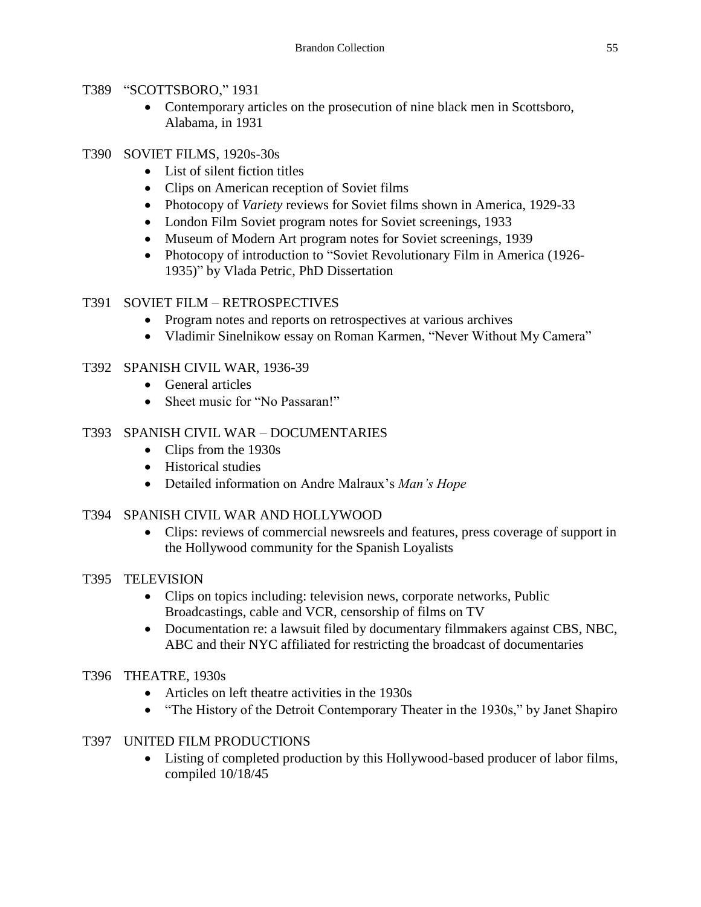T389 "SCOTTSBORO," 1931

- Contemporary articles on the prosecution of nine black men in Scottsboro, Alabama, in 1931

T390 SOVIET FILMS, 1920s-30s

- List of silent fiction titles
- Clips on American reception of Soviet films
- Photocopy of *Variety* reviews for Soviet films shown in America, 1929-33
- London Film Soviet program notes for Soviet screenings, 1933
- Museum of Modern Art program notes for Soviet screenings, 1939
- Photocopy of introduction to "Soviet Revolutionary Film in America (1926-1935)" by Vlada Petric, PhD Dissertation

T391 SOVIET FILM – RETROSPECTIVES

- Program notes and reports on retrospectives at various archives
- Vladimir Sinelnikow essay on Roman Karmen, "Never Without My Camera"

T392 SPANISH CIVIL WAR, 1936-39

- General articles
- Sheet music for "No Passaran!"

T393 SPANISH CIVIL WAR – DOCUMENTARIES

- Clips from the 1930s
- Historical studies
- Detailed information on Andre Malraux's *Man's Hope*

T394 SPANISH CIVIL WAR AND HOLLYWOOD

- Clips: reviews of commercial newsreels and features, press coverage of support in the Hollywood community for the Spanish Loyalists

T395 TELEVISION

- Clips on topics including: television news, corporate networks, Public Broadcastings, cable and VCR, censorship of films on TV
- Documentation re: a lawsuit filed by documentary filmmakers against CBS, NBC, ABC and their NYC affiliated for restricting the broadcast of documentaries

T396 THEATRE, 1930s

- Articles on left theatre activities in the 1930s
- "The History of the Detroit Contemporary Theater in the 1930s," by Janet Shapiro

T397 UNITED FILM PRODUCTIONS

- Listing of completed production by this Hollywood-based producer of labor films, compiled 10/18/45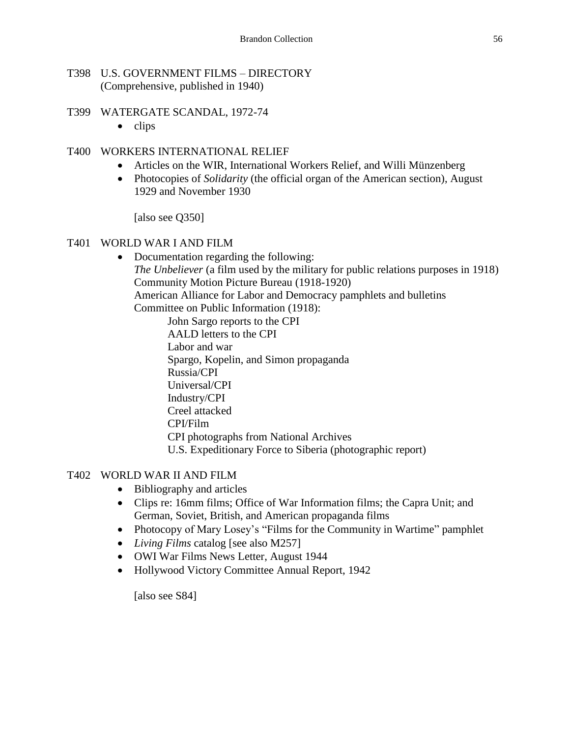T398 U.S. GOVERNMENT FILMS – DIRECTORY
(Comprehensive, published in 1940)

T399 WATERGATE SCANDAL, 1972-74

- clips

T400 WORKERS INTERNATIONAL RELIEF

- Articles on the WIR, International Workers Relief, and Willi Münzenberg
- Photocopies of *Solidarity* (the official organ of the American section), August 1929 and November 1930

[also see Q350]

T401 WORLD WAR I AND FILM

- Documentation regarding the following:
  *The Unbeliever* (a film used by the military for public relations purposes in 1918)
  Community Motion Picture Bureau (1918-1920)
  American Alliance for Labor and Democracy pamphlets and bulletins
  Committee on Public Information (1918):
    - John Sargo reports to the CPI
    - AALD letters to the CPI
    - Labor and war
    - Spargo, Kopelin, and Simon propaganda
    - Russia/CPI
    - Universal/CPI
    - Industry/CPI
    - Creel attacked
    - CPI/Film
    - CPI photographs from National Archives
    - U.S. Expeditionary Force to Siberia (photographic report)

T402 WORLD WAR II AND FILM

- Bibliography and articles
- Clips re: 16mm films; Office of War Information films; the Capra Unit; and German, Soviet, British, and American propaganda films
- Photocopy of Mary Losey's "Films for the Community in Wartime" pamphlet
- *Living Films* catalog [see also M257]
- OWI War Films News Letter, August 1944
- Hollywood Victory Committee Annual Report, 1942

[also see S84]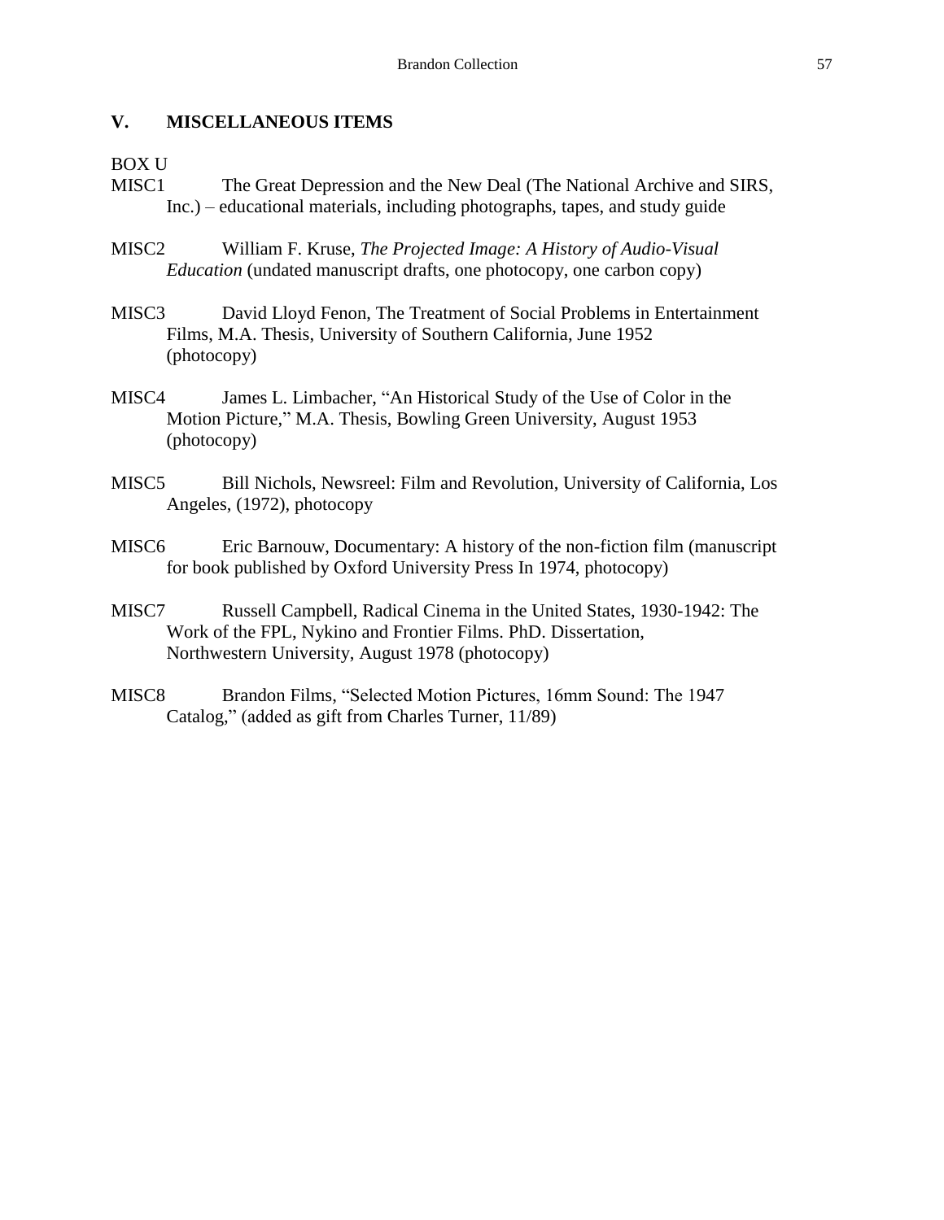## V. MISCELLANEOUS ITEMS

BOX U

MISC1 The Great Depression and the New Deal (The National Archive and SIRS, Inc.) – educational materials, including photographs, tapes, and study guide

MISC2 William F. Kruse, *The Projected Image: A History of Audio-Visual Education* (undated manuscript drafts, one photocopy, one carbon copy)

MISC3 David Lloyd Fenon, The Treatment of Social Problems in Entertainment Films, M.A. Thesis, University of Southern California, June 1952 (photocopy)

MISC4 James L. Limbacher, "An Historical Study of the Use of Color in the Motion Picture," M.A. Thesis, Bowling Green University, August 1953 (photocopy)

MISC5 Bill Nichols, Newsreel: Film and Revolution, University of California, Los Angeles, (1972), photocopy

MISC6 Eric Barnouw, Documentary: A history of the non-fiction film (manuscript for book published by Oxford University Press In 1974, photocopy)

MISC7 Russell Campbell, Radical Cinema in the United States, 1930-1942: The Work of the FPL, Nykino and Frontier Films. PhD. Dissertation, Northwestern University, August 1978 (photocopy)

MISC8 Brandon Films, "Selected Motion Pictures, 16mm Sound: The 1947 Catalog," (added as gift from Charles Turner, 11/89)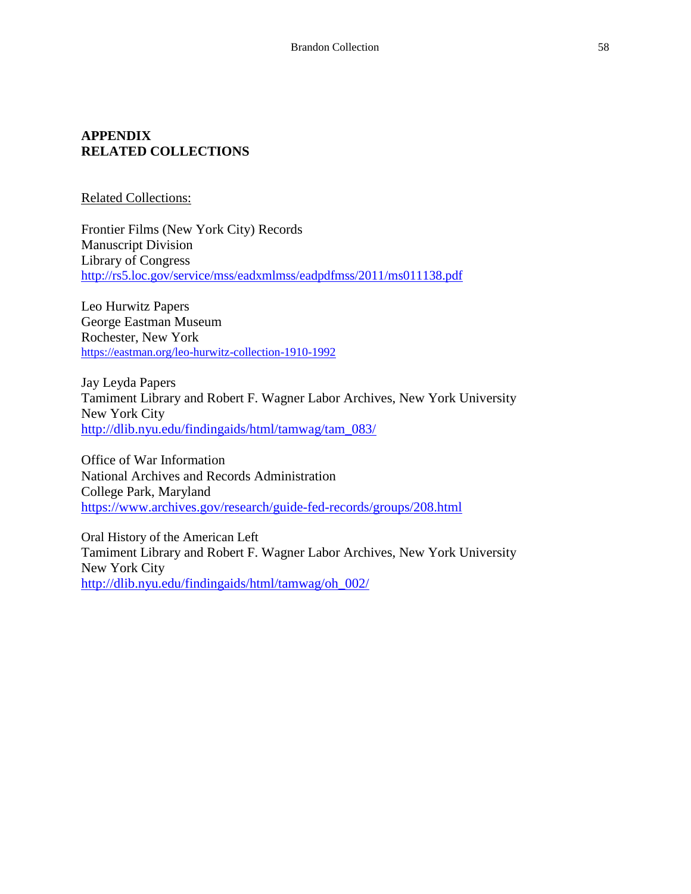## APPENDIX
## RELATED COLLECTIONS

Related Collections:

Frontier Films (New York City) Records
Manuscript Division
Library of Congress
http://rs5.loc.gov/service/mss/eadxmlmss/eadpdfmss/2011/ms011138.pdf

Leo Hurwitz Papers
George Eastman Museum
Rochester, New York
https://eastman.org/leo-hurwitz-collection-1910-1992

Jay Leyda Papers
Tamiment Library and Robert F. Wagner Labor Archives, New York University
New York City
http://dlib.nyu.edu/findingaids/html/tamwag/tam_083/

Office of War Information
National Archives and Records Administration
College Park, Maryland
https://www.archives.gov/research/guide-fed-records/groups/208.html

Oral History of the American Left
Tamiment Library and Robert F. Wagner Labor Archives, New York University
New York City
http://dlib.nyu.edu/findingaids/html/tamwag/oh_002/